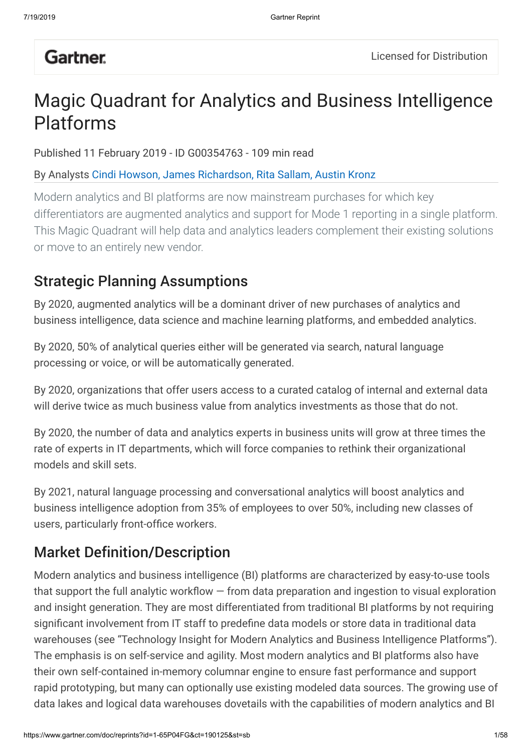Gartner

Licensed for Distribution

# Magic Quadrant for Analytics and Business Intelligence Platforms

Published 11 February 2019 - ID G00354763 - 109 min read

By Analysts Cindi Howson, James Richardson, Rita Sallam, Austin Kronz

Modern analytics and BI platforms are now mainstream purchases for which key differentiators are augmented analytics and support for Mode 1 reporting in a single platform. This Magic Quadrant will help data and analytics leaders complement their existing solutions or move to an entirely new vendor.

## Strategic Planning Assumptions

By 2020, augmented analytics will be a dominant driver of new purchases of analytics and business intelligence, data science and machine learning platforms, and embedded analytics.

By 2020, 50% of analytical queries either will be generated via search, natural language processing or voice, or will be automatically generated.

By 2020, organizations that offer users access to a curated catalog of internal and external data will derive twice as much business value from analytics investments as those that do not.

By 2020, the number of data and analytics experts in business units will grow at three times the rate of experts in IT departments, which will force companies to rethink their organizational models and skill sets.

By 2021, natural language processing and conversational analytics will boost analytics and business intelligence adoption from 35% of employees to over 50%, including new classes of users, particularly front-office workers.

## Market Definition/Description

Modern analytics and business intelligence (BI) platforms are characterized by easy-to-use tools that support the full analytic workflow — from data preparation and ingestion to visual exploration and insight generation. They are most differentiated from traditional BI platforms by not requiring significant involvement from IT staff to predefine data models or store data in traditional data warehouses (see "Technology Insight for Modern Analytics and Business Intelligence Platforms"). The emphasis is on self-service and agility. Most modern analytics and BI platforms also have their own self-contained in-memory columnar engine to ensure fast performance and support rapid prototyping, but many can optionally use existing modeled data sources. The growing use of data lakes and logical data warehouses dovetails with the capabilities of modern analytics and BI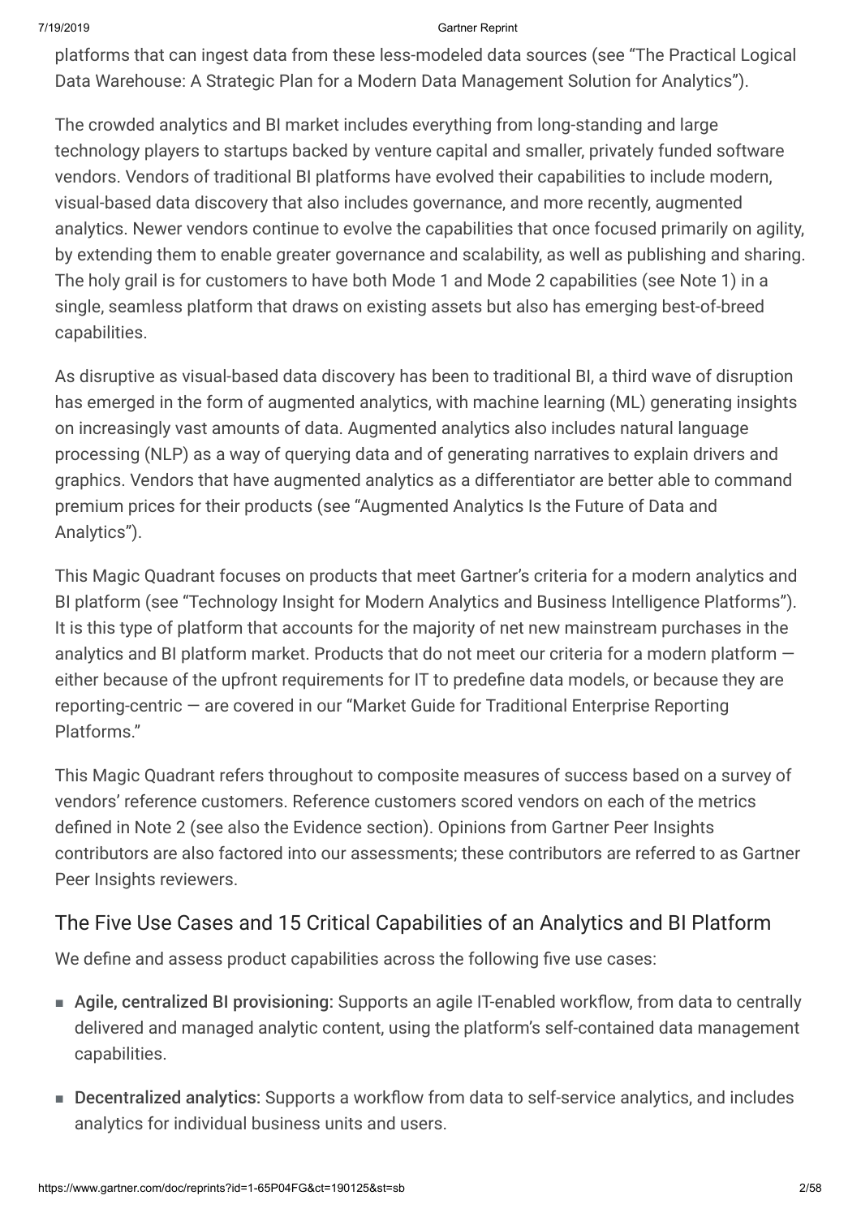platforms that can ingest data from these less-modeled data sources (see "The Practical Logical Data Warehouse: A Strategic Plan for a Modern Data Management Solution for Analytics").

The crowded analytics and BI market includes everything from long-standing and large technology players to startups backed by venture capital and smaller, privately funded software vendors. Vendors of traditional BI platforms have evolved their capabilities to include modern, visual-based data discovery that also includes governance, and more recently, augmented analytics. Newer vendors continue to evolve the capabilities that once focused primarily on agility, by extending them to enable greater governance and scalability, as well as publishing and sharing. The holy grail is for customers to have both Mode 1 and Mode 2 capabilities (see Note 1) in a single, seamless platform that draws on existing assets but also has emerging best-of-breed capabilities.

As disruptive as visual-based data discovery has been to traditional BI, a third wave of disruption has emerged in the form of augmented analytics, with machine learning (ML) generating insights on increasingly vast amounts of data. Augmented analytics also includes natural language processing (NLP) as a way of querying data and of generating narratives to explain drivers and graphics. Vendors that have augmented analytics as a differentiator are better able to command premium prices for their products (see "Augmented Analytics Is the Future of Data and Analytics").

This Magic Quadrant focuses on products that meet Gartner's criteria for a modern analytics and BI platform (see "Technology Insight for Modern Analytics and Business Intelligence Platforms"). It is this type of platform that accounts for the majority of net new mainstream purchases in the analytics and BI platform market. Products that do not meet our criteria for a modern platform — either because of the upfront requirements for IT to predefine data models, or because they are reporting-centric — are covered in our "Market Guide for Traditional Enterprise Reporting Platforms."

This Magic Quadrant refers throughout to composite measures of success based on a survey of vendors' reference customers. Reference customers scored vendors on each of the metrics defined in Note 2 (see also the Evidence section). Opinions from Gartner Peer Insights contributors are also factored into our assessments; these contributors are referred to as Gartner Peer Insights reviewers.

## The Five Use Cases and 15 Critical Capabilities of an Analytics and BI Platform

We define and assess product capabilities across the following five use cases:

- **Agile, centralized BI provisioning:** Supports an agile IT-enabled workflow, from data to centrally delivered and managed analytic content, using the platform's self-contained data management capabilities.
- **Decentralized analytics:** Supports a workflow from data to self-service analytics, and includes analytics for individual business units and users.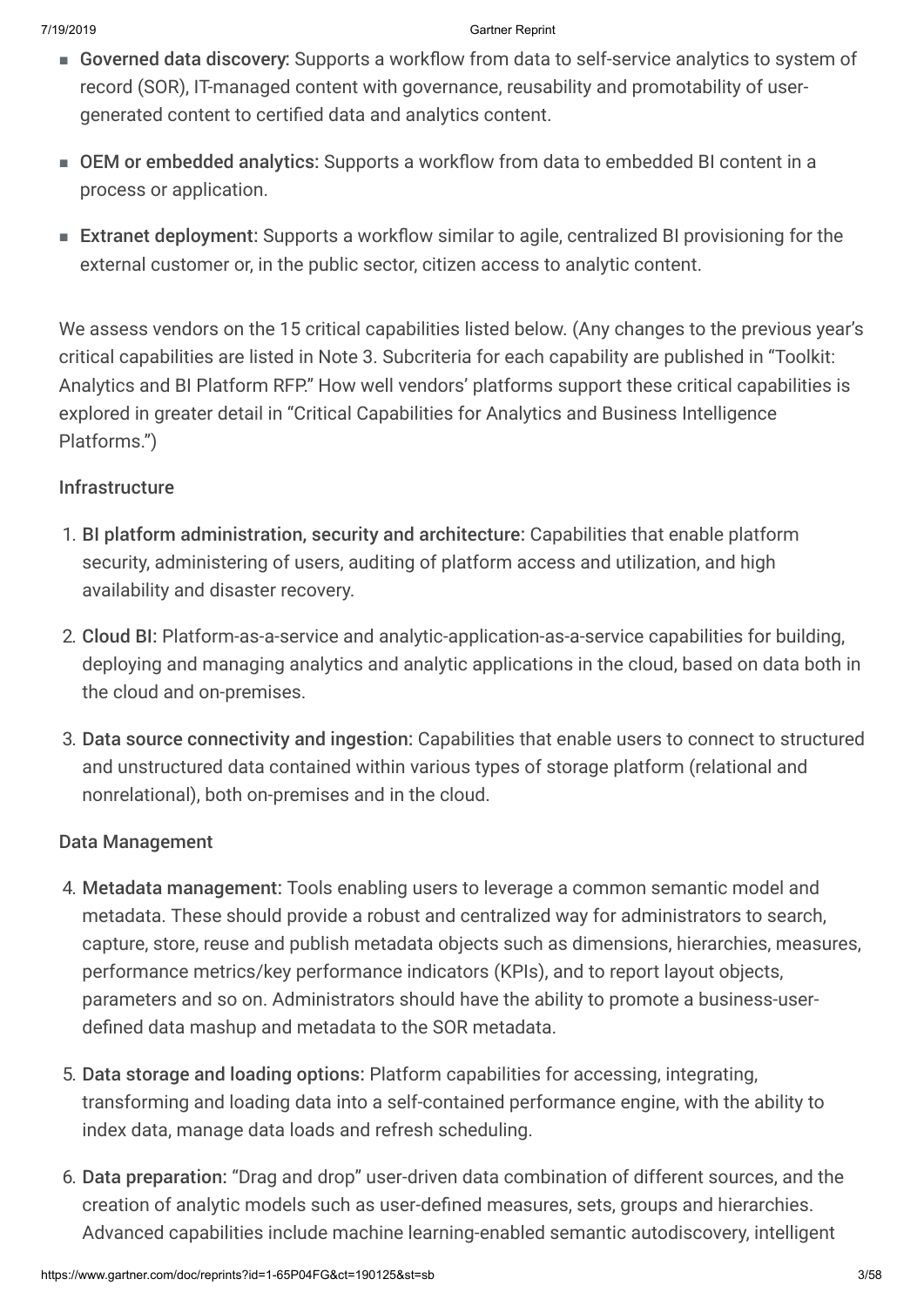- **Governed data discovery:** Supports a workflow from data to self-service analytics to system of record (SOR), IT-managed content with governance, reusability and promotability of user-generated content to certified data and analytics content.
- **OEM or embedded analytics:** Supports a workflow from data to embedded BI content in a process or application.
- **Extranet deployment:** Supports a workflow similar to agile, centralized BI provisioning for the external customer or, in the public sector, citizen access to analytic content.

We assess vendors on the 15 critical capabilities listed below. (Any changes to the previous year's critical capabilities are listed in Note 3. Subcriteria for each capability are published in "Toolkit: Analytics and BI Platform RFP." How well vendors' platforms support these critical capabilities is explored in greater detail in "Critical Capabilities for Analytics and Business Intelligence Platforms.")

### Infrastructure

1. **BI platform administration, security and architecture:** Capabilities that enable platform security, administering of users, auditing of platform access and utilization, and high availability and disaster recovery.
2. **Cloud BI:** Platform-as-a-service and analytic-application-as-a-service capabilities for building, deploying and managing analytics and analytic applications in the cloud, based on data both in the cloud and on-premises.
3. **Data source connectivity and ingestion:** Capabilities that enable users to connect to structured and unstructured data contained within various types of storage platform (relational and nonrelational), both on-premises and in the cloud.

### Data Management

4. **Metadata management:** Tools enabling users to leverage a common semantic model and metadata. These should provide a robust and centralized way for administrators to search, capture, store, reuse and publish metadata objects such as dimensions, hierarchies, measures, performance metrics/key performance indicators (KPIs), and to report layout objects, parameters and so on. Administrators should have the ability to promote a business-user-defined data mashup and metadata to the SOR metadata.
5. **Data storage and loading options:** Platform capabilities for accessing, integrating, transforming and loading data into a self-contained performance engine, with the ability to index data, manage data loads and refresh scheduling.
6. **Data preparation:** "Drag and drop" user-driven data combination of different sources, and the creation of analytic models such as user-defined measures, sets, groups and hierarchies. Advanced capabilities include machine learning-enabled semantic autodiscovery, intelligent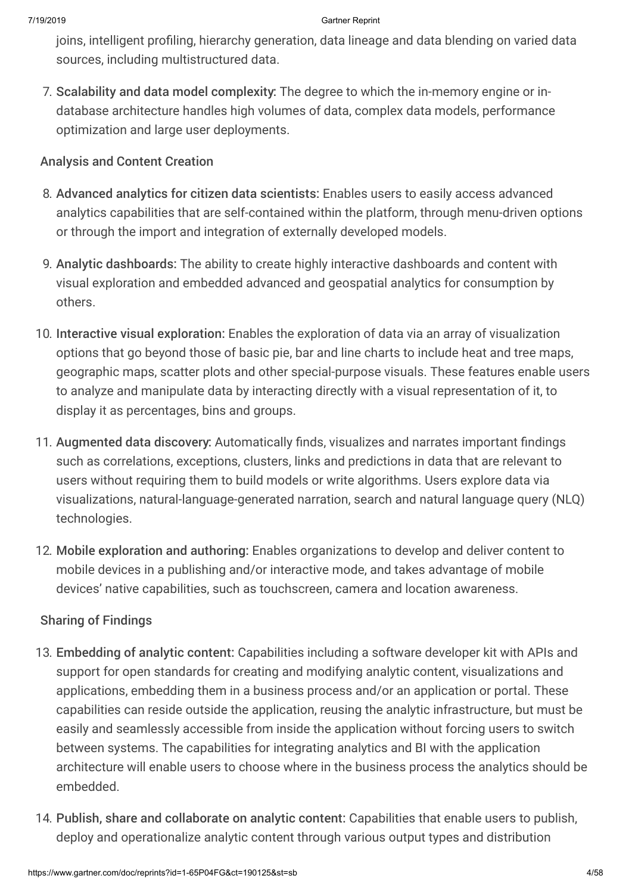joins, intelligent profiling, hierarchy generation, data lineage and data blending on varied data sources, including multistructured data.

7. **Scalability and data model complexity:** The degree to which the in-memory engine or in-database architecture handles high volumes of data, complex data models, performance optimization and large user deployments.

### Analysis and Content Creation

8. **Advanced analytics for citizen data scientists:** Enables users to easily access advanced analytics capabilities that are self-contained within the platform, through menu-driven options or through the import and integration of externally developed models.

9. **Analytic dashboards:** The ability to create highly interactive dashboards and content with visual exploration and embedded advanced and geospatial analytics for consumption by others.

10. **Interactive visual exploration:** Enables the exploration of data via an array of visualization options that go beyond those of basic pie, bar and line charts to include heat and tree maps, geographic maps, scatter plots and other special-purpose visuals. These features enable users to analyze and manipulate data by interacting directly with a visual representation of it, to display it as percentages, bins and groups.

11. **Augmented data discovery:** Automatically finds, visualizes and narrates important findings such as correlations, exceptions, clusters, links and predictions in data that are relevant to users without requiring them to build models or write algorithms. Users explore data via visualizations, natural-language-generated narration, search and natural language query (NLQ) technologies.

12. **Mobile exploration and authoring:** Enables organizations to develop and deliver content to mobile devices in a publishing and/or interactive mode, and takes advantage of mobile devices' native capabilities, such as touchscreen, camera and location awareness.

### Sharing of Findings

13. **Embedding of analytic content:** Capabilities including a software developer kit with APIs and support for open standards for creating and modifying analytic content, visualizations and applications, embedding them in a business process and/or an application or portal. These capabilities can reside outside the application, reusing the analytic infrastructure, but must be easily and seamlessly accessible from inside the application without forcing users to switch between systems. The capabilities for integrating analytics and BI with the application architecture will enable users to choose where in the business process the analytics should be embedded.

14. **Publish, share and collaborate on analytic content:** Capabilities that enable users to publish, deploy and operationalize analytic content through various output types and distribution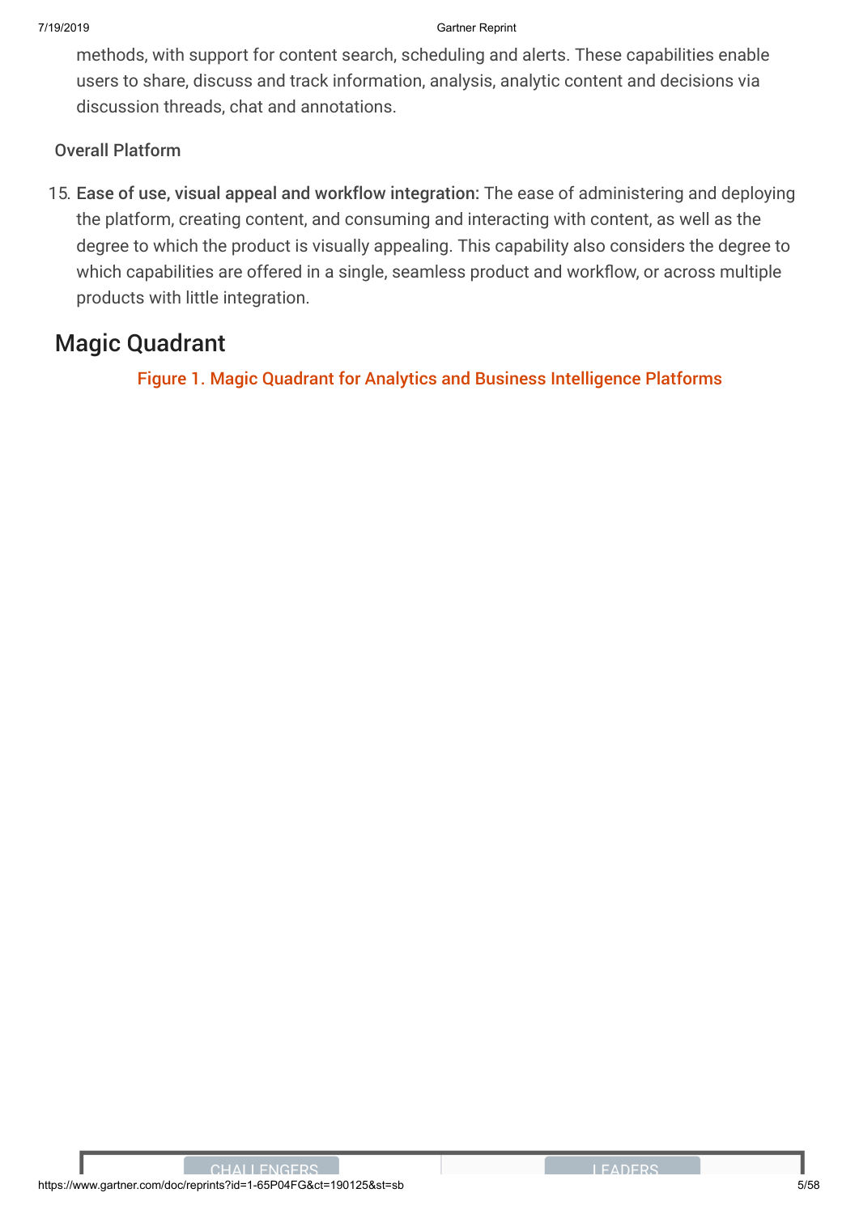methods, with support for content search, scheduling and alerts. These capabilities enable users to share, discuss and track information, analysis, analytic content and decisions via discussion threads, chat and annotations.

### Overall Platform

15. **Ease of use, visual appeal and workflow integration:** The ease of administering and deploying the platform, creating content, and consuming and interacting with content, as well as the degree to which the product is visually appealing. This capability also considers the degree to which capabilities are offered in a single, seamless product and workflow, or across multiple products with little integration.

## Magic Quadrant

Figure 1. Magic Quadrant for Analytics and Business Intelligence Platforms

CHALLENGERS

LEADERS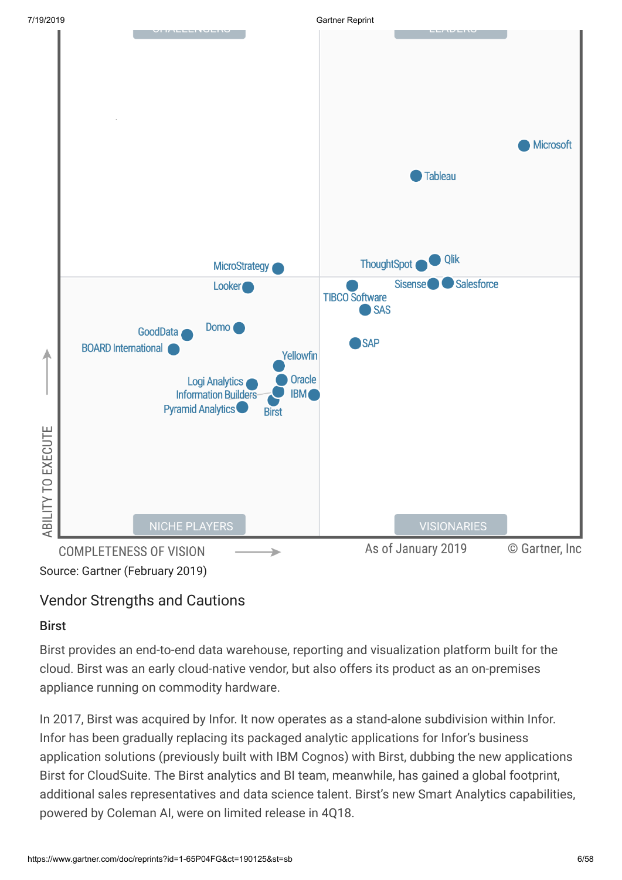CHALLENGERS

LEADERS

Microsoft

Tableau

MicroStrategy

ThoughtSpot

Qlik

Looker

Sisense

Salesforce

TIBCO Software

SAS

GoodData

Domo

BOARD International

SAP

Yellowfin

Logi Analytics

Oracle

Information Builders

IBM

Pyramid Analytics

Birst

ABILITY TO EXECUTE

NICHE PLAYERS

VISIONARIES

COMPLETENESS OF VISION

As of January 2019

© Gartner, Inc

Source: Gartner (February 2019)

## Vendor Strengths and Cautions

### Birst

Birst provides an end-to-end data warehouse, reporting and visualization platform built for the cloud. Birst was an early cloud-native vendor, but also offers its product as an on-premises appliance running on commodity hardware.

In 2017, Birst was acquired by Infor. It now operates as a stand-alone subdivision within Infor. Infor has been gradually replacing its packaged analytic applications for Infor's business application solutions (previously built with IBM Cognos) with Birst, dubbing the new applications Birst for CloudSuite. The Birst analytics and BI team, meanwhile, has gained a global footprint, additional sales representatives and data science talent. Birst's new Smart Analytics capabilities, powered by Coleman AI, were on limited release in 4Q18.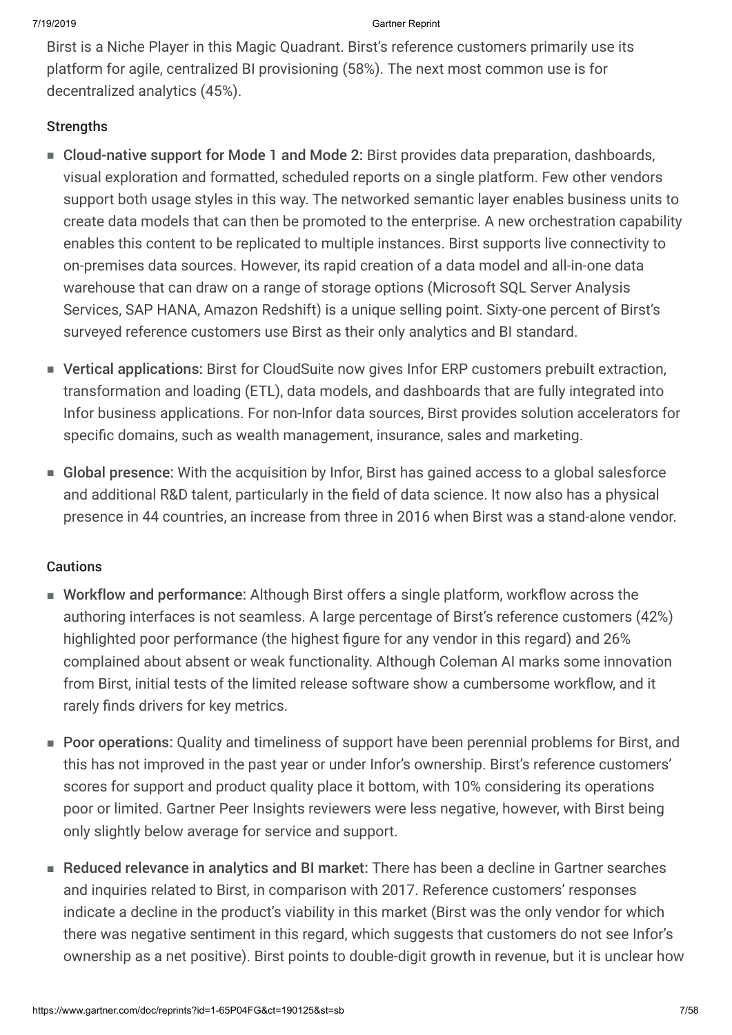Birst is a Niche Player in this Magic Quadrant. Birst's reference customers primarily use its platform for agile, centralized BI provisioning (58%). The next most common use is for decentralized analytics (45%).

### Strengths

- **Cloud-native support for Mode 1 and Mode 2:** Birst provides data preparation, dashboards, visual exploration and formatted, scheduled reports on a single platform. Few other vendors support both usage styles in this way. The networked semantic layer enables business units to create data models that can then be promoted to the enterprise. A new orchestration capability enables this content to be replicated to multiple instances. Birst supports live connectivity to on-premises data sources. However, its rapid creation of a data model and all-in-one data warehouse that can draw on a range of storage options (Microsoft SQL Server Analysis Services, SAP HANA, Amazon Redshift) is a unique selling point. Sixty-one percent of Birst's surveyed reference customers use Birst as their only analytics and BI standard.
- **Vertical applications:** Birst for CloudSuite now gives Infor ERP customers prebuilt extraction, transformation and loading (ETL), data models, and dashboards that are fully integrated into Infor business applications. For non-Infor data sources, Birst provides solution accelerators for specific domains, such as wealth management, insurance, sales and marketing.
- **Global presence:** With the acquisition by Infor, Birst has gained access to a global salesforce and additional R&D talent, particularly in the field of data science. It now also has a physical presence in 44 countries, an increase from three in 2016 when Birst was a stand-alone vendor.

### Cautions

- **Workflow and performance:** Although Birst offers a single platform, workflow across the authoring interfaces is not seamless. A large percentage of Birst's reference customers (42%) highlighted poor performance (the highest figure for any vendor in this regard) and 26% complained about absent or weak functionality. Although Coleman AI marks some innovation from Birst, initial tests of the limited release software show a cumbersome workflow, and it rarely finds drivers for key metrics.
- **Poor operations:** Quality and timeliness of support have been perennial problems for Birst, and this has not improved in the past year or under Infor's ownership. Birst's reference customers' scores for support and product quality place it bottom, with 10% considering its operations poor or limited. Gartner Peer Insights reviewers were less negative, however, with Birst being only slightly below average for service and support.
- **Reduced relevance in analytics and BI market:** There has been a decline in Gartner searches and inquiries related to Birst, in comparison with 2017. Reference customers' responses indicate a decline in the product's viability in this market (Birst was the only vendor for which there was negative sentiment in this regard, which suggests that customers do not see Infor's ownership as a net positive). Birst points to double-digit growth in revenue, but it is unclear how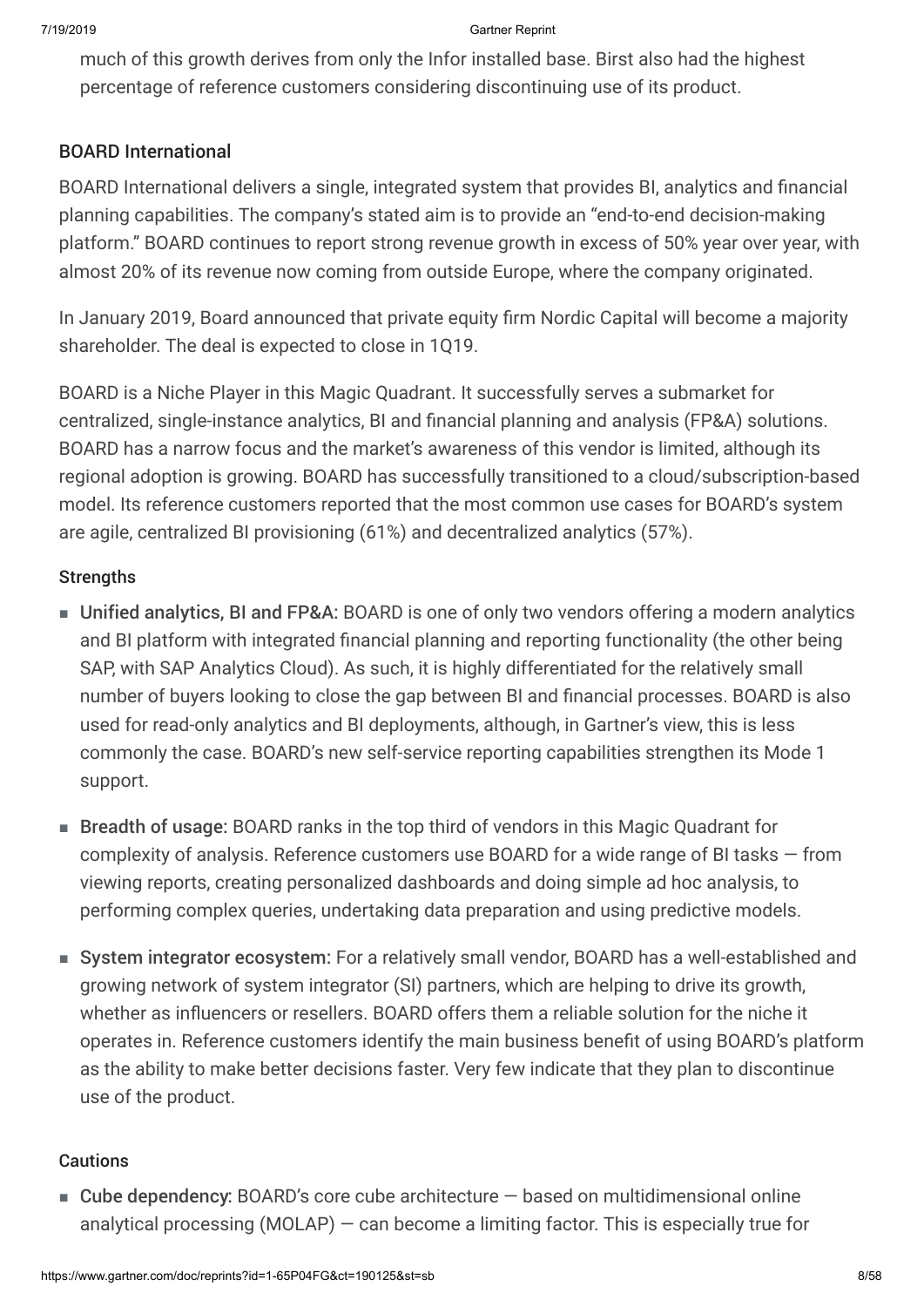much of this growth derives from only the Infor installed base. Birst also had the highest percentage of reference customers considering discontinuing use of its product.

### BOARD International

BOARD International delivers a single, integrated system that provides BI, analytics and financial planning capabilities. The company's stated aim is to provide an "end-to-end decision-making platform." BOARD continues to report strong revenue growth in excess of 50% year over year, with almost 20% of its revenue now coming from outside Europe, where the company originated.

In January 2019, Board announced that private equity firm Nordic Capital will become a majority shareholder. The deal is expected to close in 1Q19.

BOARD is a Niche Player in this Magic Quadrant. It successfully serves a submarket for centralized, single-instance analytics, BI and financial planning and analysis (FP&A) solutions. BOARD has a narrow focus and the market's awareness of this vendor is limited, although its regional adoption is growing. BOARD has successfully transitioned to a cloud/subscription-based model. Its reference customers reported that the most common use cases for BOARD's system are agile, centralized BI provisioning (61%) and decentralized analytics (57%).

#### Strengths

- **Unified analytics, BI and FP&A:** BOARD is one of only two vendors offering a modern analytics and BI platform with integrated financial planning and reporting functionality (the other being SAP, with SAP Analytics Cloud). As such, it is highly differentiated for the relatively small number of buyers looking to close the gap between BI and financial processes. BOARD is also used for read-only analytics and BI deployments, although, in Gartner's view, this is less commonly the case. BOARD's new self-service reporting capabilities strengthen its Mode 1 support.
- **Breadth of usage:** BOARD ranks in the top third of vendors in this Magic Quadrant for complexity of analysis. Reference customers use BOARD for a wide range of BI tasks — from viewing reports, creating personalized dashboards and doing simple ad hoc analysis, to performing complex queries, undertaking data preparation and using predictive models.
- **System integrator ecosystem:** For a relatively small vendor, BOARD has a well-established and growing network of system integrator (SI) partners, which are helping to drive its growth, whether as influencers or resellers. BOARD offers them a reliable solution for the niche it operates in. Reference customers identify the main business benefit of using BOARD's platform as the ability to make better decisions faster. Very few indicate that they plan to discontinue use of the product.

#### Cautions

- **Cube dependency:** BOARD's core cube architecture — based on multidimensional online analytical processing (MOLAP) — can become a limiting factor. This is especially true for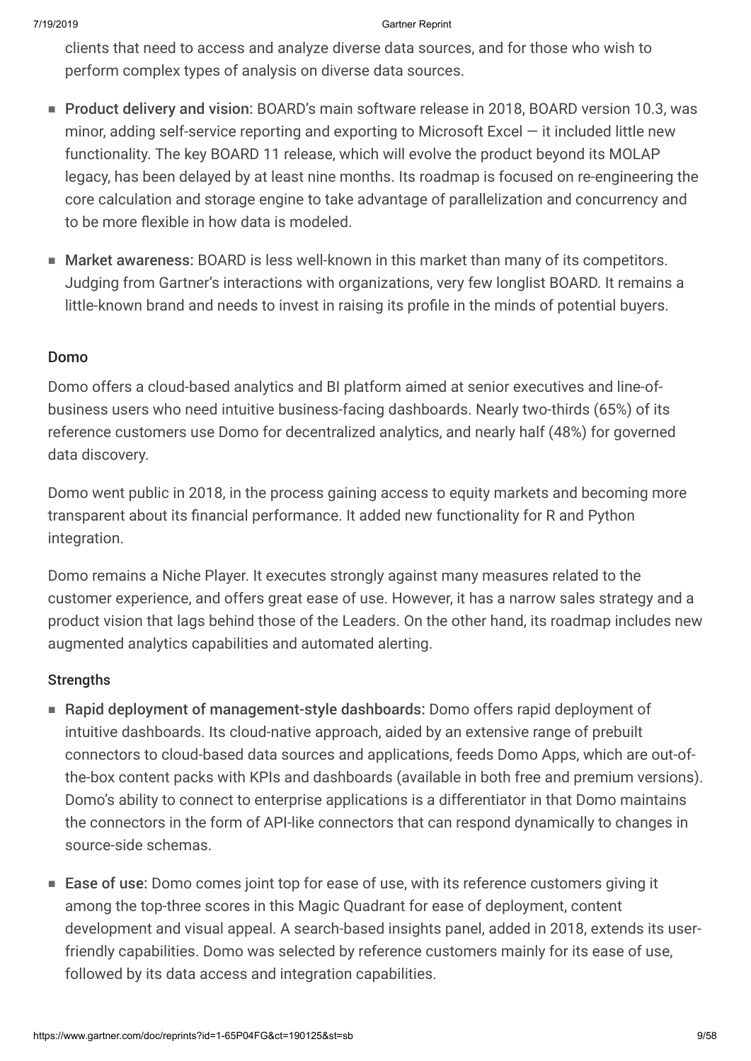clients that need to access and analyze diverse data sources, and for those who wish to perform complex types of analysis on diverse data sources.

- **Product delivery and vision:** BOARD's main software release in 2018, BOARD version 10.3, was minor, adding self-service reporting and exporting to Microsoft Excel — it included little new functionality. The key BOARD 11 release, which will evolve the product beyond its MOLAP legacy, has been delayed by at least nine months. Its roadmap is focused on re-engineering the core calculation and storage engine to take advantage of parallelization and concurrency and to be more flexible in how data is modeled.
- **Market awareness:** BOARD is less well-known in this market than many of its competitors. Judging from Gartner's interactions with organizations, very few longlist BOARD. It remains a little-known brand and needs to invest in raising its profile in the minds of potential buyers.

### Domo

Domo offers a cloud-based analytics and BI platform aimed at senior executives and line-of-business users who need intuitive business-facing dashboards. Nearly two-thirds (65%) of its reference customers use Domo for decentralized analytics, and nearly half (48%) for governed data discovery.

Domo went public in 2018, in the process gaining access to equity markets and becoming more transparent about its financial performance. It added new functionality for R and Python integration.

Domo remains a Niche Player. It executes strongly against many measures related to the customer experience, and offers great ease of use. However, it has a narrow sales strategy and a product vision that lags behind those of the Leaders. On the other hand, its roadmap includes new augmented analytics capabilities and automated alerting.

#### Strengths

- **Rapid deployment of management-style dashboards:** Domo offers rapid deployment of intuitive dashboards. Its cloud-native approach, aided by an extensive range of prebuilt connectors to cloud-based data sources and applications, feeds Domo Apps, which are out-of-the-box content packs with KPIs and dashboards (available in both free and premium versions). Domo's ability to connect to enterprise applications is a differentiator in that Domo maintains the connectors in the form of API-like connectors that can respond dynamically to changes in source-side schemas.
- **Ease of use:** Domo comes joint top for ease of use, with its reference customers giving it among the top-three scores in this Magic Quadrant for ease of deployment, content development and visual appeal. A search-based insights panel, added in 2018, extends its user-friendly capabilities. Domo was selected by reference customers mainly for its ease of use, followed by its data access and integration capabilities.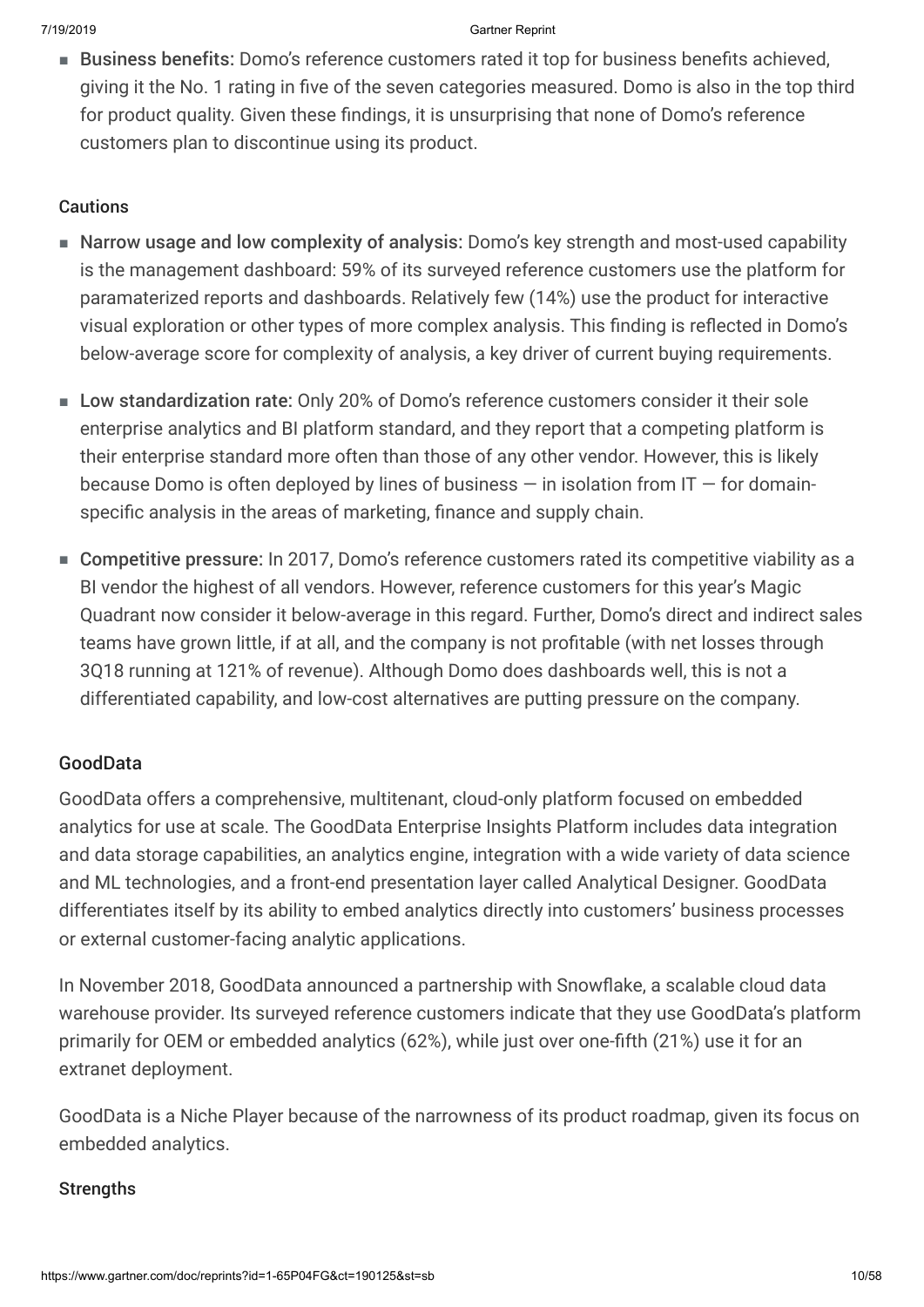- **Business benefits:** Domo's reference customers rated it top for business benefits achieved, giving it the No. 1 rating in five of the seven categories measured. Domo is also in the top third for product quality. Given these findings, it is unsurprising that none of Domo's reference customers plan to discontinue using its product.

#### Cautions

- **Narrow usage and low complexity of analysis:** Domo's key strength and most-used capability is the management dashboard: 59% of its surveyed reference customers use the platform for paramaterized reports and dashboards. Relatively few (14%) use the product for interactive visual exploration or other types of more complex analysis. This finding is reflected in Domo's below-average score for complexity of analysis, a key driver of current buying requirements.
- **Low standardization rate:** Only 20% of Domo's reference customers consider it their sole enterprise analytics and BI platform standard, and they report that a competing platform is their enterprise standard more often than those of any other vendor. However, this is likely because Domo is often deployed by lines of business — in isolation from IT — for domain-specific analysis in the areas of marketing, finance and supply chain.
- **Competitive pressure:** In 2017, Domo's reference customers rated its competitive viability as a BI vendor the highest of all vendors. However, reference customers for this year's Magic Quadrant now consider it below-average in this regard. Further, Domo's direct and indirect sales teams have grown little, if at all, and the company is not profitable (with net losses through 3Q18 running at 121% of revenue). Although Domo does dashboards well, this is not a differentiated capability, and low-cost alternatives are putting pressure on the company.

### GoodData

GoodData offers a comprehensive, multitenant, cloud-only platform focused on embedded analytics for use at scale. The GoodData Enterprise Insights Platform includes data integration and data storage capabilities, an analytics engine, integration with a wide variety of data science and ML technologies, and a front-end presentation layer called Analytical Designer. GoodData differentiates itself by its ability to embed analytics directly into customers' business processes or external customer-facing analytic applications.

In November 2018, GoodData announced a partnership with Snowflake, a scalable cloud data warehouse provider. Its surveyed reference customers indicate that they use GoodData's platform primarily for OEM or embedded analytics (62%), while just over one-fifth (21%) use it for an extranet deployment.

GoodData is a Niche Player because of the narrowness of its product roadmap, given its focus on embedded analytics.

#### Strengths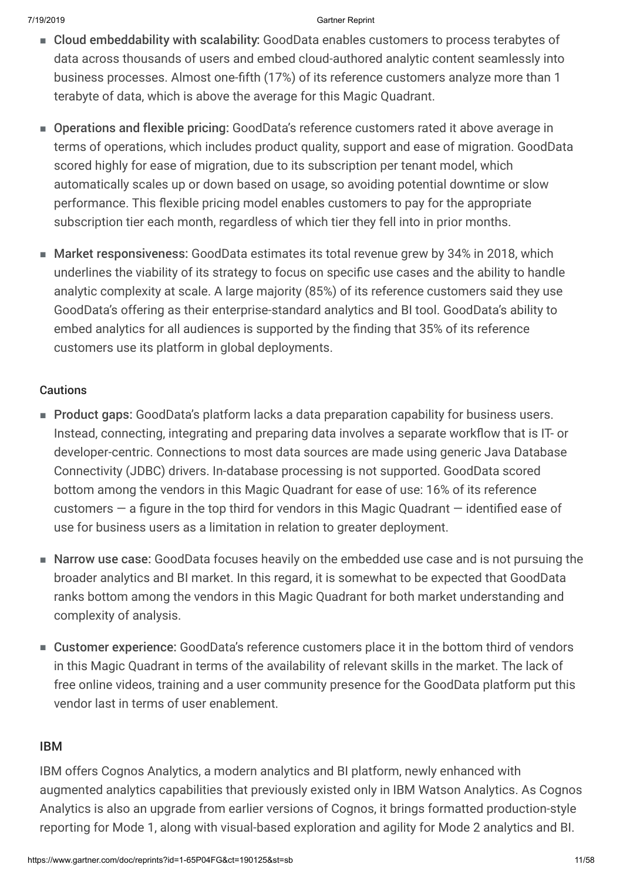- **Cloud embeddability with scalability:** GoodData enables customers to process terabytes of data across thousands of users and embed cloud-authored analytic content seamlessly into business processes. Almost one-fifth (17%) of its reference customers analyze more than 1 terabyte of data, which is above the average for this Magic Quadrant.

- **Operations and flexible pricing:** GoodData's reference customers rated it above average in terms of operations, which includes product quality, support and ease of migration. GoodData scored highly for ease of migration, due to its subscription per tenant model, which automatically scales up or down based on usage, so avoiding potential downtime or slow performance. This flexible pricing model enables customers to pay for the appropriate subscription tier each month, regardless of which tier they fell into in prior months.

- **Market responsiveness:** GoodData estimates its total revenue grew by 34% in 2018, which underlines the viability of its strategy to focus on specific use cases and the ability to handle analytic complexity at scale. A large majority (85%) of its reference customers said they use GoodData's offering as their enterprise-standard analytics and BI tool. GoodData's ability to embed analytics for all audiences is supported by the finding that 35% of its reference customers use its platform in global deployments.

#### Cautions

- **Product gaps:** GoodData's platform lacks a data preparation capability for business users. Instead, connecting, integrating and preparing data involves a separate workflow that is IT- or developer-centric. Connections to most data sources are made using generic Java Database Connectivity (JDBC) drivers. In-database processing is not supported. GoodData scored bottom among the vendors in this Magic Quadrant for ease of use: 16% of its reference customers — a figure in the top third for vendors in this Magic Quadrant — identified ease of use for business users as a limitation in relation to greater deployment.

- **Narrow use case:** GoodData focuses heavily on the embedded use case and is not pursuing the broader analytics and BI market. In this regard, it is somewhat to be expected that GoodData ranks bottom among the vendors in this Magic Quadrant for both market understanding and complexity of analysis.

- **Customer experience:** GoodData's reference customers place it in the bottom third of vendors in this Magic Quadrant in terms of the availability of relevant skills in the market. The lack of free online videos, training and a user community presence for the GoodData platform put this vendor last in terms of user enablement.

### IBM

IBM offers Cognos Analytics, a modern analytics and BI platform, newly enhanced with augmented analytics capabilities that previously existed only in IBM Watson Analytics. As Cognos Analytics is also an upgrade from earlier versions of Cognos, it brings formatted production-style reporting for Mode 1, along with visual-based exploration and agility for Mode 2 analytics and BI.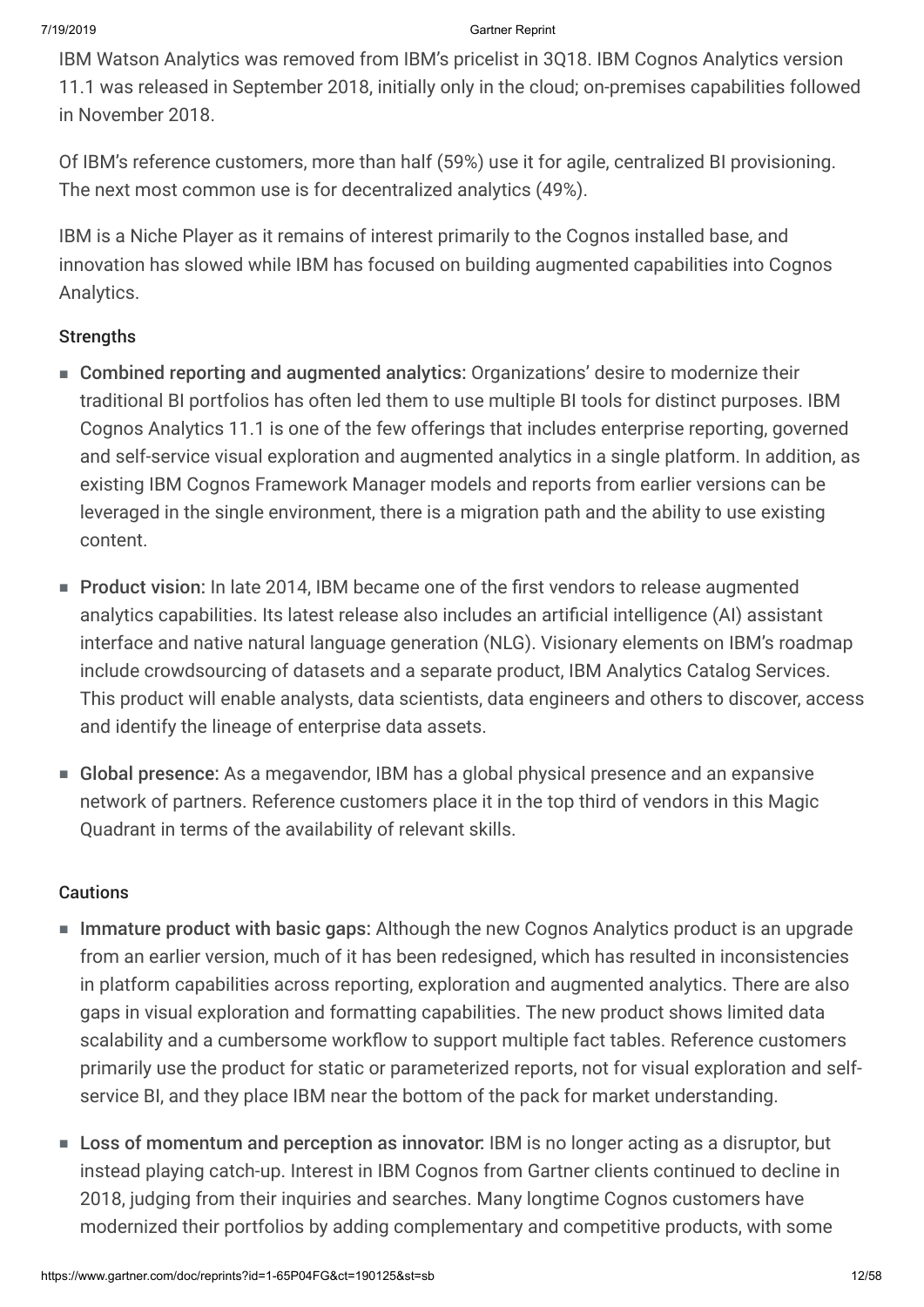IBM Watson Analytics was removed from IBM's pricelist in 3Q18. IBM Cognos Analytics version 11.1 was released in September 2018, initially only in the cloud; on-premises capabilities followed in November 2018.

Of IBM's reference customers, more than half (59%) use it for agile, centralized BI provisioning. The next most common use is for decentralized analytics (49%).

IBM is a Niche Player as it remains of interest primarily to the Cognos installed base, and innovation has slowed while IBM has focused on building augmented capabilities into Cognos Analytics.

### Strengths

- **Combined reporting and augmented analytics:** Organizations' desire to modernize their traditional BI portfolios has often led them to use multiple BI tools for distinct purposes. IBM Cognos Analytics 11.1 is one of the few offerings that includes enterprise reporting, governed and self-service visual exploration and augmented analytics in a single platform. In addition, as existing IBM Cognos Framework Manager models and reports from earlier versions can be leveraged in the single environment, there is a migration path and the ability to use existing content.
- **Product vision:** In late 2014, IBM became one of the first vendors to release augmented analytics capabilities. Its latest release also includes an artificial intelligence (AI) assistant interface and native natural language generation (NLG). Visionary elements on IBM's roadmap include crowdsourcing of datasets and a separate product, IBM Analytics Catalog Services. This product will enable analysts, data scientists, data engineers and others to discover, access and identify the lineage of enterprise data assets.
- **Global presence:** As a megavendor, IBM has a global physical presence and an expansive network of partners. Reference customers place it in the top third of vendors in this Magic Quadrant in terms of the availability of relevant skills.

### Cautions

- **Immature product with basic gaps:** Although the new Cognos Analytics product is an upgrade from an earlier version, much of it has been redesigned, which has resulted in inconsistencies in platform capabilities across reporting, exploration and augmented analytics. There are also gaps in visual exploration and formatting capabilities. The new product shows limited data scalability and a cumbersome workflow to support multiple fact tables. Reference customers primarily use the product for static or parameterized reports, not for visual exploration and self-service BI, and they place IBM near the bottom of the pack for market understanding.
- **Loss of momentum and perception as innovator:** IBM is no longer acting as a disruptor, but instead playing catch-up. Interest in IBM Cognos from Gartner clients continued to decline in 2018, judging from their inquiries and searches. Many longtime Cognos customers have modernized their portfolios by adding complementary and competitive products, with some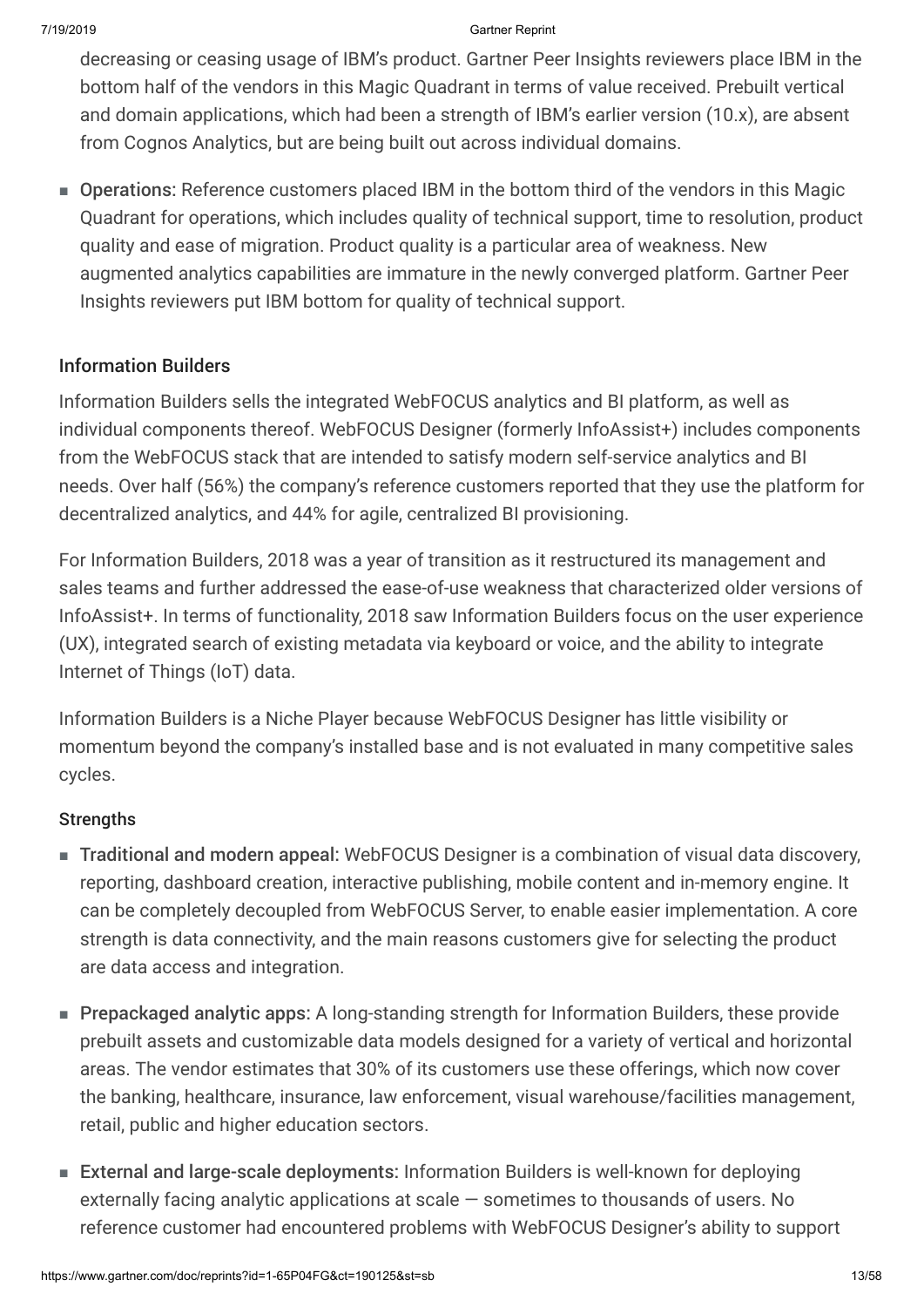decreasing or ceasing usage of IBM's product. Gartner Peer Insights reviewers place IBM in the bottom half of the vendors in this Magic Quadrant in terms of value received. Prebuilt vertical and domain applications, which had been a strength of IBM's earlier version (10.x), are absent from Cognos Analytics, but are being built out across individual domains.

- **Operations:** Reference customers placed IBM in the bottom third of the vendors in this Magic Quadrant for operations, which includes quality of technical support, time to resolution, product quality and ease of migration. Product quality is a particular area of weakness. New augmented analytics capabilities are immature in the newly converged platform. Gartner Peer Insights reviewers put IBM bottom for quality of technical support.

### Information Builders

Information Builders sells the integrated WebFOCUS analytics and BI platform, as well as individual components thereof. WebFOCUS Designer (formerly InfoAssist+) includes components from the WebFOCUS stack that are intended to satisfy modern self-service analytics and BI needs. Over half (56%) the company's reference customers reported that they use the platform for decentralized analytics, and 44% for agile, centralized BI provisioning.

For Information Builders, 2018 was a year of transition as it restructured its management and sales teams and further addressed the ease-of-use weakness that characterized older versions of InfoAssist+. In terms of functionality, 2018 saw Information Builders focus on the user experience (UX), integrated search of existing metadata via keyboard or voice, and the ability to integrate Internet of Things (IoT) data.

Information Builders is a Niche Player because WebFOCUS Designer has little visibility or momentum beyond the company's installed base and is not evaluated in many competitive sales cycles.

#### Strengths

- **Traditional and modern appeal:** WebFOCUS Designer is a combination of visual data discovery, reporting, dashboard creation, interactive publishing, mobile content and in-memory engine. It can be completely decoupled from WebFOCUS Server, to enable easier implementation. A core strength is data connectivity, and the main reasons customers give for selecting the product are data access and integration.

- **Prepackaged analytic apps:** A long-standing strength for Information Builders, these provide prebuilt assets and customizable data models designed for a variety of vertical and horizontal areas. The vendor estimates that 30% of its customers use these offerings, which now cover the banking, healthcare, insurance, law enforcement, visual warehouse/facilities management, retail, public and higher education sectors.

- **External and large-scale deployments:** Information Builders is well-known for deploying externally facing analytic applications at scale — sometimes to thousands of users. No reference customer had encountered problems with WebFOCUS Designer's ability to support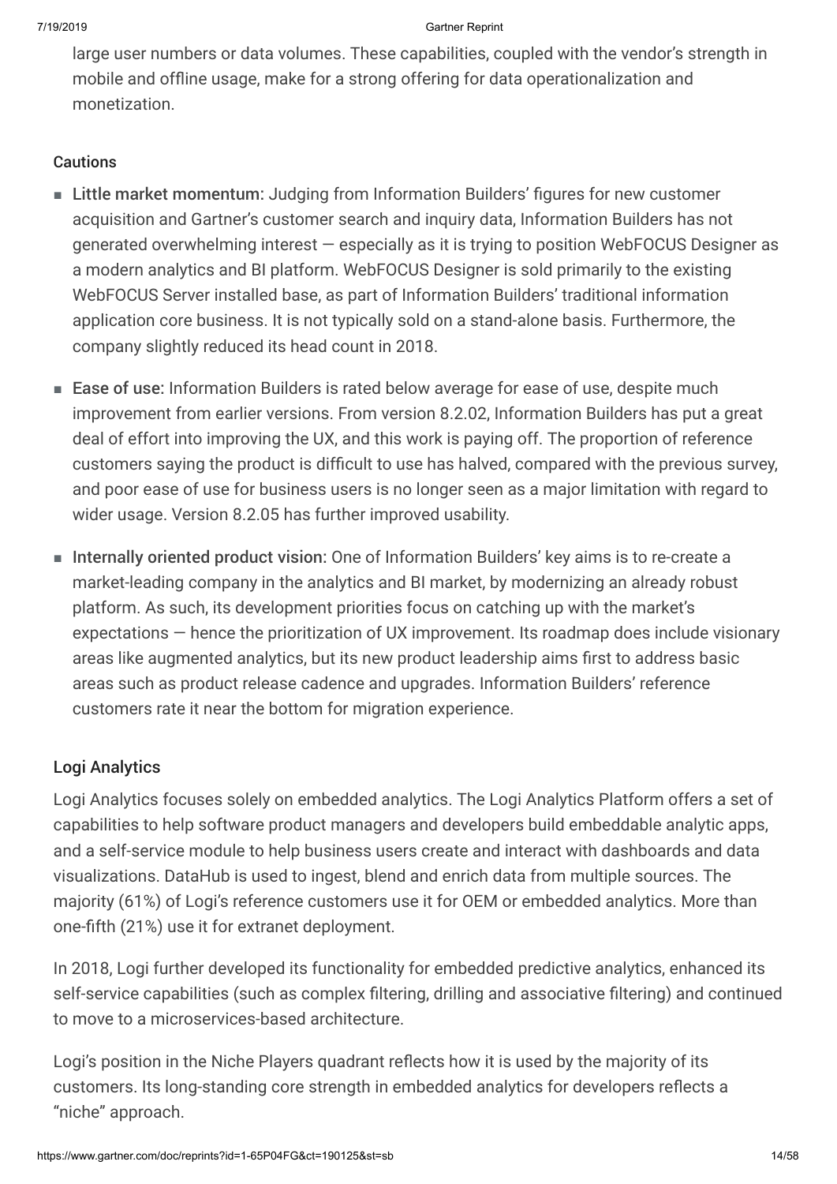large user numbers or data volumes. These capabilities, coupled with the vendor's strength in mobile and offline usage, make for a strong offering for data operationalization and monetization.

#### Cautions

- **Little market momentum:** Judging from Information Builders' figures for new customer acquisition and Gartner's customer search and inquiry data, Information Builders has not generated overwhelming interest — especially as it is trying to position WebFOCUS Designer as a modern analytics and BI platform. WebFOCUS Designer is sold primarily to the existing WebFOCUS Server installed base, as part of Information Builders' traditional information application core business. It is not typically sold on a stand-alone basis. Furthermore, the company slightly reduced its head count in 2018.
- **Ease of use:** Information Builders is rated below average for ease of use, despite much improvement from earlier versions. From version 8.2.02, Information Builders has put a great deal of effort into improving the UX, and this work is paying off. The proportion of reference customers saying the product is difficult to use has halved, compared with the previous survey, and poor ease of use for business users is no longer seen as a major limitation with regard to wider usage. Version 8.2.05 has further improved usability.
- **Internally oriented product vision:** One of Information Builders' key aims is to re-create a market-leading company in the analytics and BI market, by modernizing an already robust platform. As such, its development priorities focus on catching up with the market's expectations — hence the prioritization of UX improvement. Its roadmap does include visionary areas like augmented analytics, but its new product leadership aims first to address basic areas such as product release cadence and upgrades. Information Builders' reference customers rate it near the bottom for migration experience.

### Logi Analytics

Logi Analytics focuses solely on embedded analytics. The Logi Analytics Platform offers a set of capabilities to help software product managers and developers build embeddable analytic apps, and a self-service module to help business users create and interact with dashboards and data visualizations. DataHub is used to ingest, blend and enrich data from multiple sources. The majority (61%) of Logi's reference customers use it for OEM or embedded analytics. More than one-fifth (21%) use it for extranet deployment.

In 2018, Logi further developed its functionality for embedded predictive analytics, enhanced its self-service capabilities (such as complex filtering, drilling and associative filtering) and continued to move to a microservices-based architecture.

Logi's position in the Niche Players quadrant reflects how it is used by the majority of its customers. Its long-standing core strength in embedded analytics for developers reflects a "niche" approach.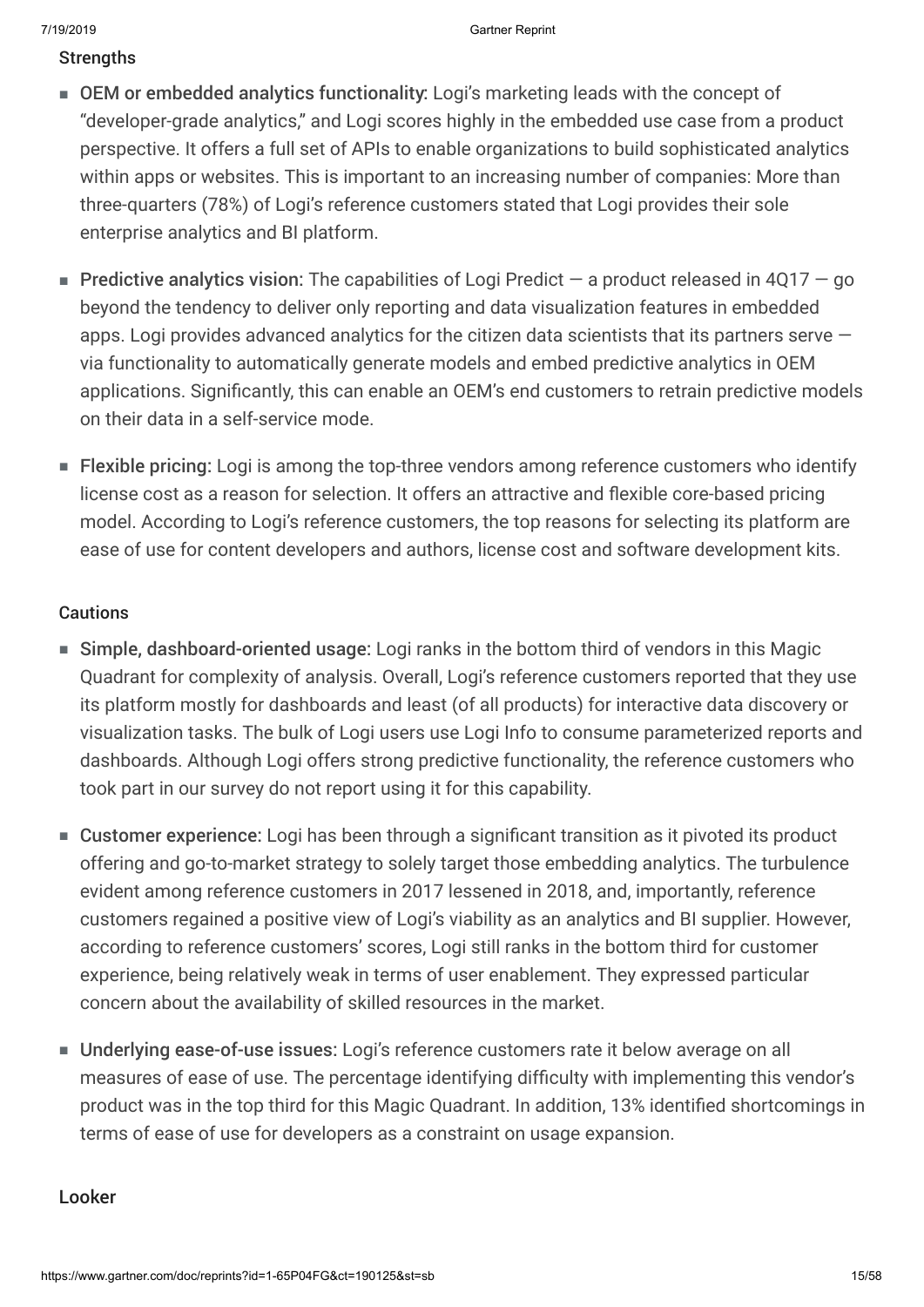#### Strengths

- **OEM or embedded analytics functionality:** Logi's marketing leads with the concept of "developer-grade analytics," and Logi scores highly in the embedded use case from a product perspective. It offers a full set of APIs to enable organizations to build sophisticated analytics within apps or websites. This is important to an increasing number of companies: More than three-quarters (78%) of Logi's reference customers stated that Logi provides their sole enterprise analytics and BI platform.
- **Predictive analytics vision:** The capabilities of Logi Predict — a product released in 4Q17 — go beyond the tendency to deliver only reporting and data visualization features in embedded apps. Logi provides advanced analytics for the citizen data scientists that its partners serve — via functionality to automatically generate models and embed predictive analytics in OEM applications. Significantly, this can enable an OEM's end customers to retrain predictive models on their data in a self-service mode.
- **Flexible pricing:** Logi is among the top-three vendors among reference customers who identify license cost as a reason for selection. It offers an attractive and flexible core-based pricing model. According to Logi's reference customers, the top reasons for selecting its platform are ease of use for content developers and authors, license cost and software development kits.

#### Cautions

- **Simple, dashboard-oriented usage:** Logi ranks in the bottom third of vendors in this Magic Quadrant for complexity of analysis. Overall, Logi's reference customers reported that they use its platform mostly for dashboards and least (of all products) for interactive data discovery or visualization tasks. The bulk of Logi users use Logi Info to consume parameterized reports and dashboards. Although Logi offers strong predictive functionality, the reference customers who took part in our survey do not report using it for this capability.
- **Customer experience:** Logi has been through a significant transition as it pivoted its product offering and go-to-market strategy to solely target those embedding analytics. The turbulence evident among reference customers in 2017 lessened in 2018, and, importantly, reference customers regained a positive view of Logi's viability as an analytics and BI supplier. However, according to reference customers' scores, Logi still ranks in the bottom third for customer experience, being relatively weak in terms of user enablement. They expressed particular concern about the availability of skilled resources in the market.
- **Underlying ease-of-use issues:** Logi's reference customers rate it below average on all measures of ease of use. The percentage identifying difficulty with implementing this vendor's product was in the top third for this Magic Quadrant. In addition, 13% identified shortcomings in terms of ease of use for developers as a constraint on usage expansion.

### Looker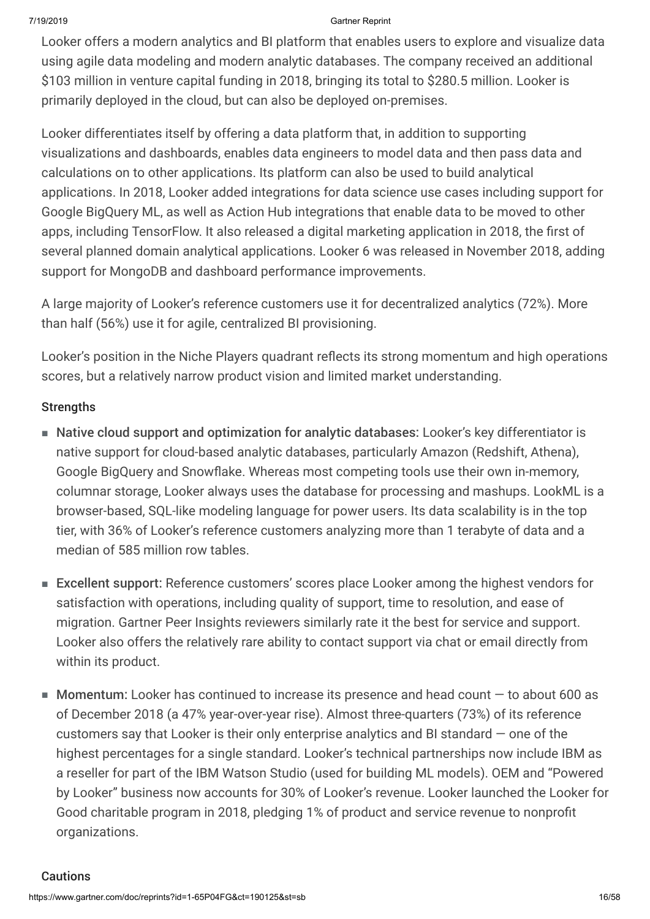Looker offers a modern analytics and BI platform that enables users to explore and visualize data using agile data modeling and modern analytic databases. The company received an additional $103 million in venture capital funding in 2018, bringing its total to $280.5 million. Looker is primarily deployed in the cloud, but can also be deployed on-premises.

Looker differentiates itself by offering a data platform that, in addition to supporting visualizations and dashboards, enables data engineers to model data and then pass data and calculations on to other applications. Its platform can also be used to build analytical applications. In 2018, Looker added integrations for data science use cases including support for Google BigQuery ML, as well as Action Hub integrations that enable data to be moved to other apps, including TensorFlow. It also released a digital marketing application in 2018, the first of several planned domain analytical applications. Looker 6 was released in November 2018, adding support for MongoDB and dashboard performance improvements.

A large majority of Looker's reference customers use it for decentralized analytics (72%). More than half (56%) use it for agile, centralized BI provisioning.

Looker's position in the Niche Players quadrant reflects its strong momentum and high operations scores, but a relatively narrow product vision and limited market understanding.

#### Strengths

- **Native cloud support and optimization for analytic databases:** Looker's key differentiator is native support for cloud-based analytic databases, particularly Amazon (Redshift, Athena), Google BigQuery and Snowflake. Whereas most competing tools use their own in-memory, columnar storage, Looker always uses the database for processing and mashups. LookML is a browser-based, SQL-like modeling language for power users. Its data scalability is in the top tier, with 36% of Looker's reference customers analyzing more than 1 terabyte of data and a median of 585 million row tables.

- **Excellent support:** Reference customers' scores place Looker among the highest vendors for satisfaction with operations, including quality of support, time to resolution, and ease of migration. Gartner Peer Insights reviewers similarly rate it the best for service and support. Looker also offers the relatively rare ability to contact support via chat or email directly from within its product.

- **Momentum:** Looker has continued to increase its presence and head count — to about 600 as of December 2018 (a 47% year-over-year rise). Almost three-quarters (73%) of its reference customers say that Looker is their only enterprise analytics and BI standard — one of the highest percentages for a single standard. Looker's technical partnerships now include IBM as a reseller for part of the IBM Watson Studio (used for building ML models). OEM and "Powered by Looker" business now accounts for 30% of Looker's revenue. Looker launched the Looker for Good charitable program in 2018, pledging 1% of product and service revenue to nonprofit organizations.

#### Cautions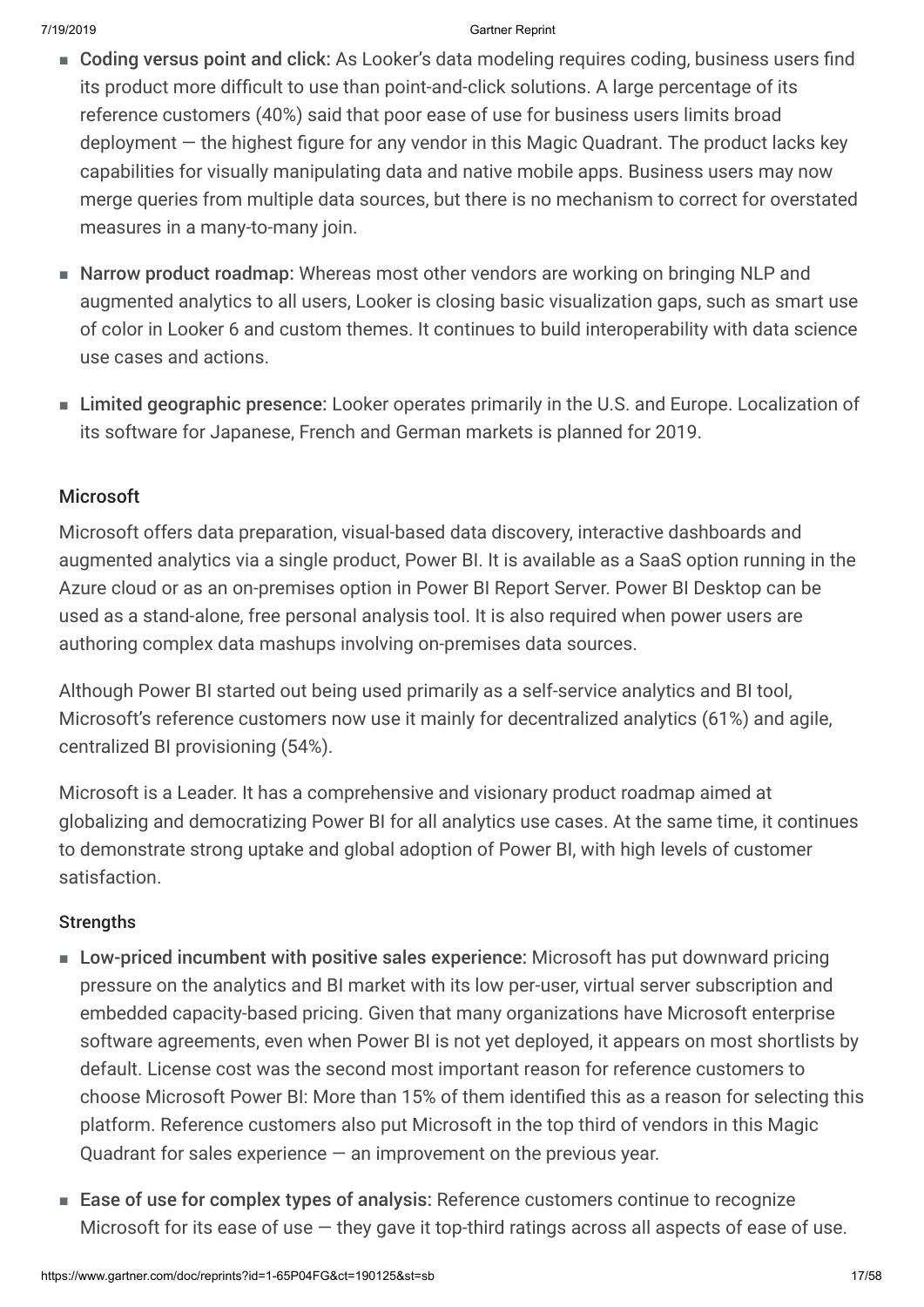- **Coding versus point and click:** As Looker's data modeling requires coding, business users find its product more difficult to use than point-and-click solutions. A large percentage of its reference customers (40%) said that poor ease of use for business users limits broad deployment — the highest figure for any vendor in this Magic Quadrant. The product lacks key capabilities for visually manipulating data and native mobile apps. Business users may now merge queries from multiple data sources, but there is no mechanism to correct for overstated measures in a many-to-many join.
- **Narrow product roadmap:** Whereas most other vendors are working on bringing NLP and augmented analytics to all users, Looker is closing basic visualization gaps, such as smart use of color in Looker 6 and custom themes. It continues to build interoperability with data science use cases and actions.
- **Limited geographic presence:** Looker operates primarily in the U.S. and Europe. Localization of its software for Japanese, French and German markets is planned for 2019.

### Microsoft

Microsoft offers data preparation, visual-based data discovery, interactive dashboards and augmented analytics via a single product, Power BI. It is available as a SaaS option running in the Azure cloud or as an on-premises option in Power BI Report Server. Power BI Desktop can be used as a stand-alone, free personal analysis tool. It is also required when power users are authoring complex data mashups involving on-premises data sources.

Although Power BI started out being used primarily as a self-service analytics and BI tool, Microsoft's reference customers now use it mainly for decentralized analytics (61%) and agile, centralized BI provisioning (54%).

Microsoft is a Leader. It has a comprehensive and visionary product roadmap aimed at globalizing and democratizing Power BI for all analytics use cases. At the same time, it continues to demonstrate strong uptake and global adoption of Power BI, with high levels of customer satisfaction.

#### Strengths

- **Low-priced incumbent with positive sales experience:** Microsoft has put downward pricing pressure on the analytics and BI market with its low per-user, virtual server subscription and embedded capacity-based pricing. Given that many organizations have Microsoft enterprise software agreements, even when Power BI is not yet deployed, it appears on most shortlists by default. License cost was the second most important reason for reference customers to choose Microsoft Power BI: More than 15% of them identified this as a reason for selecting this platform. Reference customers also put Microsoft in the top third of vendors in this Magic Quadrant for sales experience — an improvement on the previous year.
- **Ease of use for complex types of analysis:** Reference customers continue to recognize Microsoft for its ease of use — they gave it top-third ratings across all aspects of ease of use.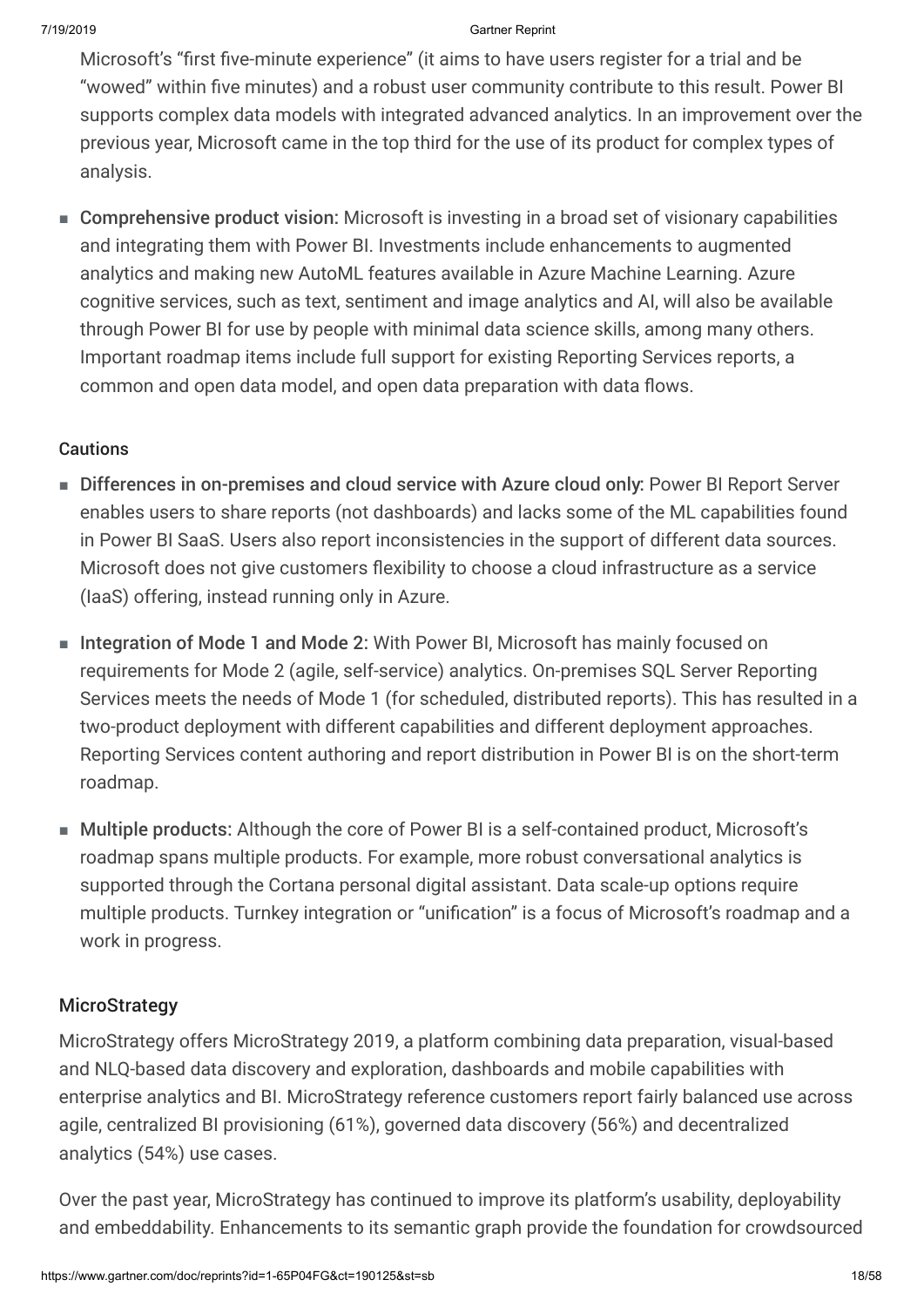Microsoft's "first five-minute experience" (it aims to have users register for a trial and be "wowed" within five minutes) and a robust user community contribute to this result. Power BI supports complex data models with integrated advanced analytics. In an improvement over the previous year, Microsoft came in the top third for the use of its product for complex types of analysis.

- **Comprehensive product vision:** Microsoft is investing in a broad set of visionary capabilities and integrating them with Power BI. Investments include enhancements to augmented analytics and making new AutoML features available in Azure Machine Learning. Azure cognitive services, such as text, sentiment and image analytics and AI, will also be available through Power BI for use by people with minimal data science skills, among many others. Important roadmap items include full support for existing Reporting Services reports, a common and open data model, and open data preparation with data flows.

#### Cautions

- **Differences in on-premises and cloud service with Azure cloud only:** Power BI Report Server enables users to share reports (not dashboards) and lacks some of the ML capabilities found in Power BI SaaS. Users also report inconsistencies in the support of different data sources. Microsoft does not give customers flexibility to choose a cloud infrastructure as a service (IaaS) offering, instead running only in Azure.
- **Integration of Mode 1 and Mode 2:** With Power BI, Microsoft has mainly focused on requirements for Mode 2 (agile, self-service) analytics. On-premises SQL Server Reporting Services meets the needs of Mode 1 (for scheduled, distributed reports). This has resulted in a two-product deployment with different capabilities and different deployment approaches. Reporting Services content authoring and report distribution in Power BI is on the short-term roadmap.
- **Multiple products:** Although the core of Power BI is a self-contained product, Microsoft's roadmap spans multiple products. For example, more robust conversational analytics is supported through the Cortana personal digital assistant. Data scale-up options require multiple products. Turnkey integration or "unification" is a focus of Microsoft's roadmap and a work in progress.

### MicroStrategy

MicroStrategy offers MicroStrategy 2019, a platform combining data preparation, visual-based and NLQ-based data discovery and exploration, dashboards and mobile capabilities with enterprise analytics and BI. MicroStrategy reference customers report fairly balanced use across agile, centralized BI provisioning (61%), governed data discovery (56%) and decentralized analytics (54%) use cases.

Over the past year, MicroStrategy has continued to improve its platform's usability, deployability and embeddability. Enhancements to its semantic graph provide the foundation for crowdsourced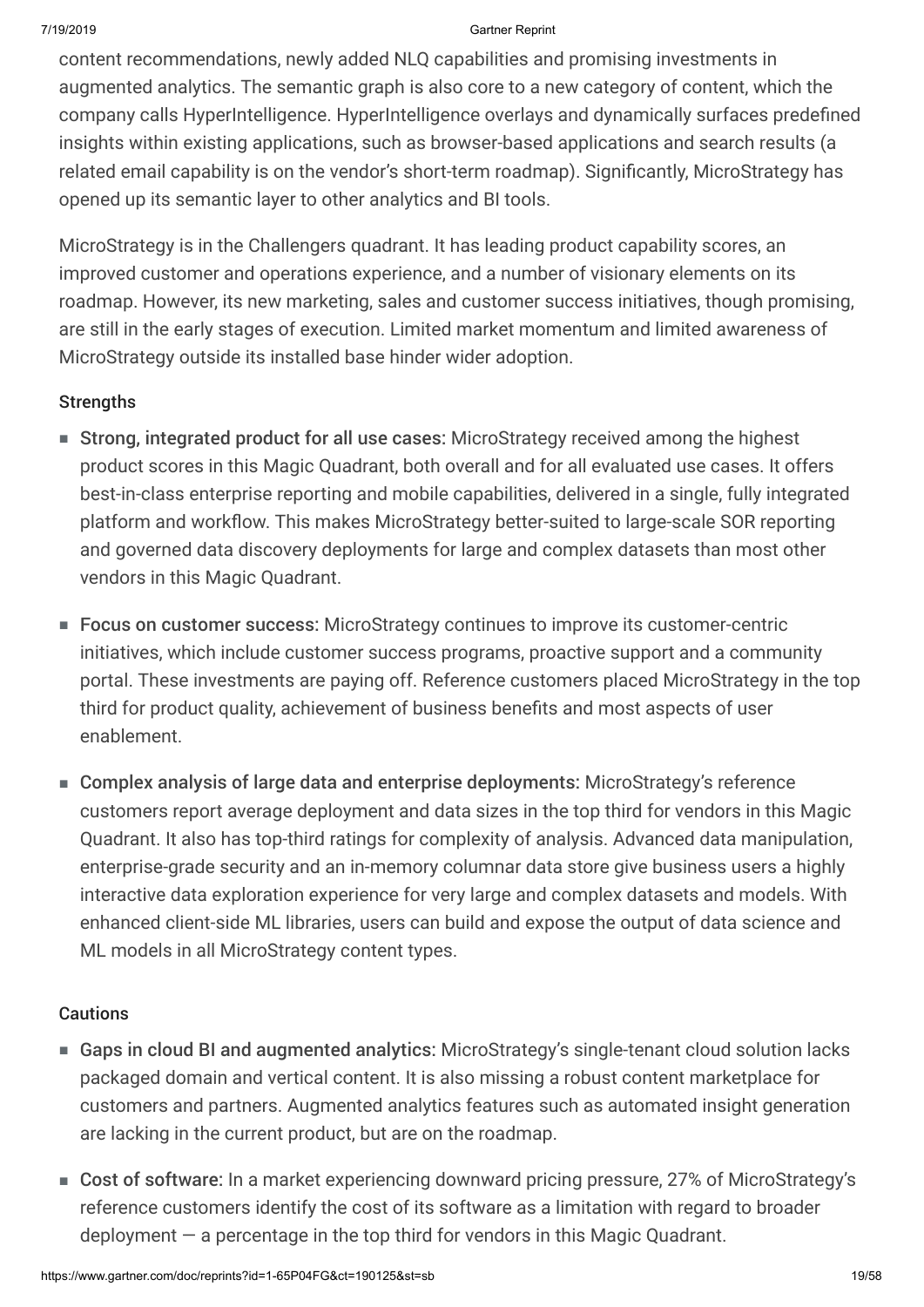content recommendations, newly added NLQ capabilities and promising investments in augmented analytics. The semantic graph is also core to a new category of content, which the company calls HyperIntelligence. HyperIntelligence overlays and dynamically surfaces predefined insights within existing applications, such as browser-based applications and search results (a related email capability is on the vendor's short-term roadmap). Significantly, MicroStrategy has opened up its semantic layer to other analytics and BI tools.

MicroStrategy is in the Challengers quadrant. It has leading product capability scores, an improved customer and operations experience, and a number of visionary elements on its roadmap. However, its new marketing, sales and customer success initiatives, though promising, are still in the early stages of execution. Limited market momentum and limited awareness of MicroStrategy outside its installed base hinder wider adoption.

#### Strengths

- **Strong, integrated product for all use cases:** MicroStrategy received among the highest product scores in this Magic Quadrant, both overall and for all evaluated use cases. It offers best-in-class enterprise reporting and mobile capabilities, delivered in a single, fully integrated platform and workflow. This makes MicroStrategy better-suited to large-scale SOR reporting and governed data discovery deployments for large and complex datasets than most other vendors in this Magic Quadrant.
- **Focus on customer success:** MicroStrategy continues to improve its customer-centric initiatives, which include customer success programs, proactive support and a community portal. These investments are paying off. Reference customers placed MicroStrategy in the top third for product quality, achievement of business benefits and most aspects of user enablement.
- **Complex analysis of large data and enterprise deployments:** MicroStrategy's reference customers report average deployment and data sizes in the top third for vendors in this Magic Quadrant. It also has top-third ratings for complexity of analysis. Advanced data manipulation, enterprise-grade security and an in-memory columnar data store give business users a highly interactive data exploration experience for very large and complex datasets and models. With enhanced client-side ML libraries, users can build and expose the output of data science and ML models in all MicroStrategy content types.

#### Cautions

- **Gaps in cloud BI and augmented analytics:** MicroStrategy's single-tenant cloud solution lacks packaged domain and vertical content. It is also missing a robust content marketplace for customers and partners. Augmented analytics features such as automated insight generation are lacking in the current product, but are on the roadmap.
- **Cost of software:** In a market experiencing downward pricing pressure, 27% of MicroStrategy's reference customers identify the cost of its software as a limitation with regard to broader deployment — a percentage in the top third for vendors in this Magic Quadrant.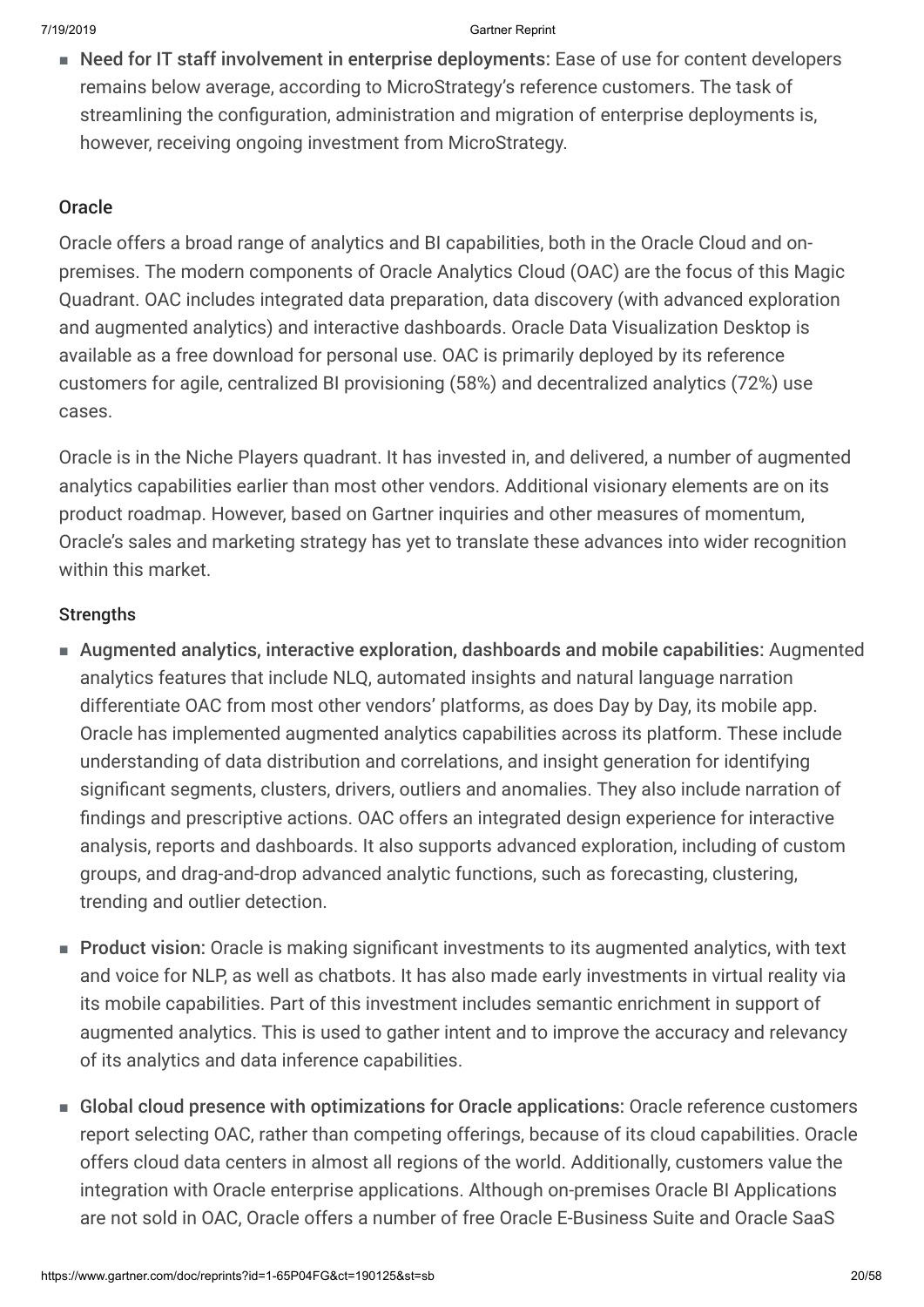- **Need for IT staff involvement in enterprise deployments:** Ease of use for content developers remains below average, according to MicroStrategy's reference customers. The task of streamlining the configuration, administration and migration of enterprise deployments is, however, receiving ongoing investment from MicroStrategy.

### Oracle

Oracle offers a broad range of analytics and BI capabilities, both in the Oracle Cloud and on-premises. The modern components of Oracle Analytics Cloud (OAC) are the focus of this Magic Quadrant. OAC includes integrated data preparation, data discovery (with advanced exploration and augmented analytics) and interactive dashboards. Oracle Data Visualization Desktop is available as a free download for personal use. OAC is primarily deployed by its reference customers for agile, centralized BI provisioning (58%) and decentralized analytics (72%) use cases.

Oracle is in the Niche Players quadrant. It has invested in, and delivered, a number of augmented analytics capabilities earlier than most other vendors. Additional visionary elements are on its product roadmap. However, based on Gartner inquiries and other measures of momentum, Oracle's sales and marketing strategy has yet to translate these advances into wider recognition within this market.

#### Strengths

- **Augmented analytics, interactive exploration, dashboards and mobile capabilities:** Augmented analytics features that include NLQ, automated insights and natural language narration differentiate OAC from most other vendors' platforms, as does Day by Day, its mobile app. Oracle has implemented augmented analytics capabilities across its platform. These include understanding of data distribution and correlations, and insight generation for identifying significant segments, clusters, drivers, outliers and anomalies. They also include narration of findings and prescriptive actions. OAC offers an integrated design experience for interactive analysis, reports and dashboards. It also supports advanced exploration, including of custom groups, and drag-and-drop advanced analytic functions, such as forecasting, clustering, trending and outlier detection.
- **Product vision:** Oracle is making significant investments to its augmented analytics, with text and voice for NLP, as well as chatbots. It has also made early investments in virtual reality via its mobile capabilities. Part of this investment includes semantic enrichment in support of augmented analytics. This is used to gather intent and to improve the accuracy and relevancy of its analytics and data inference capabilities.
- **Global cloud presence with optimizations for Oracle applications:** Oracle reference customers report selecting OAC, rather than competing offerings, because of its cloud capabilities. Oracle offers cloud data centers in almost all regions of the world. Additionally, customers value the integration with Oracle enterprise applications. Although on-premises Oracle BI Applications are not sold in OAC, Oracle offers a number of free Oracle E-Business Suite and Oracle SaaS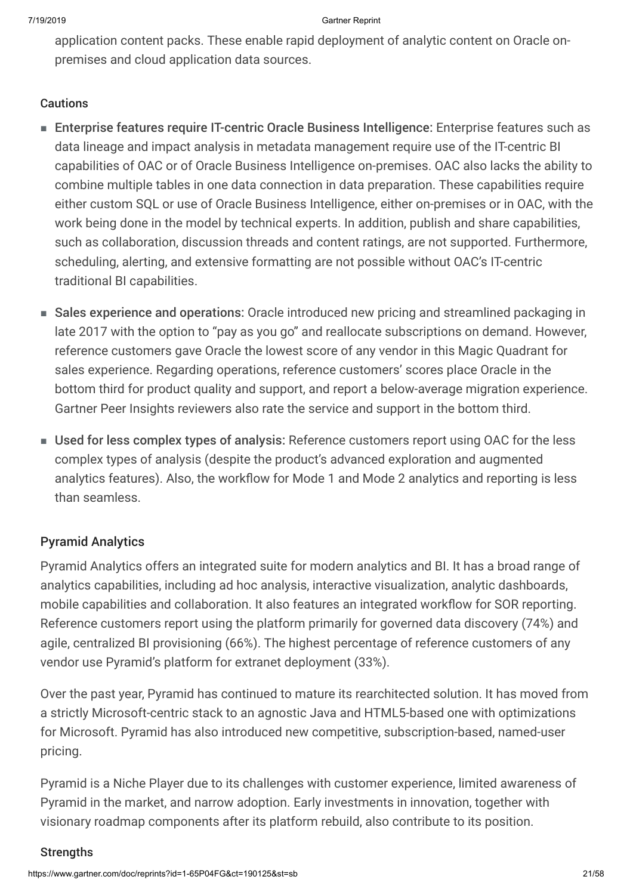application content packs. These enable rapid deployment of analytic content on Oracle on-premises and cloud application data sources.

#### Cautions

- **Enterprise features require IT-centric Oracle Business Intelligence:** Enterprise features such as data lineage and impact analysis in metadata management require use of the IT-centric BI capabilities of OAC or of Oracle Business Intelligence on-premises. OAC also lacks the ability to combine multiple tables in one data connection in data preparation. These capabilities require either custom SQL or use of Oracle Business Intelligence, either on-premises or in OAC, with the work being done in the model by technical experts. In addition, publish and share capabilities, such as collaboration, discussion threads and content ratings, are not supported. Furthermore, scheduling, alerting, and extensive formatting are not possible without OAC's IT-centric traditional BI capabilities.
- **Sales experience and operations:** Oracle introduced new pricing and streamlined packaging in late 2017 with the option to "pay as you go" and reallocate subscriptions on demand. However, reference customers gave Oracle the lowest score of any vendor in this Magic Quadrant for sales experience. Regarding operations, reference customers' scores place Oracle in the bottom third for product quality and support, and report a below-average migration experience. Gartner Peer Insights reviewers also rate the service and support in the bottom third.
- **Used for less complex types of analysis:** Reference customers report using OAC for the less complex types of analysis (despite the product's advanced exploration and augmented analytics features). Also, the workflow for Mode 1 and Mode 2 analytics and reporting is less than seamless.

### Pyramid Analytics

Pyramid Analytics offers an integrated suite for modern analytics and BI. It has a broad range of analytics capabilities, including ad hoc analysis, interactive visualization, analytic dashboards, mobile capabilities and collaboration. It also features an integrated workflow for SOR reporting. Reference customers report using the platform primarily for governed data discovery (74%) and agile, centralized BI provisioning (66%). The highest percentage of reference customers of any vendor use Pyramid's platform for extranet deployment (33%).

Over the past year, Pyramid has continued to mature its rearchitected solution. It has moved from a strictly Microsoft-centric stack to an agnostic Java and HTML5-based one with optimizations for Microsoft. Pyramid has also introduced new competitive, subscription-based, named-user pricing.

Pyramid is a Niche Player due to its challenges with customer experience, limited awareness of Pyramid in the market, and narrow adoption. Early investments in innovation, together with visionary roadmap components after its platform rebuild, also contribute to its position.

#### Strengths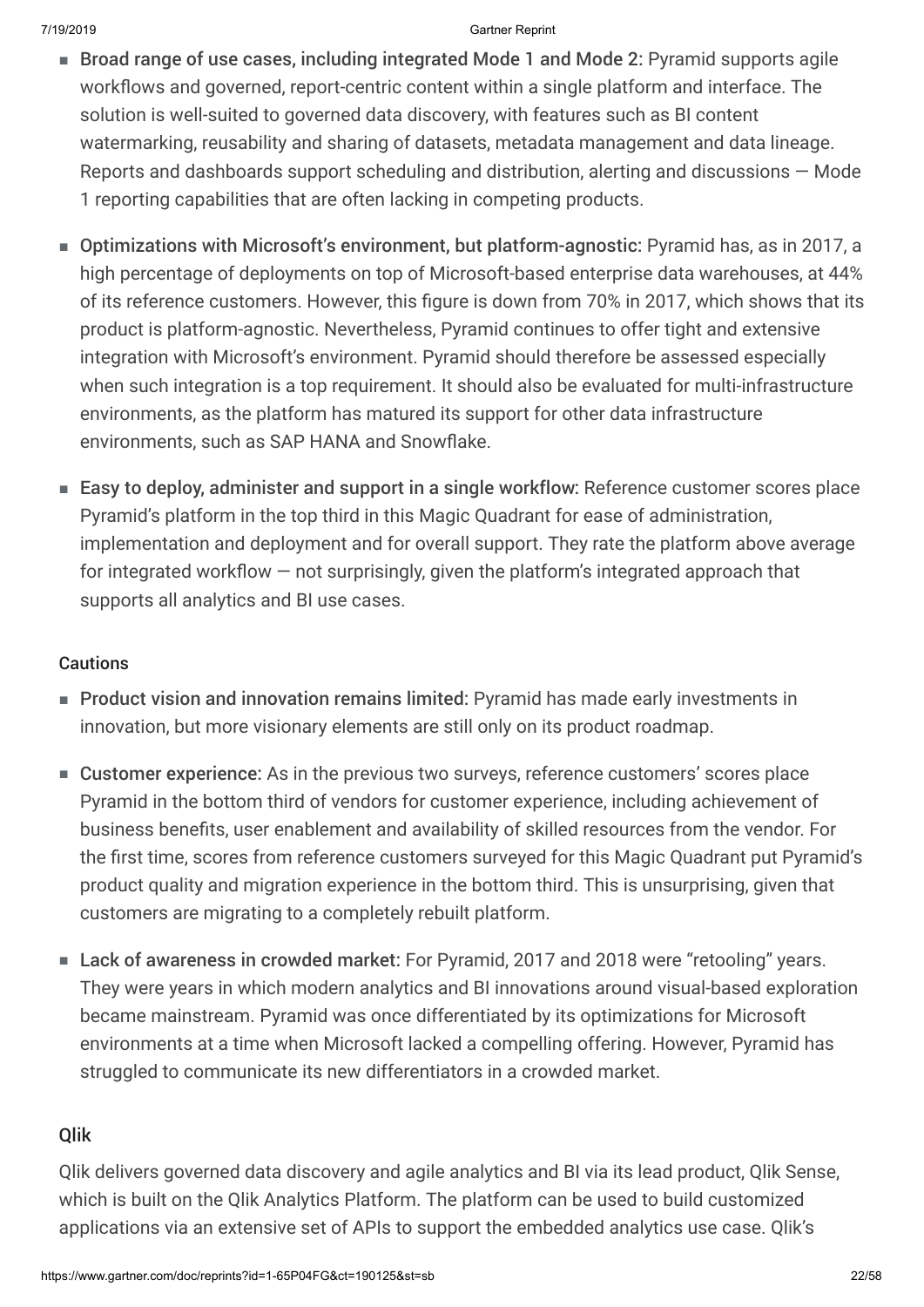- **Broad range of use cases, including integrated Mode 1 and Mode 2:** Pyramid supports agile workflows and governed, report-centric content within a single platform and interface. The solution is well-suited to governed data discovery, with features such as BI content watermarking, reusability and sharing of datasets, metadata management and data lineage. Reports and dashboards support scheduling and distribution, alerting and discussions — Mode 1 reporting capabilities that are often lacking in competing products.
- **Optimizations with Microsoft's environment, but platform-agnostic:** Pyramid has, as in 2017, a high percentage of deployments on top of Microsoft-based enterprise data warehouses, at 44% of its reference customers. However, this figure is down from 70% in 2017, which shows that its product is platform-agnostic. Nevertheless, Pyramid continues to offer tight and extensive integration with Microsoft's environment. Pyramid should therefore be assessed especially when such integration is a top requirement. It should also be evaluated for multi-infrastructure environments, as the platform has matured its support for other data infrastructure environments, such as SAP HANA and Snowflake.
- **Easy to deploy, administer and support in a single workflow:** Reference customer scores place Pyramid's platform in the top third in this Magic Quadrant for ease of administration, implementation and deployment and for overall support. They rate the platform above average for integrated workflow — not surprisingly, given the platform's integrated approach that supports all analytics and BI use cases.

### Cautions

- **Product vision and innovation remains limited:** Pyramid has made early investments in innovation, but more visionary elements are still only on its product roadmap.
- **Customer experience:** As in the previous two surveys, reference customers' scores place Pyramid in the bottom third of vendors for customer experience, including achievement of business benefits, user enablement and availability of skilled resources from the vendor. For the first time, scores from reference customers surveyed for this Magic Quadrant put Pyramid's product quality and migration experience in the bottom third. This is unsurprising, given that customers are migrating to a completely rebuilt platform.
- **Lack of awareness in crowded market:** For Pyramid, 2017 and 2018 were "retooling" years. They were years in which modern analytics and BI innovations around visual-based exploration became mainstream. Pyramid was once differentiated by its optimizations for Microsoft environments at a time when Microsoft lacked a compelling offering. However, Pyramid has struggled to communicate its new differentiators in a crowded market.

## Qlik

Qlik delivers governed data discovery and agile analytics and BI via its lead product, Qlik Sense, which is built on the Qlik Analytics Platform. The platform can be used to build customized applications via an extensive set of APIs to support the embedded analytics use case. Qlik's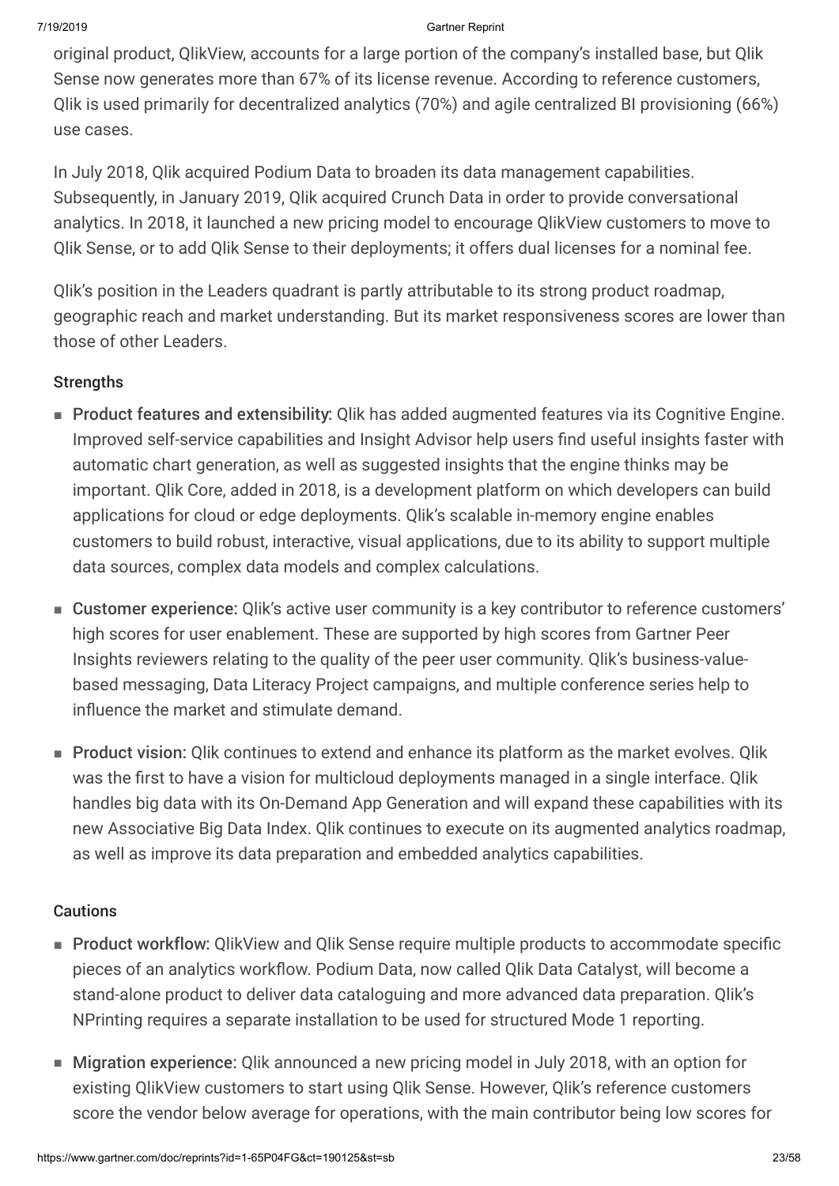original product, QlikView, accounts for a large portion of the company's installed base, but Qlik Sense now generates more than 67% of its license revenue. According to reference customers, Qlik is used primarily for decentralized analytics (70%) and agile centralized BI provisioning (66%) use cases.

In July 2018, Qlik acquired Podium Data to broaden its data management capabilities. Subsequently, in January 2019, Qlik acquired Crunch Data in order to provide conversational analytics. In 2018, it launched a new pricing model to encourage QlikView customers to move to Qlik Sense, or to add Qlik Sense to their deployments; it offers dual licenses for a nominal fee.

Qlik's position in the Leaders quadrant is partly attributable to its strong product roadmap, geographic reach and market understanding. But its market responsiveness scores are lower than those of other Leaders.

#### Strengths

- **Product features and extensibility:** Qlik has added augmented features via its Cognitive Engine. Improved self-service capabilities and Insight Advisor help users find useful insights faster with automatic chart generation, as well as suggested insights that the engine thinks may be important. Qlik Core, added in 2018, is a development platform on which developers can build applications for cloud or edge deployments. Qlik's scalable in-memory engine enables customers to build robust, interactive, visual applications, due to its ability to support multiple data sources, complex data models and complex calculations.
- **Customer experience:** Qlik's active user community is a key contributor to reference customers' high scores for user enablement. These are supported by high scores from Gartner Peer Insights reviewers relating to the quality of the peer user community. Qlik's business-value-based messaging, Data Literacy Project campaigns, and multiple conference series help to influence the market and stimulate demand.
- **Product vision:** Qlik continues to extend and enhance its platform as the market evolves. Qlik was the first to have a vision for multicloud deployments managed in a single interface. Qlik handles big data with its On-Demand App Generation and will expand these capabilities with its new Associative Big Data Index. Qlik continues to execute on its augmented analytics roadmap, as well as improve its data preparation and embedded analytics capabilities.

#### Cautions

- **Product workflow:** QlikView and Qlik Sense require multiple products to accommodate specific pieces of an analytics workflow. Podium Data, now called Qlik Data Catalyst, will become a stand-alone product to deliver data cataloguing and more advanced data preparation. Qlik's NPrinting requires a separate installation to be used for structured Mode 1 reporting.
- **Migration experience:** Qlik announced a new pricing model in July 2018, with an option for existing QlikView customers to start using Qlik Sense. However, Qlik's reference customers score the vendor below average for operations, with the main contributor being low scores for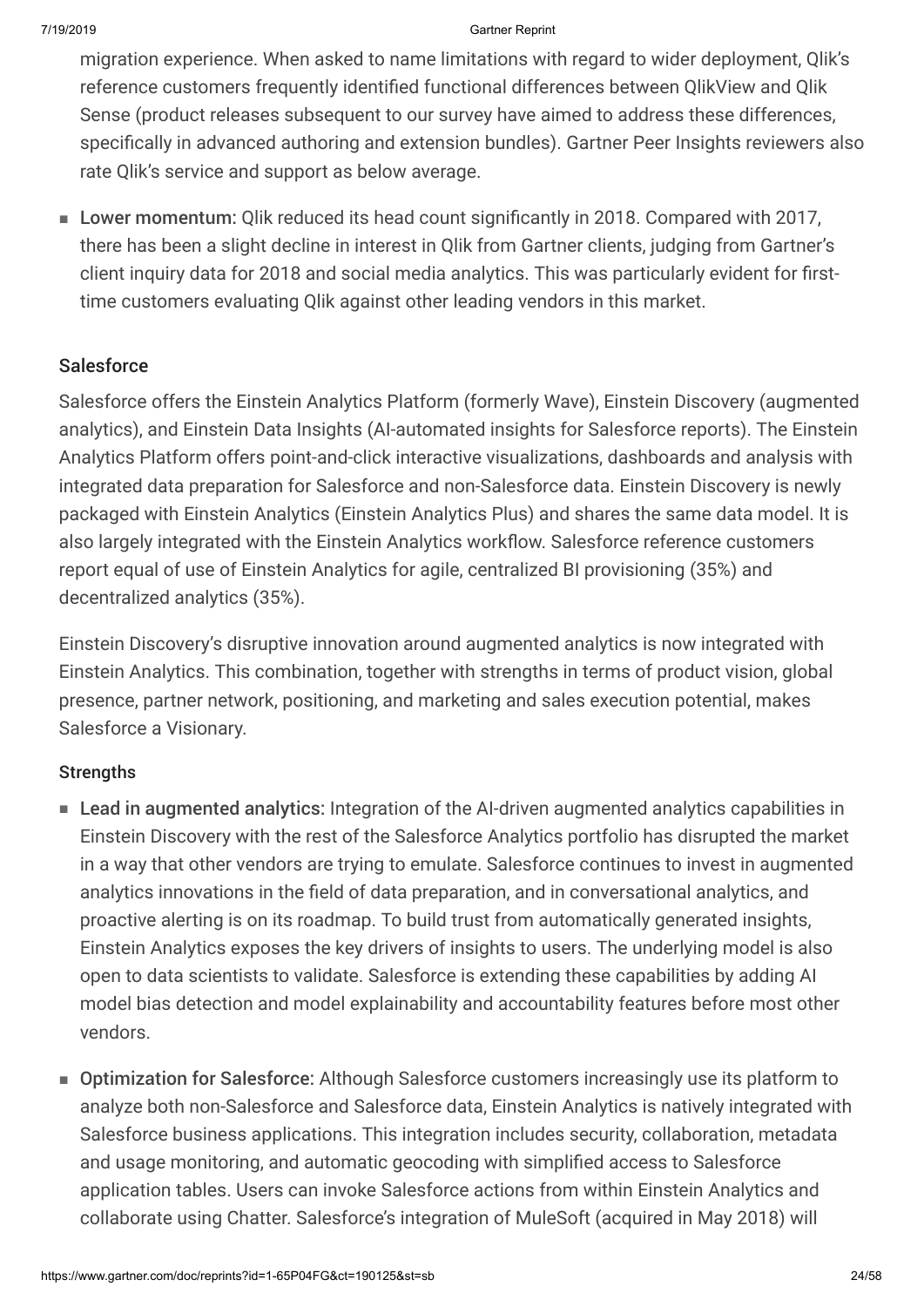migration experience. When asked to name limitations with regard to wider deployment, Qlik's reference customers frequently identified functional differences between QlikView and Qlik Sense (product releases subsequent to our survey have aimed to address these differences, specifically in advanced authoring and extension bundles). Gartner Peer Insights reviewers also rate Qlik's service and support as below average.

- **Lower momentum:** Qlik reduced its head count significantly in 2018. Compared with 2017, there has been a slight decline in interest in Qlik from Gartner clients, judging from Gartner's client inquiry data for 2018 and social media analytics. This was particularly evident for first-time customers evaluating Qlik against other leading vendors in this market.

### Salesforce

Salesforce offers the Einstein Analytics Platform (formerly Wave), Einstein Discovery (augmented analytics), and Einstein Data Insights (AI-automated insights for Salesforce reports). The Einstein Analytics Platform offers point-and-click interactive visualizations, dashboards and analysis with integrated data preparation for Salesforce and non-Salesforce data. Einstein Discovery is newly packaged with Einstein Analytics (Einstein Analytics Plus) and shares the same data model. It is also largely integrated with the Einstein Analytics workflow. Salesforce reference customers report equal of use of Einstein Analytics for agile, centralized BI provisioning (35%) and decentralized analytics (35%).

Einstein Discovery's disruptive innovation around augmented analytics is now integrated with Einstein Analytics. This combination, together with strengths in terms of product vision, global presence, partner network, positioning, and marketing and sales execution potential, makes Salesforce a Visionary.

#### Strengths

- **Lead in augmented analytics:** Integration of the AI-driven augmented analytics capabilities in Einstein Discovery with the rest of the Salesforce Analytics portfolio has disrupted the market in a way that other vendors are trying to emulate. Salesforce continues to invest in augmented analytics innovations in the field of data preparation, and in conversational analytics, and proactive alerting is on its roadmap. To build trust from automatically generated insights, Einstein Analytics exposes the key drivers of insights to users. The underlying model is also open to data scientists to validate. Salesforce is extending these capabilities by adding AI model bias detection and model explainability and accountability features before most other vendors.

- **Optimization for Salesforce:** Although Salesforce customers increasingly use its platform to analyze both non-Salesforce and Salesforce data, Einstein Analytics is natively integrated with Salesforce business applications. This integration includes security, collaboration, metadata and usage monitoring, and automatic geocoding with simplified access to Salesforce application tables. Users can invoke Salesforce actions from within Einstein Analytics and collaborate using Chatter. Salesforce's integration of MuleSoft (acquired in May 2018) will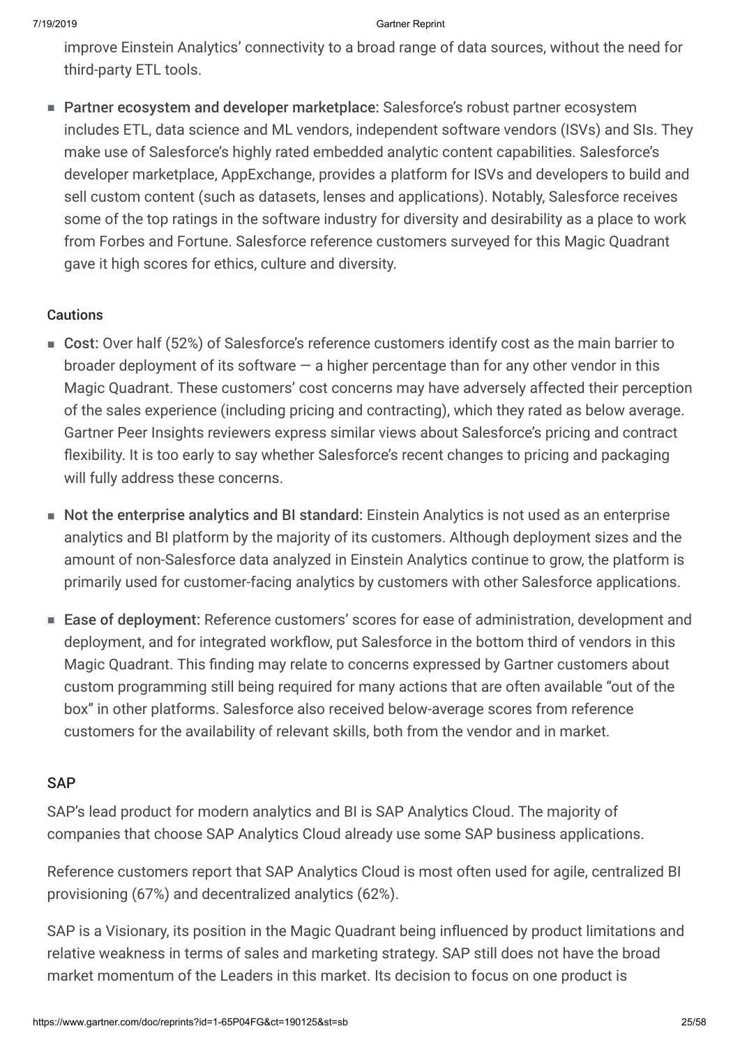improve Einstein Analytics' connectivity to a broad range of data sources, without the need for third-party ETL tools.

- **Partner ecosystem and developer marketplace:** Salesforce's robust partner ecosystem includes ETL, data science and ML vendors, independent software vendors (ISVs) and SIs. They make use of Salesforce's highly rated embedded analytic content capabilities. Salesforce's developer marketplace, AppExchange, provides a platform for ISVs and developers to build and sell custom content (such as datasets, lenses and applications). Notably, Salesforce receives some of the top ratings in the software industry for diversity and desirability as a place to work from Forbes and Fortune. Salesforce reference customers surveyed for this Magic Quadrant gave it high scores for ethics, culture and diversity.

#### Cautions

- **Cost:** Over half (52%) of Salesforce's reference customers identify cost as the main barrier to broader deployment of its software — a higher percentage than for any other vendor in this Magic Quadrant. These customers' cost concerns may have adversely affected their perception of the sales experience (including pricing and contracting), which they rated as below average. Gartner Peer Insights reviewers express similar views about Salesforce's pricing and contract flexibility. It is too early to say whether Salesforce's recent changes to pricing and packaging will fully address these concerns.
- **Not the enterprise analytics and BI standard:** Einstein Analytics is not used as an enterprise analytics and BI platform by the majority of its customers. Although deployment sizes and the amount of non-Salesforce data analyzed in Einstein Analytics continue to grow, the platform is primarily used for customer-facing analytics by customers with other Salesforce applications.
- **Ease of deployment:** Reference customers' scores for ease of administration, development and deployment, and for integrated workflow, put Salesforce in the bottom third of vendors in this Magic Quadrant. This finding may relate to concerns expressed by Gartner customers about custom programming still being required for many actions that are often available "out of the box" in other platforms. Salesforce also received below-average scores from reference customers for the availability of relevant skills, both from the vendor and in market.

### SAP

SAP's lead product for modern analytics and BI is SAP Analytics Cloud. The majority of companies that choose SAP Analytics Cloud already use some SAP business applications.

Reference customers report that SAP Analytics Cloud is most often used for agile, centralized BI provisioning (67%) and decentralized analytics (62%).

SAP is a Visionary, its position in the Magic Quadrant being influenced by product limitations and relative weakness in terms of sales and marketing strategy. SAP still does not have the broad market momentum of the Leaders in this market. Its decision to focus on one product is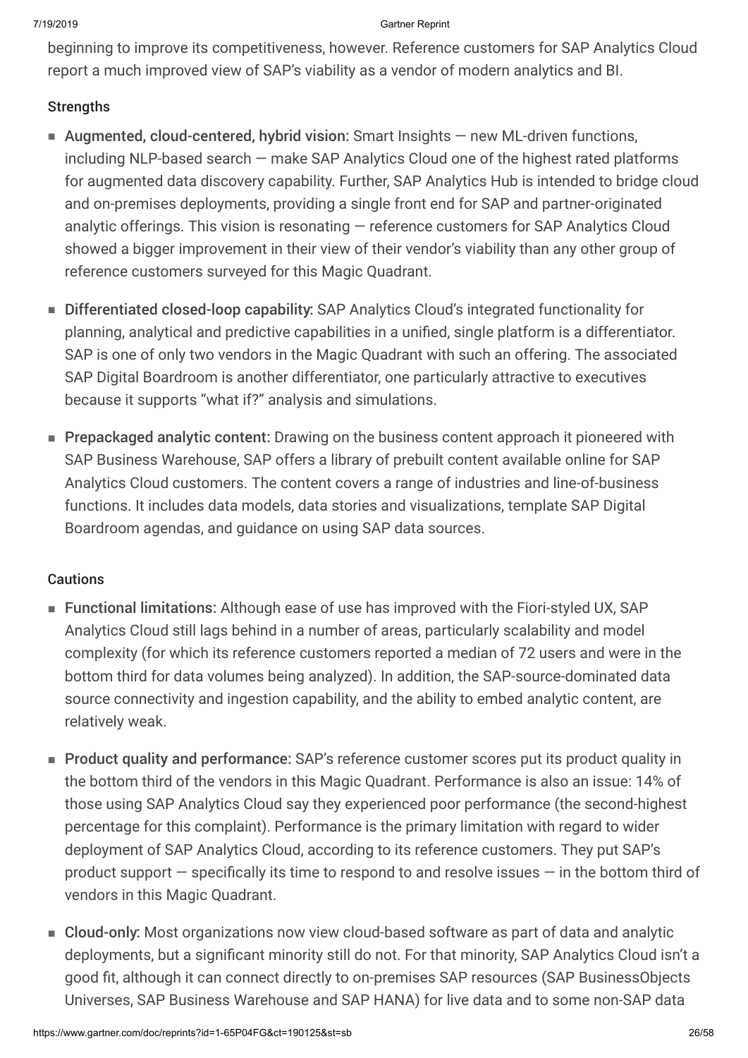beginning to improve its competitiveness, however. Reference customers for SAP Analytics Cloud report a much improved view of SAP's viability as a vendor of modern analytics and BI.

### Strengths

- **Augmented, cloud-centered, hybrid vision:** Smart Insights — new ML-driven functions, including NLP-based search — make SAP Analytics Cloud one of the highest rated platforms for augmented data discovery capability. Further, SAP Analytics Hub is intended to bridge cloud and on-premises deployments, providing a single front end for SAP and partner-originated analytic offerings. This vision is resonating — reference customers for SAP Analytics Cloud showed a bigger improvement in their view of their vendor's viability than any other group of reference customers surveyed for this Magic Quadrant.
- **Differentiated closed-loop capability:** SAP Analytics Cloud's integrated functionality for planning, analytical and predictive capabilities in a unified, single platform is a differentiator. SAP is one of only two vendors in the Magic Quadrant with such an offering. The associated SAP Digital Boardroom is another differentiator, one particularly attractive to executives because it supports "what if?" analysis and simulations.
- **Prepackaged analytic content:** Drawing on the business content approach it pioneered with SAP Business Warehouse, SAP offers a library of prebuilt content available online for SAP Analytics Cloud customers. The content covers a range of industries and line-of-business functions. It includes data models, data stories and visualizations, template SAP Digital Boardroom agendas, and guidance on using SAP data sources.

### Cautions

- **Functional limitations:** Although ease of use has improved with the Fiori-styled UX, SAP Analytics Cloud still lags behind in a number of areas, particularly scalability and model complexity (for which its reference customers reported a median of 72 users and were in the bottom third for data volumes being analyzed). In addition, the SAP-source-dominated data source connectivity and ingestion capability, and the ability to embed analytic content, are relatively weak.
- **Product quality and performance:** SAP's reference customer scores put its product quality in the bottom third of the vendors in this Magic Quadrant. Performance is also an issue: 14% of those using SAP Analytics Cloud say they experienced poor performance (the second-highest percentage for this complaint). Performance is the primary limitation with regard to wider deployment of SAP Analytics Cloud, according to its reference customers. They put SAP's product support — specifically its time to respond to and resolve issues — in the bottom third of vendors in this Magic Quadrant.
- **Cloud-only:** Most organizations now view cloud-based software as part of data and analytic deployments, but a significant minority still do not. For that minority, SAP Analytics Cloud isn't a good fit, although it can connect directly to on-premises SAP resources (SAP BusinessObjects Universes, SAP Business Warehouse and SAP HANA) for live data and to some non-SAP data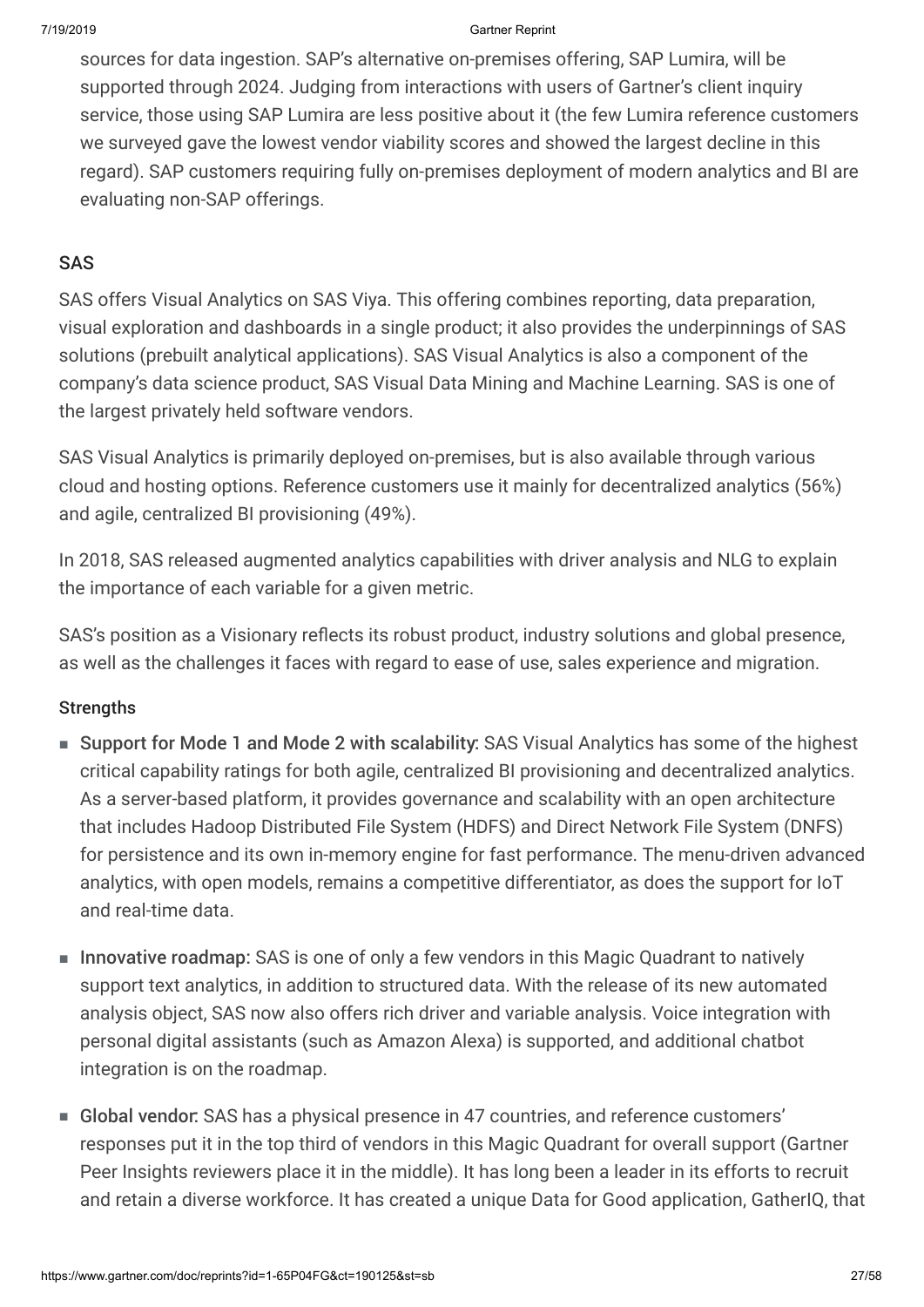sources for data ingestion. SAP's alternative on-premises offering, SAP Lumira, will be supported through 2024. Judging from interactions with users of Gartner's client inquiry service, those using SAP Lumira are less positive about it (the few Lumira reference customers we surveyed gave the lowest vendor viability scores and showed the largest decline in this regard). SAP customers requiring fully on-premises deployment of modern analytics and BI are evaluating non-SAP offerings.

### SAS

SAS offers Visual Analytics on SAS Viya. This offering combines reporting, data preparation, visual exploration and dashboards in a single product; it also provides the underpinnings of SAS solutions (prebuilt analytical applications). SAS Visual Analytics is also a component of the company's data science product, SAS Visual Data Mining and Machine Learning. SAS is one of the largest privately held software vendors.

SAS Visual Analytics is primarily deployed on-premises, but is also available through various cloud and hosting options. Reference customers use it mainly for decentralized analytics (56%) and agile, centralized BI provisioning (49%).

In 2018, SAS released augmented analytics capabilities with driver analysis and NLG to explain the importance of each variable for a given metric.

SAS's position as a Visionary reflects its robust product, industry solutions and global presence, as well as the challenges it faces with regard to ease of use, sales experience and migration.

#### Strengths

- **Support for Mode 1 and Mode 2 with scalability:** SAS Visual Analytics has some of the highest critical capability ratings for both agile, centralized BI provisioning and decentralized analytics. As a server-based platform, it provides governance and scalability with an open architecture that includes Hadoop Distributed File System (HDFS) and Direct Network File System (DNFS) for persistence and its own in-memory engine for fast performance. The menu-driven advanced analytics, with open models, remains a competitive differentiator, as does the support for IoT and real-time data.
- **Innovative roadmap:** SAS is one of only a few vendors in this Magic Quadrant to natively support text analytics, in addition to structured data. With the release of its new automated analysis object, SAS now also offers rich driver and variable analysis. Voice integration with personal digital assistants (such as Amazon Alexa) is supported, and additional chatbot integration is on the roadmap.
- **Global vendor:** SAS has a physical presence in 47 countries, and reference customers' responses put it in the top third of vendors in this Magic Quadrant for overall support (Gartner Peer Insights reviewers place it in the middle). It has long been a leader in its efforts to recruit and retain a diverse workforce. It has created a unique Data for Good application, GatherIQ, that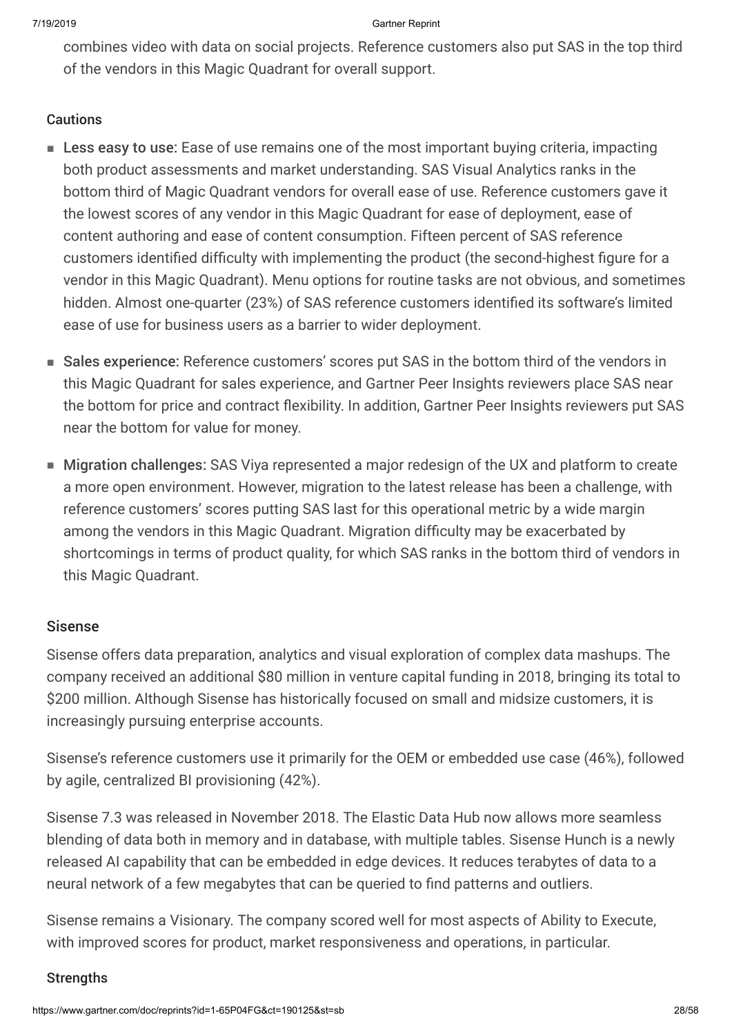combines video with data on social projects. Reference customers also put SAS in the top third of the vendors in this Magic Quadrant for overall support.

#### Cautions

- **Less easy to use:** Ease of use remains one of the most important buying criteria, impacting both product assessments and market understanding. SAS Visual Analytics ranks in the bottom third of Magic Quadrant vendors for overall ease of use. Reference customers gave it the lowest scores of any vendor in this Magic Quadrant for ease of deployment, ease of content authoring and ease of content consumption. Fifteen percent of SAS reference customers identified difficulty with implementing the product (the second-highest figure for a vendor in this Magic Quadrant). Menu options for routine tasks are not obvious, and sometimes hidden. Almost one-quarter (23%) of SAS reference customers identified its software's limited ease of use for business users as a barrier to wider deployment.
- **Sales experience:** Reference customers' scores put SAS in the bottom third of the vendors in this Magic Quadrant for sales experience, and Gartner Peer Insights reviewers place SAS near the bottom for price and contract flexibility. In addition, Gartner Peer Insights reviewers put SAS near the bottom for value for money.
- **Migration challenges:** SAS Viya represented a major redesign of the UX and platform to create a more open environment. However, migration to the latest release has been a challenge, with reference customers' scores putting SAS last for this operational metric by a wide margin among the vendors in this Magic Quadrant. Migration difficulty may be exacerbated by shortcomings in terms of product quality, for which SAS ranks in the bottom third of vendors in this Magic Quadrant.

### Sisense

Sisense offers data preparation, analytics and visual exploration of complex data mashups. The company received an additional $80 million in venture capital funding in 2018, bringing its total to $200 million. Although Sisense has historically focused on small and midsize customers, it is increasingly pursuing enterprise accounts.

Sisense's reference customers use it primarily for the OEM or embedded use case (46%), followed by agile, centralized BI provisioning (42%).

Sisense 7.3 was released in November 2018. The Elastic Data Hub now allows more seamless blending of data both in memory and in database, with multiple tables. Sisense Hunch is a newly released AI capability that can be embedded in edge devices. It reduces terabytes of data to a neural network of a few megabytes that can be queried to find patterns and outliers.

Sisense remains a Visionary. The company scored well for most aspects of Ability to Execute, with improved scores for product, market responsiveness and operations, in particular.

#### Strengths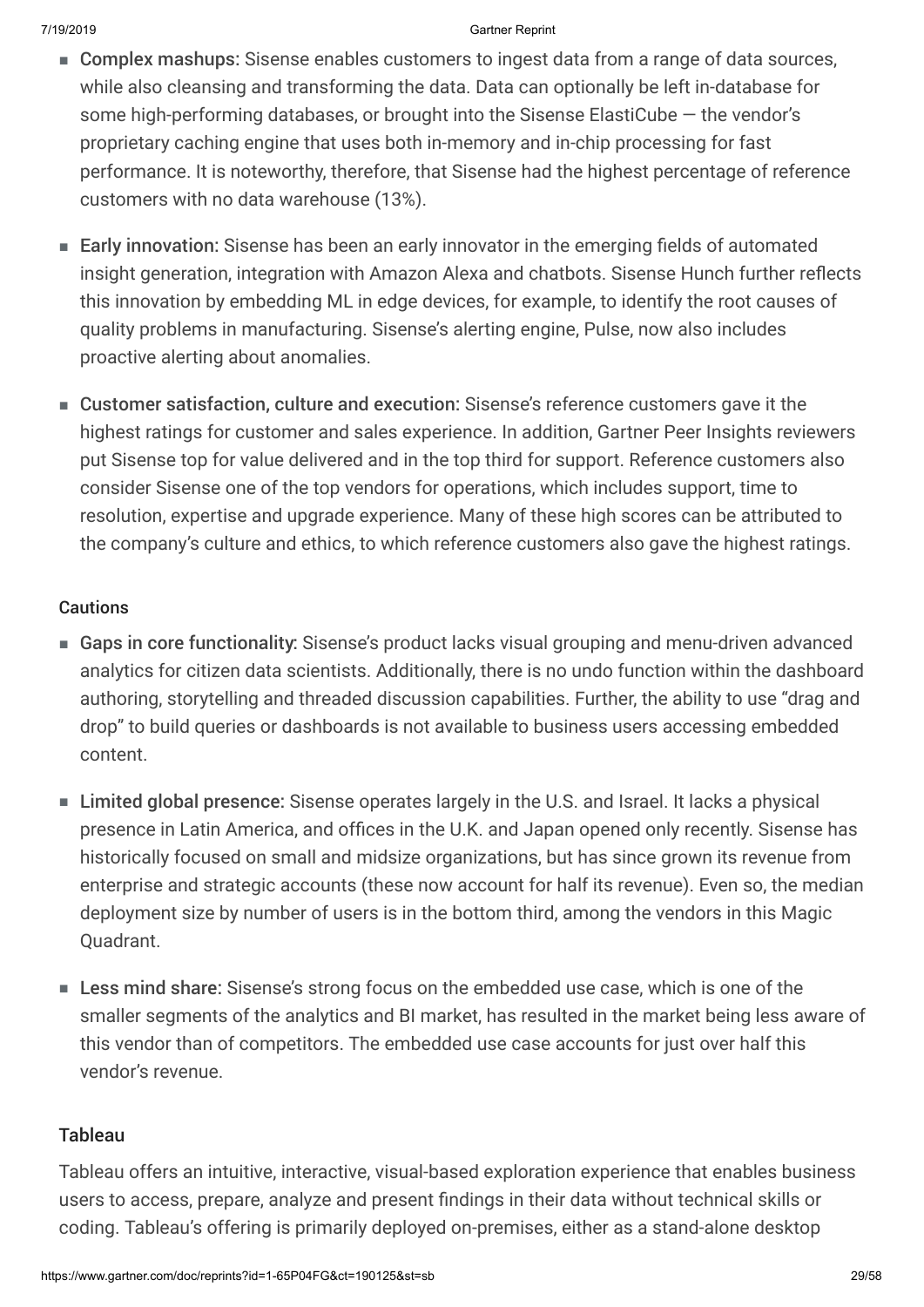- **Complex mashups:** Sisense enables customers to ingest data from a range of data sources, while also cleansing and transforming the data. Data can optionally be left in-database for some high-performing databases, or brought into the Sisense ElastiCube — the vendor's proprietary caching engine that uses both in-memory and in-chip processing for fast performance. It is noteworthy, therefore, that Sisense had the highest percentage of reference customers with no data warehouse (13%).
- **Early innovation:** Sisense has been an early innovator in the emerging fields of automated insight generation, integration with Amazon Alexa and chatbots. Sisense Hunch further reflects this innovation by embedding ML in edge devices, for example, to identify the root causes of quality problems in manufacturing. Sisense's alerting engine, Pulse, now also includes proactive alerting about anomalies.
- **Customer satisfaction, culture and execution:** Sisense's reference customers gave it the highest ratings for customer and sales experience. In addition, Gartner Peer Insights reviewers put Sisense top for value delivered and in the top third for support. Reference customers also consider Sisense one of the top vendors for operations, which includes support, time to resolution, expertise and upgrade experience. Many of these high scores can be attributed to the company's culture and ethics, to which reference customers also gave the highest ratings.

#### Cautions

- **Gaps in core functionality:** Sisense's product lacks visual grouping and menu-driven advanced analytics for citizen data scientists. Additionally, there is no undo function within the dashboard authoring, storytelling and threaded discussion capabilities. Further, the ability to use "drag and drop" to build queries or dashboards is not available to business users accessing embedded content.
- **Limited global presence:** Sisense operates largely in the U.S. and Israel. It lacks a physical presence in Latin America, and offices in the U.K. and Japan opened only recently. Sisense has historically focused on small and midsize organizations, but has since grown its revenue from enterprise and strategic accounts (these now account for half its revenue). Even so, the median deployment size by number of users is in the bottom third, among the vendors in this Magic Quadrant.
- **Less mind share:** Sisense's strong focus on the embedded use case, which is one of the smaller segments of the analytics and BI market, has resulted in the market being less aware of this vendor than of competitors. The embedded use case accounts for just over half this vendor's revenue.

### Tableau

Tableau offers an intuitive, interactive, visual-based exploration experience that enables business users to access, prepare, analyze and present findings in their data without technical skills or coding. Tableau's offering is primarily deployed on-premises, either as a stand-alone desktop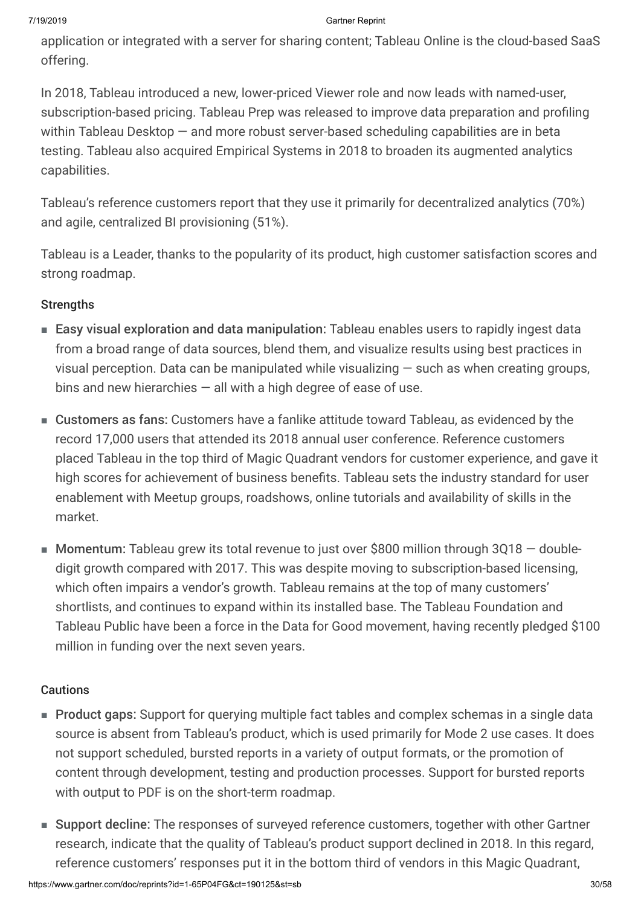application or integrated with a server for sharing content; Tableau Online is the cloud-based SaaS offering.

In 2018, Tableau introduced a new, lower-priced Viewer role and now leads with named-user, subscription-based pricing. Tableau Prep was released to improve data preparation and profiling within Tableau Desktop — and more robust server-based scheduling capabilities are in beta testing. Tableau also acquired Empirical Systems in 2018 to broaden its augmented analytics capabilities.

Tableau's reference customers report that they use it primarily for decentralized analytics (70%) and agile, centralized BI provisioning (51%).

Tableau is a Leader, thanks to the popularity of its product, high customer satisfaction scores and strong roadmap.

#### Strengths

- **Easy visual exploration and data manipulation:** Tableau enables users to rapidly ingest data from a broad range of data sources, blend them, and visualize results using best practices in visual perception. Data can be manipulated while visualizing — such as when creating groups, bins and new hierarchies — all with a high degree of ease of use.
- **Customers as fans:** Customers have a fanlike attitude toward Tableau, as evidenced by the record 17,000 users that attended its 2018 annual user conference. Reference customers placed Tableau in the top third of Magic Quadrant vendors for customer experience, and gave it high scores for achievement of business benefits. Tableau sets the industry standard for user enablement with Meetup groups, roadshows, online tutorials and availability of skills in the market.
- **Momentum:** Tableau grew its total revenue to just over $800 million through 3Q18 — double-digit growth compared with 2017. This was despite moving to subscription-based licensing, which often impairs a vendor's growth. Tableau remains at the top of many customers' shortlists, and continues to expand within its installed base. The Tableau Foundation and Tableau Public have been a force in the Data for Good movement, having recently pledged $100 million in funding over the next seven years.

#### Cautions

- **Product gaps:** Support for querying multiple fact tables and complex schemas in a single data source is absent from Tableau's product, which is used primarily for Mode 2 use cases. It does not support scheduled, bursted reports in a variety of output formats, or the promotion of content through development, testing and production processes. Support for bursted reports with output to PDF is on the short-term roadmap.
- **Support decline:** The responses of surveyed reference customers, together with other Gartner research, indicate that the quality of Tableau's product support declined in 2018. In this regard, reference customers' responses put it in the bottom third of vendors in this Magic Quadrant,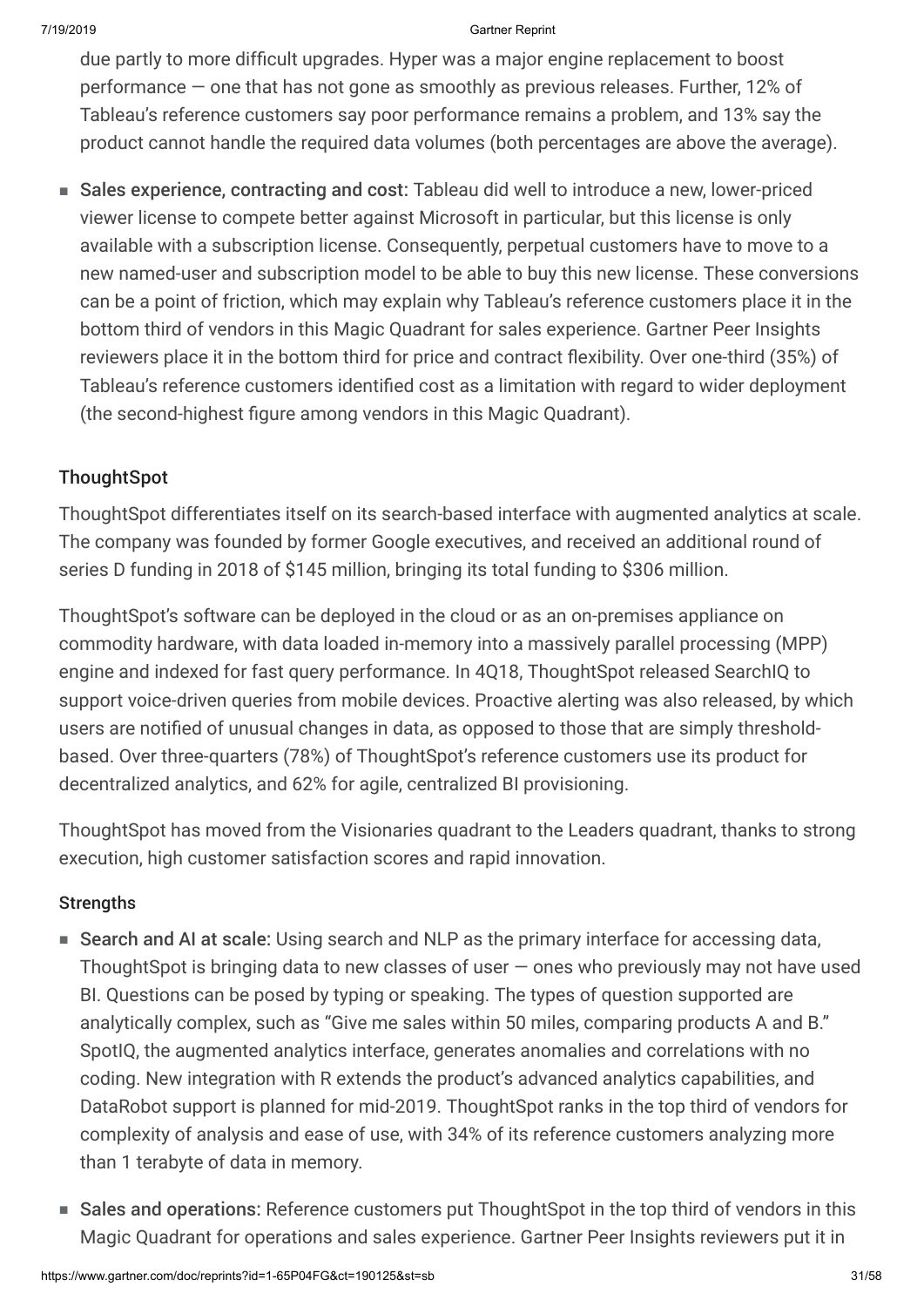due partly to more difficult upgrades. Hyper was a major engine replacement to boost performance — one that has not gone as smoothly as previous releases. Further, 12% of Tableau's reference customers say poor performance remains a problem, and 13% say the product cannot handle the required data volumes (both percentages are above the average).

- **Sales experience, contracting and cost:** Tableau did well to introduce a new, lower-priced viewer license to compete better against Microsoft in particular, but this license is only available with a subscription license. Consequently, perpetual customers have to move to a new named-user and subscription model to be able to buy this new license. These conversions can be a point of friction, which may explain why Tableau's reference customers place it in the bottom third of vendors in this Magic Quadrant for sales experience. Gartner Peer Insights reviewers place it in the bottom third for price and contract flexibility. Over one-third (35%) of Tableau's reference customers identified cost as a limitation with regard to wider deployment (the second-highest figure among vendors in this Magic Quadrant).

### ThoughtSpot

ThoughtSpot differentiates itself on its search-based interface with augmented analytics at scale. The company was founded by former Google executives, and received an additional round of series D funding in 2018 of $145 million, bringing its total funding to $306 million.

ThoughtSpot's software can be deployed in the cloud or as an on-premises appliance on commodity hardware, with data loaded in-memory into a massively parallel processing (MPP) engine and indexed for fast query performance. In 4Q18, ThoughtSpot released SearchIQ to support voice-driven queries from mobile devices. Proactive alerting was also released, by which users are notified of unusual changes in data, as opposed to those that are simply threshold-based. Over three-quarters (78%) of ThoughtSpot's reference customers use its product for decentralized analytics, and 62% for agile, centralized BI provisioning.

ThoughtSpot has moved from the Visionaries quadrant to the Leaders quadrant, thanks to strong execution, high customer satisfaction scores and rapid innovation.

#### Strengths

- **Search and AI at scale:** Using search and NLP as the primary interface for accessing data, ThoughtSpot is bringing data to new classes of user — ones who previously may not have used BI. Questions can be posed by typing or speaking. The types of question supported are analytically complex, such as "Give me sales within 50 miles, comparing products A and B." SpotIQ, the augmented analytics interface, generates anomalies and correlations with no coding. New integration with R extends the product's advanced analytics capabilities, and DataRobot support is planned for mid-2019. ThoughtSpot ranks in the top third of vendors for complexity of analysis and ease of use, with 34% of its reference customers analyzing more than 1 terabyte of data in memory.
- **Sales and operations:** Reference customers put ThoughtSpot in the top third of vendors in this Magic Quadrant for operations and sales experience. Gartner Peer Insights reviewers put it in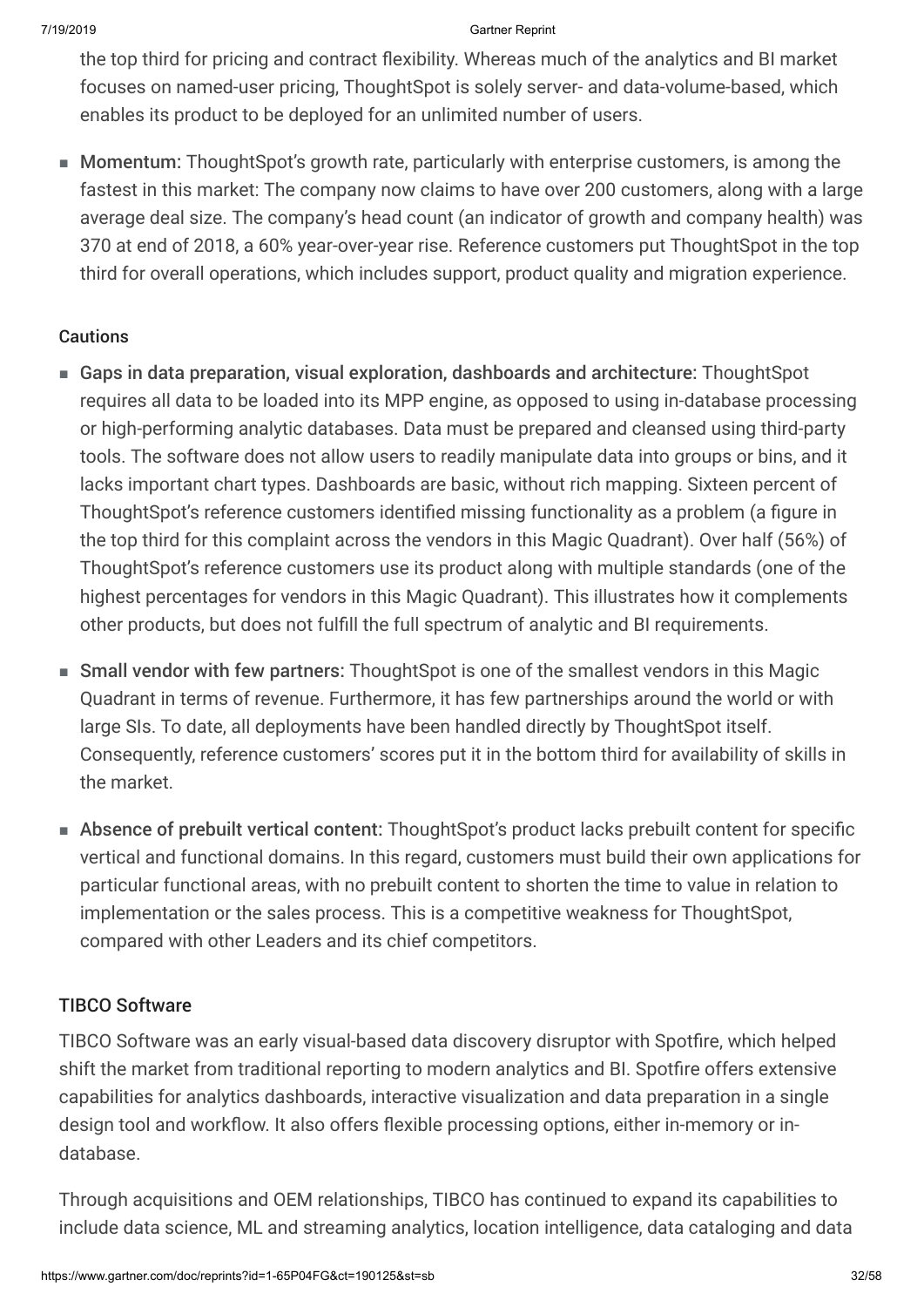the top third for pricing and contract flexibility. Whereas much of the analytics and BI market focuses on named-user pricing, ThoughtSpot is solely server- and data-volume-based, which enables its product to be deployed for an unlimited number of users.

- **Momentum:** ThoughtSpot's growth rate, particularly with enterprise customers, is among the fastest in this market: The company now claims to have over 200 customers, along with a large average deal size. The company's head count (an indicator of growth and company health) was 370 at end of 2018, a 60% year-over-year rise. Reference customers put ThoughtSpot in the top third for overall operations, which includes support, product quality and migration experience.

#### Cautions

- **Gaps in data preparation, visual exploration, dashboards and architecture:** ThoughtSpot requires all data to be loaded into its MPP engine, as opposed to using in-database processing or high-performing analytic databases. Data must be prepared and cleansed using third-party tools. The software does not allow users to readily manipulate data into groups or bins, and it lacks important chart types. Dashboards are basic, without rich mapping. Sixteen percent of ThoughtSpot's reference customers identified missing functionality as a problem (a figure in the top third for this complaint across the vendors in this Magic Quadrant). Over half (56%) of ThoughtSpot's reference customers use its product along with multiple standards (one of the highest percentages for vendors in this Magic Quadrant). This illustrates how it complements other products, but does not fulfill the full spectrum of analytic and BI requirements.
- **Small vendor with few partners:** ThoughtSpot is one of the smallest vendors in this Magic Quadrant in terms of revenue. Furthermore, it has few partnerships around the world or with large SIs. To date, all deployments have been handled directly by ThoughtSpot itself. Consequently, reference customers' scores put it in the bottom third for availability of skills in the market.
- **Absence of prebuilt vertical content:** ThoughtSpot's product lacks prebuilt content for specific vertical and functional domains. In this regard, customers must build their own applications for particular functional areas, with no prebuilt content to shorten the time to value in relation to implementation or the sales process. This is a competitive weakness for ThoughtSpot, compared with other Leaders and its chief competitors.

### TIBCO Software

TIBCO Software was an early visual-based data discovery disruptor with Spotfire, which helped shift the market from traditional reporting to modern analytics and BI. Spotfire offers extensive capabilities for analytics dashboards, interactive visualization and data preparation in a single design tool and workflow. It also offers flexible processing options, either in-memory or in-database.

Through acquisitions and OEM relationships, TIBCO has continued to expand its capabilities to include data science, ML and streaming analytics, location intelligence, data cataloging and data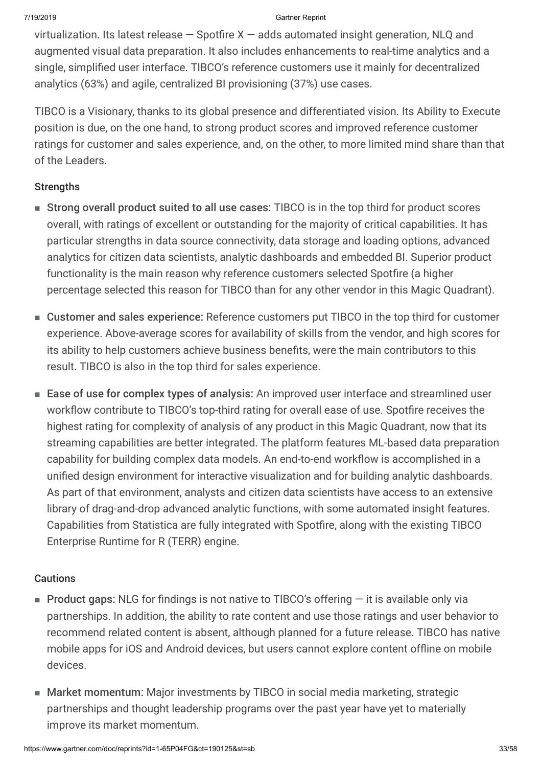virtualization. Its latest release — Spotfire X — adds automated insight generation, NLQ and augmented visual data preparation. It also includes enhancements to real-time analytics and a single, simplified user interface. TIBCO's reference customers use it mainly for decentralized analytics (63%) and agile, centralized BI provisioning (37%) use cases.

TIBCO is a Visionary, thanks to its global presence and differentiated vision. Its Ability to Execute position is due, on the one hand, to strong product scores and improved reference customer ratings for customer and sales experience, and, on the other, to more limited mind share than that of the Leaders.

### Strengths

- **Strong overall product suited to all use cases:** TIBCO is in the top third for product scores overall, with ratings of excellent or outstanding for the majority of critical capabilities. It has particular strengths in data source connectivity, data storage and loading options, advanced analytics for citizen data scientists, analytic dashboards and embedded BI. Superior product functionality is the main reason why reference customers selected Spotfire (a higher percentage selected this reason for TIBCO than for any other vendor in this Magic Quadrant).
- **Customer and sales experience:** Reference customers put TIBCO in the top third for customer experience. Above-average scores for availability of skills from the vendor, and high scores for its ability to help customers achieve business benefits, were the main contributors to this result. TIBCO is also in the top third for sales experience.
- **Ease of use for complex types of analysis:** An improved user interface and streamlined user workflow contribute to TIBCO's top-third rating for overall ease of use. Spotfire receives the highest rating for complexity of analysis of any product in this Magic Quadrant, now that its streaming capabilities are better integrated. The platform features ML-based data preparation capability for building complex data models. An end-to-end workflow is accomplished in a unified design environment for interactive visualization and for building analytic dashboards. As part of that environment, analysts and citizen data scientists have access to an extensive library of drag-and-drop advanced analytic functions, with some automated insight features. Capabilities from Statistica are fully integrated with Spotfire, along with the existing TIBCO Enterprise Runtime for R (TERR) engine.

### Cautions

- **Product gaps:** NLG for findings is not native to TIBCO's offering — it is available only via partnerships. In addition, the ability to rate content and use those ratings and user behavior to recommend related content is absent, although planned for a future release. TIBCO has native mobile apps for iOS and Android devices, but users cannot explore content offline on mobile devices.
- **Market momentum:** Major investments by TIBCO in social media marketing, strategic partnerships and thought leadership programs over the past year have yet to materially improve its market momentum.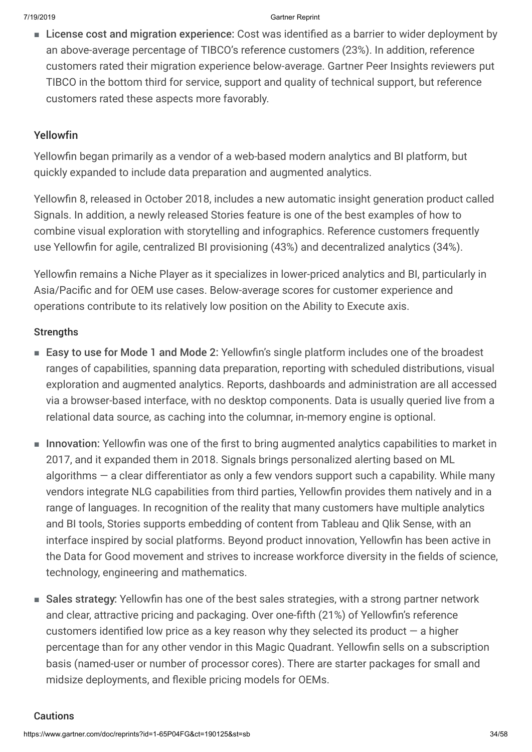- **License cost and migration experience:** Cost was identified as a barrier to wider deployment by an above-average percentage of TIBCO's reference customers (23%). In addition, reference customers rated their migration experience below-average. Gartner Peer Insights reviewers put TIBCO in the bottom third for service, support and quality of technical support, but reference customers rated these aspects more favorably.

### Yellowfin

Yellowfin began primarily as a vendor of a web-based modern analytics and BI platform, but quickly expanded to include data preparation and augmented analytics.

Yellowfin 8, released in October 2018, includes a new automatic insight generation product called Signals. In addition, a newly released Stories feature is one of the best examples of how to combine visual exploration with storytelling and infographics. Reference customers frequently use Yellowfin for agile, centralized BI provisioning (43%) and decentralized analytics (34%).

Yellowfin remains a Niche Player as it specializes in lower-priced analytics and BI, particularly in Asia/Pacific and for OEM use cases. Below-average scores for customer experience and operations contribute to its relatively low position on the Ability to Execute axis.

#### Strengths

- **Easy to use for Mode 1 and Mode 2:** Yellowfin's single platform includes one of the broadest ranges of capabilities, spanning data preparation, reporting with scheduled distributions, visual exploration and augmented analytics. Reports, dashboards and administration are all accessed via a browser-based interface, with no desktop components. Data is usually queried live from a relational data source, as caching into the columnar, in-memory engine is optional.
- **Innovation:** Yellowfin was one of the first to bring augmented analytics capabilities to market in 2017, and it expanded them in 2018. Signals brings personalized alerting based on ML algorithms — a clear differentiator as only a few vendors support such a capability. While many vendors integrate NLG capabilities from third parties, Yellowfin provides them natively and in a range of languages. In recognition of the reality that many customers have multiple analytics and BI tools, Stories supports embedding of content from Tableau and Qlik Sense, with an interface inspired by social platforms. Beyond product innovation, Yellowfin has been active in the Data for Good movement and strives to increase workforce diversity in the fields of science, technology, engineering and mathematics.
- **Sales strategy:** Yellowfin has one of the best sales strategies, with a strong partner network and clear, attractive pricing and packaging. Over one-fifth (21%) of Yellowfin's reference customers identified low price as a key reason why they selected its product — a higher percentage than for any other vendor in this Magic Quadrant. Yellowfin sells on a subscription basis (named-user or number of processor cores). There are starter packages for small and midsize deployments, and flexible pricing models for OEMs.

#### Cautions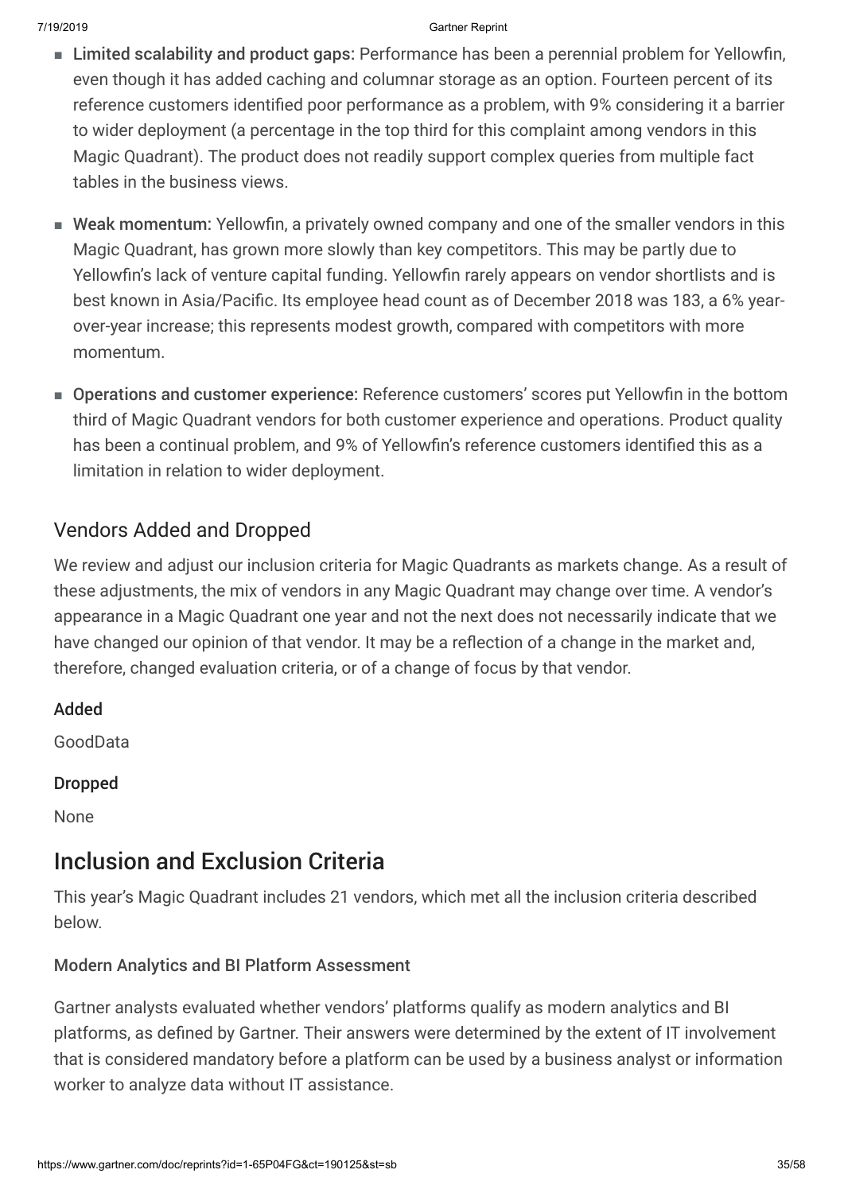- **Limited scalability and product gaps:** Performance has been a perennial problem for Yellowfin, even though it has added caching and columnar storage as an option. Fourteen percent of its reference customers identified poor performance as a problem, with 9% considering it a barrier to wider deployment (a percentage in the top third for this complaint among vendors in this Magic Quadrant). The product does not readily support complex queries from multiple fact tables in the business views.
- **Weak momentum:** Yellowfin, a privately owned company and one of the smaller vendors in this Magic Quadrant, has grown more slowly than key competitors. This may be partly due to Yellowfin's lack of venture capital funding. Yellowfin rarely appears on vendor shortlists and is best known in Asia/Pacific. Its employee head count as of December 2018 was 183, a 6% year-over-year increase; this represents modest growth, compared with competitors with more momentum.
- **Operations and customer experience:** Reference customers' scores put Yellowfin in the bottom third of Magic Quadrant vendors for both customer experience and operations. Product quality has been a continual problem, and 9% of Yellowfin's reference customers identified this as a limitation in relation to wider deployment.

## Vendors Added and Dropped

We review and adjust our inclusion criteria for Magic Quadrants as markets change. As a result of these adjustments, the mix of vendors in any Magic Quadrant may change over time. A vendor's appearance in a Magic Quadrant one year and not the next does not necessarily indicate that we have changed our opinion of that vendor. It may be a reflection of a change in the market and, therefore, changed evaluation criteria, or of a change of focus by that vendor.

### Added

GoodData

### Dropped

None

# Inclusion and Exclusion Criteria

This year's Magic Quadrant includes 21 vendors, which met all the inclusion criteria described below.

### Modern Analytics and BI Platform Assessment

Gartner analysts evaluated whether vendors' platforms qualify as modern analytics and BI platforms, as defined by Gartner. Their answers were determined by the extent of IT involvement that is considered mandatory before a platform can be used by a business analyst or information worker to analyze data without IT assistance.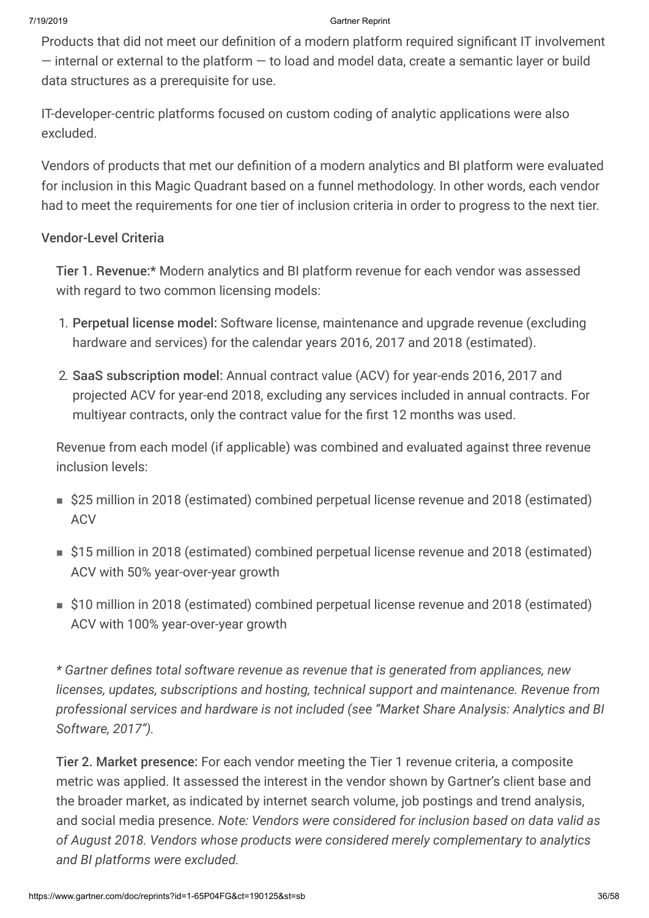Products that did not meet our definition of a modern platform required significant IT involvement — internal or external to the platform — to load and model data, create a semantic layer or build data structures as a prerequisite for use.

IT-developer-centric platforms focused on custom coding of analytic applications were also excluded.

Vendors of products that met our definition of a modern analytics and BI platform were evaluated for inclusion in this Magic Quadrant based on a funnel methodology. In other words, each vendor had to meet the requirements for one tier of inclusion criteria in order to progress to the next tier.

### Vendor-Level Criteria

**Tier 1. Revenue:*** Modern analytics and BI platform revenue for each vendor was assessed with regard to two common licensing models:

1. **Perpetual license model:** Software license, maintenance and upgrade revenue (excluding hardware and services) for the calendar years 2016, 2017 and 2018 (estimated).
2. **SaaS subscription model:** Annual contract value (ACV) for year-ends 2016, 2017 and projected ACV for year-end 2018, excluding any services included in annual contracts. For multiyear contracts, only the contract value for the first 12 months was used.

Revenue from each model (if applicable) was combined and evaluated against three revenue inclusion levels:

- $25 million in 2018 (estimated) combined perpetual license revenue and 2018 (estimated) ACV
- $15 million in 2018 (estimated) combined perpetual license revenue and 2018 (estimated) ACV with 50% year-over-year growth
- $10 million in 2018 (estimated) combined perpetual license revenue and 2018 (estimated) ACV with 100% year-over-year growth

*\* Gartner defines total software revenue as revenue that is generated from appliances, new licenses, updates, subscriptions and hosting, technical support and maintenance. Revenue from professional services and hardware is not included (see "Market Share Analysis: Analytics and BI Software, 2017").*

**Tier 2. Market presence:** For each vendor meeting the Tier 1 revenue criteria, a composite metric was applied. It assessed the interest in the vendor shown by Gartner's client base and the broader market, as indicated by internet search volume, job postings and trend analysis, and social media presence. *Note: Vendors were considered for inclusion based on data valid as of August 2018. Vendors whose products were considered merely complementary to analytics and BI platforms were excluded.*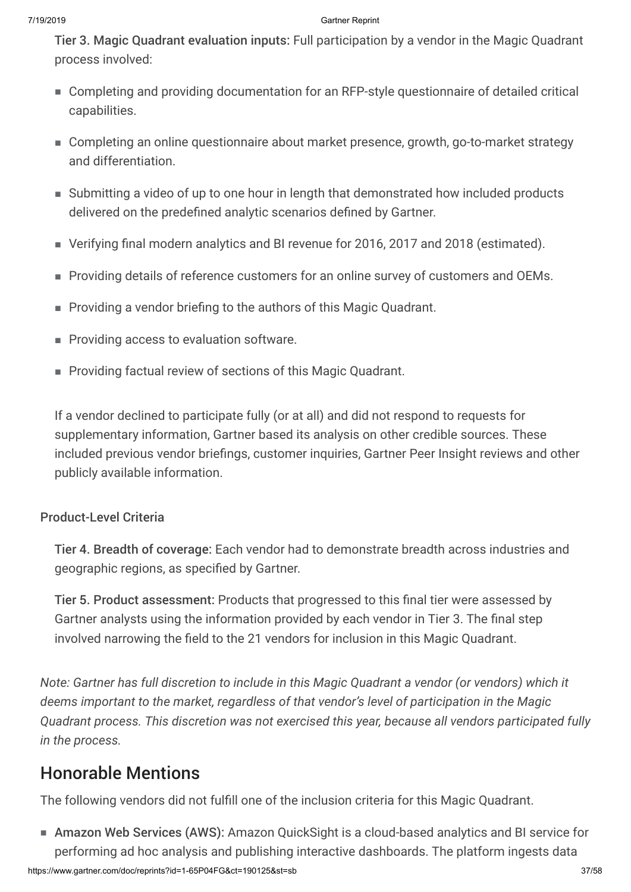**Tier 3. Magic Quadrant evaluation inputs:** Full participation by a vendor in the Magic Quadrant process involved:

- Completing and providing documentation for an RFP-style questionnaire of detailed critical capabilities.
- Completing an online questionnaire about market presence, growth, go-to-market strategy and differentiation.
- Submitting a video of up to one hour in length that demonstrated how included products delivered on the predefined analytic scenarios defined by Gartner.
- Verifying final modern analytics and BI revenue for 2016, 2017 and 2018 (estimated).
- Providing details of reference customers for an online survey of customers and OEMs.
- Providing a vendor briefing to the authors of this Magic Quadrant.
- Providing access to evaluation software.
- Providing factual review of sections of this Magic Quadrant.

If a vendor declined to participate fully (or at all) and did not respond to requests for supplementary information, Gartner based its analysis on other credible sources. These included previous vendor briefings, customer inquiries, Gartner Peer Insight reviews and other publicly available information.

### Product-Level Criteria

**Tier 4. Breadth of coverage:** Each vendor had to demonstrate breadth across industries and geographic regions, as specified by Gartner.

**Tier 5. Product assessment:** Products that progressed to this final tier were assessed by Gartner analysts using the information provided by each vendor in Tier 3. The final step involved narrowing the field to the 21 vendors for inclusion in this Magic Quadrant.

*Note: Gartner has full discretion to include in this Magic Quadrant a vendor (or vendors) which it deems important to the market, regardless of that vendor's level of participation in the Magic Quadrant process. This discretion was not exercised this year, because all vendors participated fully in the process.*

## Honorable Mentions

The following vendors did not fulfill one of the inclusion criteria for this Magic Quadrant.

- **Amazon Web Services (AWS):** Amazon QuickSight is a cloud-based analytics and BI service for performing ad hoc analysis and publishing interactive dashboards. The platform ingests data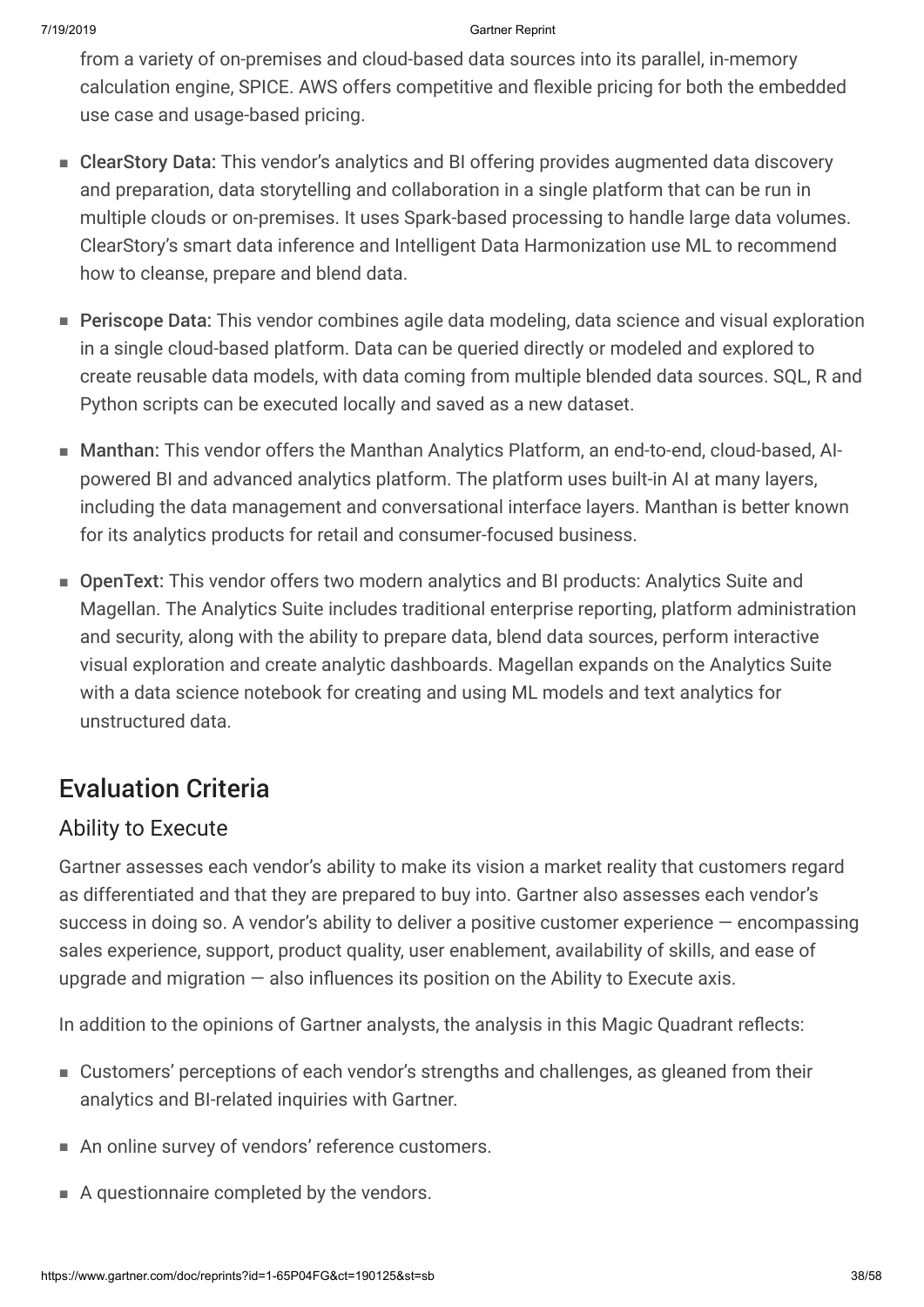from a variety of on-premises and cloud-based data sources into its parallel, in-memory calculation engine, SPICE. AWS offers competitive and flexible pricing for both the embedded use case and usage-based pricing.

- ClearStory Data: This vendor's analytics and BI offering provides augmented data discovery and preparation, data storytelling and collaboration in a single platform that can be run in multiple clouds or on-premises. It uses Spark-based processing to handle large data volumes. ClearStory's smart data inference and Intelligent Data Harmonization use ML to recommend how to cleanse, prepare and blend data.
- Periscope Data: This vendor combines agile data modeling, data science and visual exploration in a single cloud-based platform. Data can be queried directly or modeled and explored to create reusable data models, with data coming from multiple blended data sources. SQL, R and Python scripts can be executed locally and saved as a new dataset.
- Manthan: This vendor offers the Manthan Analytics Platform, an end-to-end, cloud-based, AI-powered BI and advanced analytics platform. The platform uses built-in AI at many layers, including the data management and conversational interface layers. Manthan is better known for its analytics products for retail and consumer-focused business.
- OpenText: This vendor offers two modern analytics and BI products: Analytics Suite and Magellan. The Analytics Suite includes traditional enterprise reporting, platform administration and security, along with the ability to prepare data, blend data sources, perform interactive visual exploration and create analytic dashboards. Magellan expands on the Analytics Suite with a data science notebook for creating and using ML models and text analytics for unstructured data.

## Evaluation Criteria

### Ability to Execute

Gartner assesses each vendor's ability to make its vision a market reality that customers regard as differentiated and that they are prepared to buy into. Gartner also assesses each vendor's success in doing so. A vendor's ability to deliver a positive customer experience — encompassing sales experience, support, product quality, user enablement, availability of skills, and ease of upgrade and migration — also influences its position on the Ability to Execute axis.

In addition to the opinions of Gartner analysts, the analysis in this Magic Quadrant reflects:

- Customers' perceptions of each vendor's strengths and challenges, as gleaned from their analytics and BI-related inquiries with Gartner.
- An online survey of vendors' reference customers.
- A questionnaire completed by the vendors.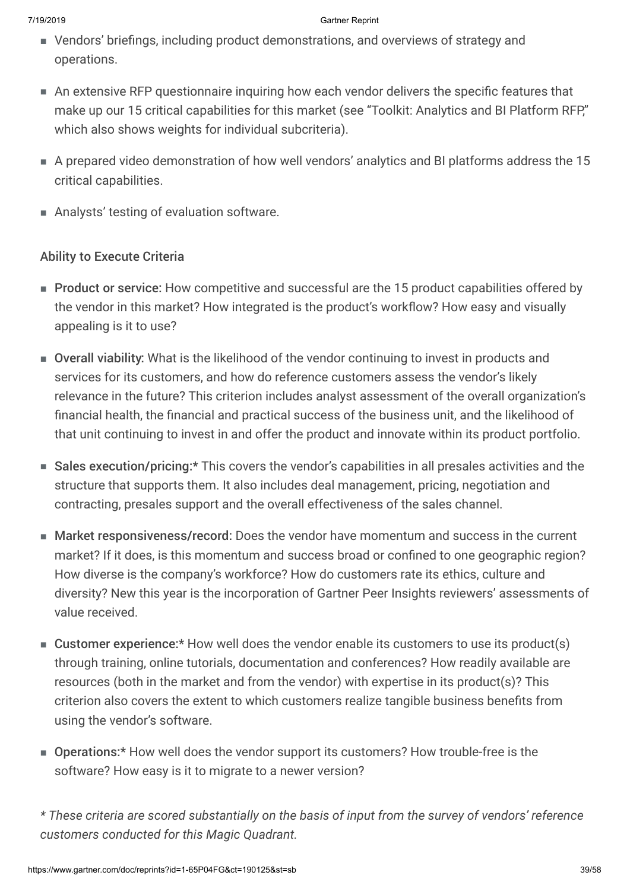- Vendors' briefings, including product demonstrations, and overviews of strategy and operations.
- An extensive RFP questionnaire inquiring how each vendor delivers the specific features that make up our 15 critical capabilities for this market (see "Toolkit: Analytics and BI Platform RFP," which also shows weights for individual subcriteria).
- A prepared video demonstration of how well vendors' analytics and BI platforms address the 15 critical capabilities.
- Analysts' testing of evaluation software.

### Ability to Execute Criteria

- **Product or service:** How competitive and successful are the 15 product capabilities offered by the vendor in this market? How integrated is the product's workflow? How easy and visually appealing is it to use?
- **Overall viability:** What is the likelihood of the vendor continuing to invest in products and services for its customers, and how do reference customers assess the vendor's likely relevance in the future? This criterion includes analyst assessment of the overall organization's financial health, the financial and practical success of the business unit, and the likelihood of that unit continuing to invest in and offer the product and innovate within its product portfolio.
- **Sales execution/pricing:*** This covers the vendor's capabilities in all presales activities and the structure that supports them. It also includes deal management, pricing, negotiation and contracting, presales support and the overall effectiveness of the sales channel.
- **Market responsiveness/record:** Does the vendor have momentum and success in the current market? If it does, is this momentum and success broad or confined to one geographic region? How diverse is the company's workforce? How do customers rate its ethics, culture and diversity? New this year is the incorporation of Gartner Peer Insights reviewers' assessments of value received.
- **Customer experience:*** How well does the vendor enable its customers to use its product(s) through training, online tutorials, documentation and conferences? How readily available are resources (both in the market and from the vendor) with expertise in its product(s)? This criterion also covers the extent to which customers realize tangible business benefits from using the vendor's software.
- **Operations:*** How well does the vendor support its customers? How trouble-free is the software? How easy is it to migrate to a newer version?

*\* These criteria are scored substantially on the basis of input from the survey of vendors' reference customers conducted for this Magic Quadrant.*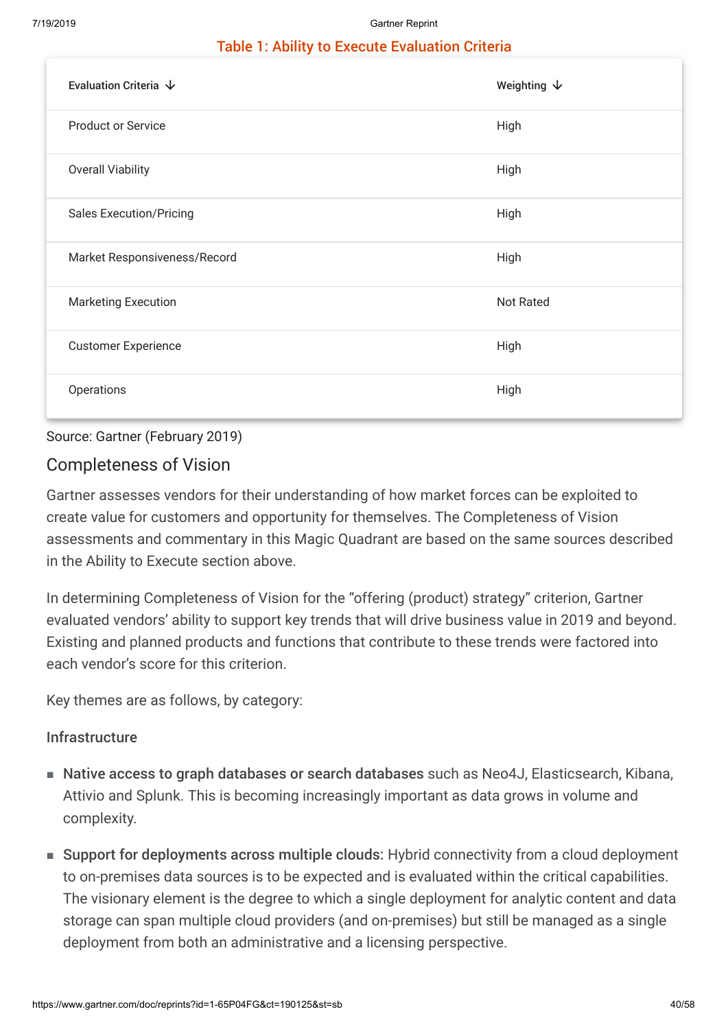### Table 1: Ability to Execute Evaluation Criteria

| Evaluation Criteria | Weighting |
| --- | --- |
| Product or Service | High |
| Overall Viability | High |
| Sales Execution/Pricing | High |
| Market Responsiveness/Record | High |
| Marketing Execution | Not Rated |
| Customer Experience | High |
| Operations | High |

Source: Gartner (February 2019)

## Completeness of Vision

Gartner assesses vendors for their understanding of how market forces can be exploited to create value for customers and opportunity for themselves. The Completeness of Vision assessments and commentary in this Magic Quadrant are based on the same sources described in the Ability to Execute section above.

In determining Completeness of Vision for the "offering (product) strategy" criterion, Gartner evaluated vendors' ability to support key trends that will drive business value in 2019 and beyond. Existing and planned products and functions that contribute to these trends were factored into each vendor's score for this criterion.

Key themes are as follows, by category:

### Infrastructure

- **Native access to graph databases or search databases** such as Neo4J, Elasticsearch, Kibana, Attivio and Splunk. This is becoming increasingly important as data grows in volume and complexity.
- **Support for deployments across multiple clouds:** Hybrid connectivity from a cloud deployment to on-premises data sources is to be expected and is evaluated within the critical capabilities. The visionary element is the degree to which a single deployment for analytic content and data storage can span multiple cloud providers (and on-premises) but still be managed as a single deployment from both an administrative and a licensing perspective.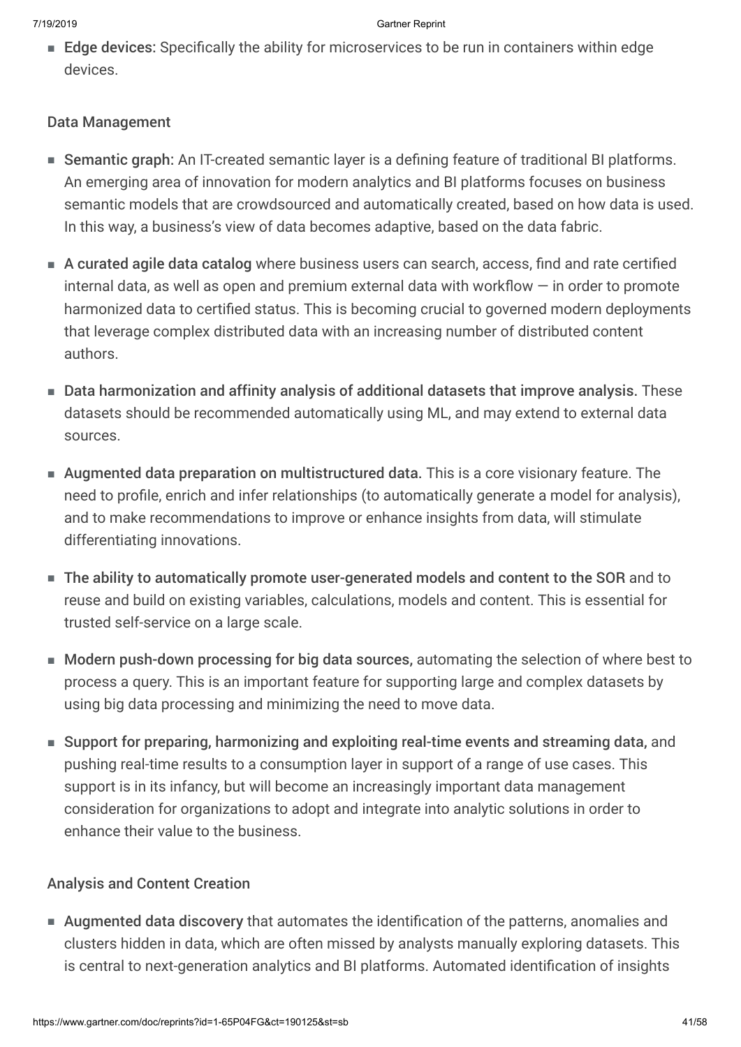- **Edge devices:** Specifically the ability for microservices to be run in containers within edge devices.

### Data Management

- **Semantic graph:** An IT-created semantic layer is a defining feature of traditional BI platforms. An emerging area of innovation for modern analytics and BI platforms focuses on business semantic models that are crowdsourced and automatically created, based on how data is used. In this way, a business's view of data becomes adaptive, based on the data fabric.
- **A curated agile data catalog** where business users can search, access, find and rate certified internal data, as well as open and premium external data with workflow — in order to promote harmonized data to certified status. This is becoming crucial to governed modern deployments that leverage complex distributed data with an increasing number of distributed content authors.
- **Data harmonization and affinity analysis of additional datasets that improve analysis.** These datasets should be recommended automatically using ML, and may extend to external data sources.
- **Augmented data preparation on multistructured data.** This is a core visionary feature. The need to profile, enrich and infer relationships (to automatically generate a model for analysis), and to make recommendations to improve or enhance insights from data, will stimulate differentiating innovations.
- **The ability to automatically promote user-generated models and content to the SOR** and to reuse and build on existing variables, calculations, models and content. This is essential for trusted self-service on a large scale.
- **Modern push-down processing for big data sources,** automating the selection of where best to process a query. This is an important feature for supporting large and complex datasets by using big data processing and minimizing the need to move data.
- **Support for preparing, harmonizing and exploiting real-time events and streaming data,** and pushing real-time results to a consumption layer in support of a range of use cases. This support is in its infancy, but will become an increasingly important data management consideration for organizations to adopt and integrate into analytic solutions in order to enhance their value to the business.

### Analysis and Content Creation

- **Augmented data discovery** that automates the identification of the patterns, anomalies and clusters hidden in data, which are often missed by analysts manually exploring datasets. This is central to next-generation analytics and BI platforms. Automated identification of insights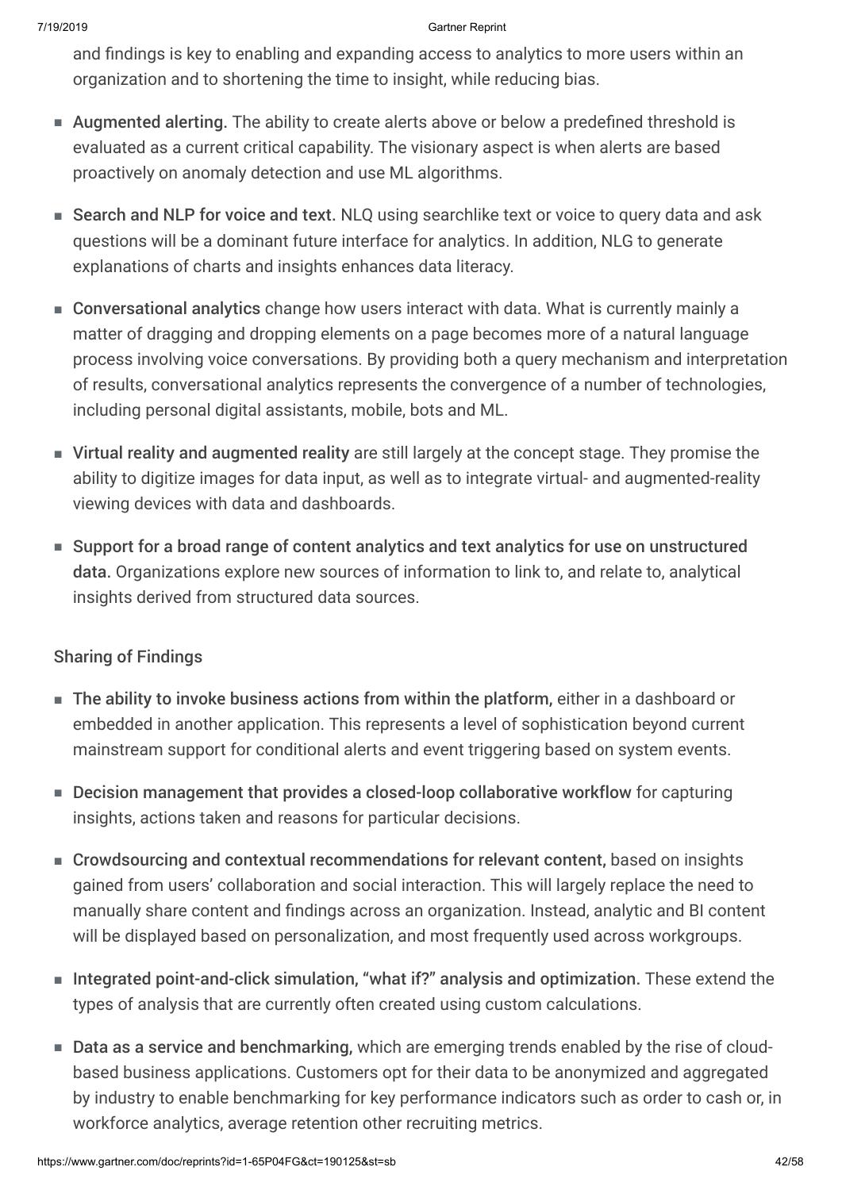and findings is key to enabling and expanding access to analytics to more users within an organization and to shortening the time to insight, while reducing bias.

- **Augmented alerting.** The ability to create alerts above or below a predefined threshold is evaluated as a current critical capability. The visionary aspect is when alerts are based proactively on anomaly detection and use ML algorithms.
- **Search and NLP for voice and text.** NLQ using searchlike text or voice to query data and ask questions will be a dominant future interface for analytics. In addition, NLG to generate explanations of charts and insights enhances data literacy.
- **Conversational analytics** change how users interact with data. What is currently mainly a matter of dragging and dropping elements on a page becomes more of a natural language process involving voice conversations. By providing both a query mechanism and interpretation of results, conversational analytics represents the convergence of a number of technologies, including personal digital assistants, mobile, bots and ML.
- **Virtual reality and augmented reality** are still largely at the concept stage. They promise the ability to digitize images for data input, as well as to integrate virtual- and augmented-reality viewing devices with data and dashboards.
- **Support for a broad range of content analytics and text analytics for use on unstructured data.** Organizations explore new sources of information to link to, and relate to, analytical insights derived from structured data sources.

### Sharing of Findings

- **The ability to invoke business actions from within the platform,** either in a dashboard or embedded in another application. This represents a level of sophistication beyond current mainstream support for conditional alerts and event triggering based on system events.
- **Decision management that provides a closed-loop collaborative workflow** for capturing insights, actions taken and reasons for particular decisions.
- **Crowdsourcing and contextual recommendations for relevant content,** based on insights gained from users' collaboration and social interaction. This will largely replace the need to manually share content and findings across an organization. Instead, analytic and BI content will be displayed based on personalization, and most frequently used across workgroups.
- **Integrated point-and-click simulation, "what if?" analysis and optimization.** These extend the types of analysis that are currently often created using custom calculations.
- **Data as a service and benchmarking,** which are emerging trends enabled by the rise of cloud-based business applications. Customers opt for their data to be anonymized and aggregated by industry to enable benchmarking for key performance indicators such as order to cash or, in workforce analytics, average retention other recruiting metrics.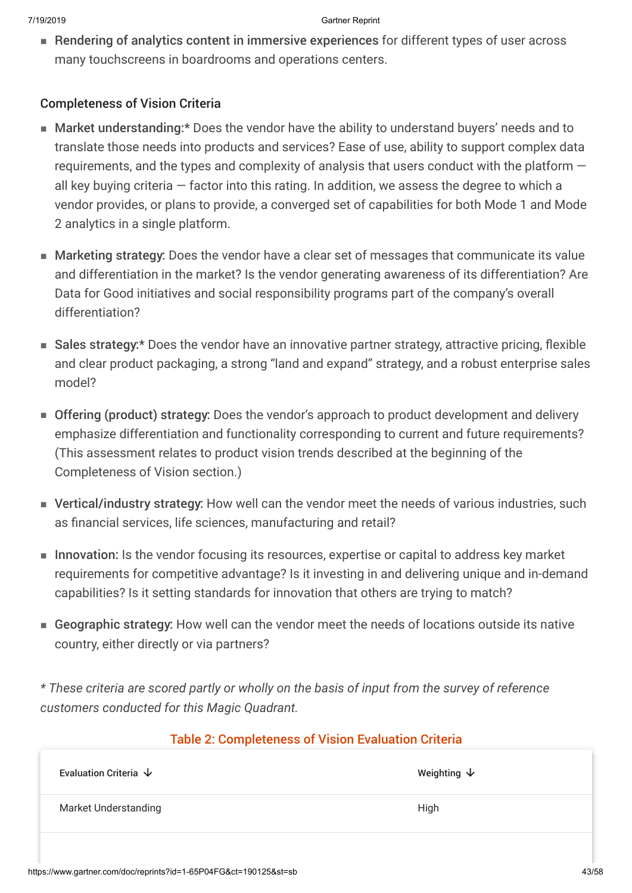- **Rendering of analytics content in immersive experiences** for different types of user across many touchscreens in boardrooms and operations centers.

### Completeness of Vision Criteria

- **Market understanding:*** Does the vendor have the ability to understand buyers' needs and to translate those needs into products and services? Ease of use, ability to support complex data requirements, and the types and complexity of analysis that users conduct with the platform — all key buying criteria — factor into this rating. In addition, we assess the degree to which a vendor provides, or plans to provide, a converged set of capabilities for both Mode 1 and Mode 2 analytics in a single platform.

- **Marketing strategy:** Does the vendor have a clear set of messages that communicate its value and differentiation in the market? Is the vendor generating awareness of its differentiation? Are Data for Good initiatives and social responsibility programs part of the company's overall differentiation?

- **Sales strategy:*** Does the vendor have an innovative partner strategy, attractive pricing, flexible and clear product packaging, a strong "land and expand" strategy, and a robust enterprise sales model?

- **Offering (product) strategy:** Does the vendor's approach to product development and delivery emphasize differentiation and functionality corresponding to current and future requirements? (This assessment relates to product vision trends described at the beginning of the Completeness of Vision section.)

- **Vertical/industry strategy:** How well can the vendor meet the needs of various industries, such as financial services, life sciences, manufacturing and retail?

- **Innovation:** Is the vendor focusing its resources, expertise or capital to address key market requirements for competitive advantage? Is it investing in and delivering unique and in-demand capabilities? Is it setting standards for innovation that others are trying to match?

- **Geographic strategy:** How well can the vendor meet the needs of locations outside its native country, either directly or via partners?

*\* These criteria are scored partly or wholly on the basis of input from the survey of reference customers conducted for this Magic Quadrant.*

**Table 2: Completeness of Vision Evaluation Criteria**

| Evaluation Criteria | Weighting |
|---|---|
| Market Understanding | High |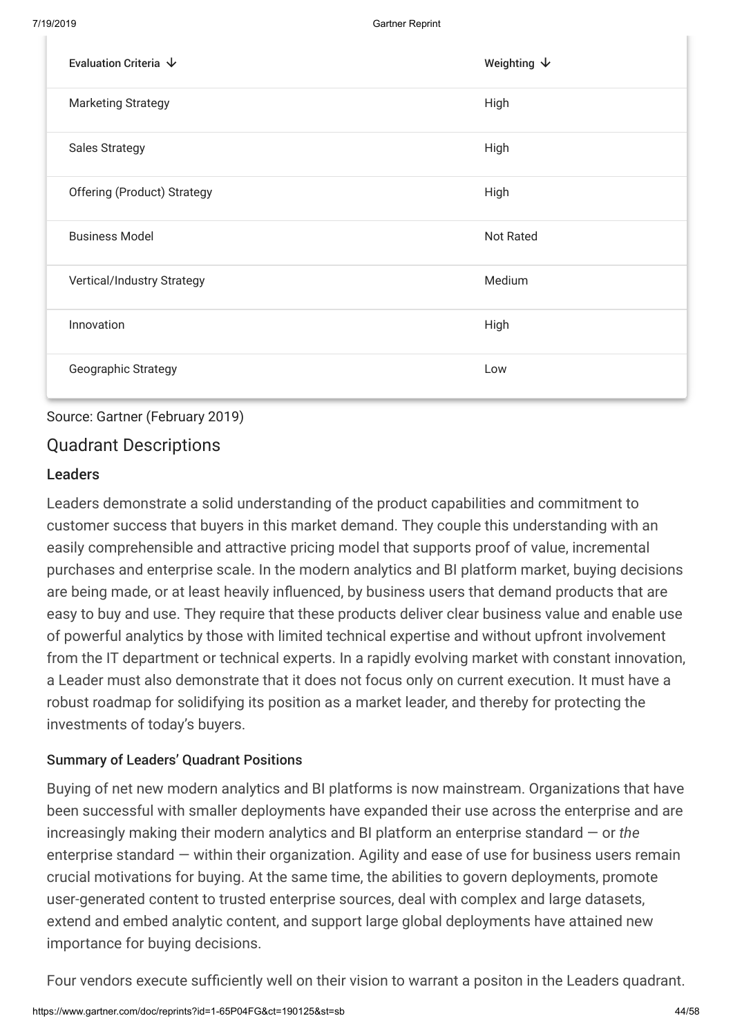| Evaluation Criteria ↓ | Weighting ↓ |
| --- | --- |
| Marketing Strategy | High |
| Sales Strategy | High |
| Offering (Product) Strategy | High |
| Business Model | Not Rated |
| Vertical/Industry Strategy | Medium |
| Innovation | High |
| Geographic Strategy | Low |

Source: Gartner (February 2019)

## Quadrant Descriptions

### Leaders

Leaders demonstrate a solid understanding of the product capabilities and commitment to customer success that buyers in this market demand. They couple this understanding with an easily comprehensible and attractive pricing model that supports proof of value, incremental purchases and enterprise scale. In the modern analytics and BI platform market, buying decisions are being made, or at least heavily influenced, by business users that demand products that are easy to buy and use. They require that these products deliver clear business value and enable use of powerful analytics by those with limited technical expertise and without upfront involvement from the IT department or technical experts. In a rapidly evolving market with constant innovation, a Leader must also demonstrate that it does not focus only on current execution. It must have a robust roadmap for solidifying its position as a market leader, and thereby for protecting the investments of today's buyers.

#### Summary of Leaders' Quadrant Positions

Buying of net new modern analytics and BI platforms is now mainstream. Organizations that have been successful with smaller deployments have expanded their use across the enterprise and are increasingly making their modern analytics and BI platform an enterprise standard — or *the* enterprise standard — within their organization. Agility and ease of use for business users remain crucial motivations for buying. At the same time, the abilities to govern deployments, promote user-generated content to trusted enterprise sources, deal with complex and large datasets, extend and embed analytic content, and support large global deployments have attained new importance for buying decisions.

Four vendors execute sufficiently well on their vision to warrant a positon in the Leaders quadrant.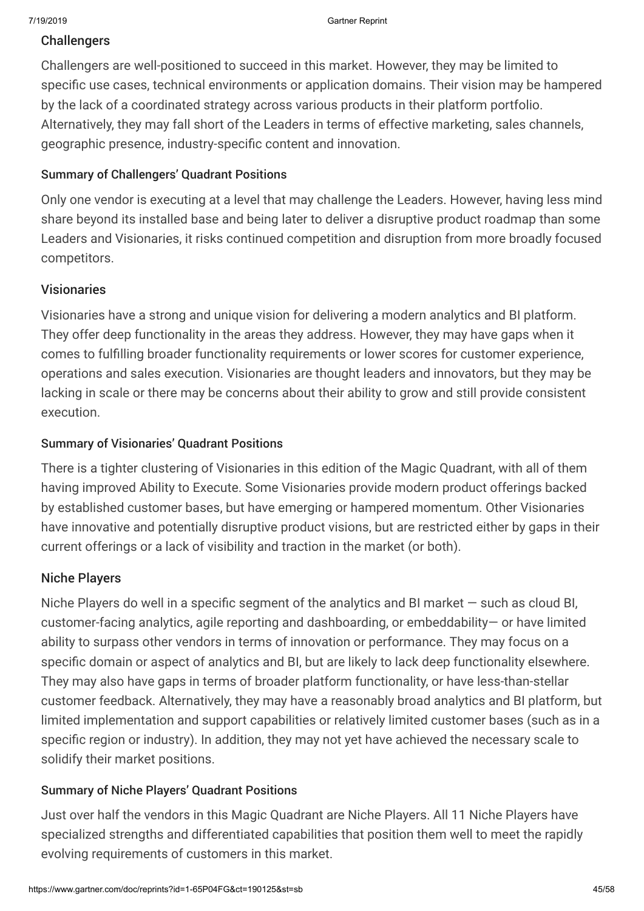### Challengers

Challengers are well-positioned to succeed in this market. However, they may be limited to specific use cases, technical environments or application domains. Their vision may be hampered by the lack of a coordinated strategy across various products in their platform portfolio. Alternatively, they may fall short of the Leaders in terms of effective marketing, sales channels, geographic presence, industry-specific content and innovation.

#### Summary of Challengers' Quadrant Positions

Only one vendor is executing at a level that may challenge the Leaders. However, having less mind share beyond its installed base and being later to deliver a disruptive product roadmap than some Leaders and Visionaries, it risks continued competition and disruption from more broadly focused competitors.

### Visionaries

Visionaries have a strong and unique vision for delivering a modern analytics and BI platform. They offer deep functionality in the areas they address. However, they may have gaps when it comes to fulfilling broader functionality requirements or lower scores for customer experience, operations and sales execution. Visionaries are thought leaders and innovators, but they may be lacking in scale or there may be concerns about their ability to grow and still provide consistent execution.

#### Summary of Visionaries' Quadrant Positions

There is a tighter clustering of Visionaries in this edition of the Magic Quadrant, with all of them having improved Ability to Execute. Some Visionaries provide modern product offerings backed by established customer bases, but have emerging or hampered momentum. Other Visionaries have innovative and potentially disruptive product visions, but are restricted either by gaps in their current offerings or a lack of visibility and traction in the market (or both).

### Niche Players

Niche Players do well in a specific segment of the analytics and BI market — such as cloud BI, customer-facing analytics, agile reporting and dashboarding, or embeddability— or have limited ability to surpass other vendors in terms of innovation or performance. They may focus on a specific domain or aspect of analytics and BI, but are likely to lack deep functionality elsewhere. They may also have gaps in terms of broader platform functionality, or have less-than-stellar customer feedback. Alternatively, they may have a reasonably broad analytics and BI platform, but limited implementation and support capabilities or relatively limited customer bases (such as in a specific region or industry). In addition, they may not yet have achieved the necessary scale to solidify their market positions.

#### Summary of Niche Players' Quadrant Positions

Just over half the vendors in this Magic Quadrant are Niche Players. All 11 Niche Players have specialized strengths and differentiated capabilities that position them well to meet the rapidly evolving requirements of customers in this market.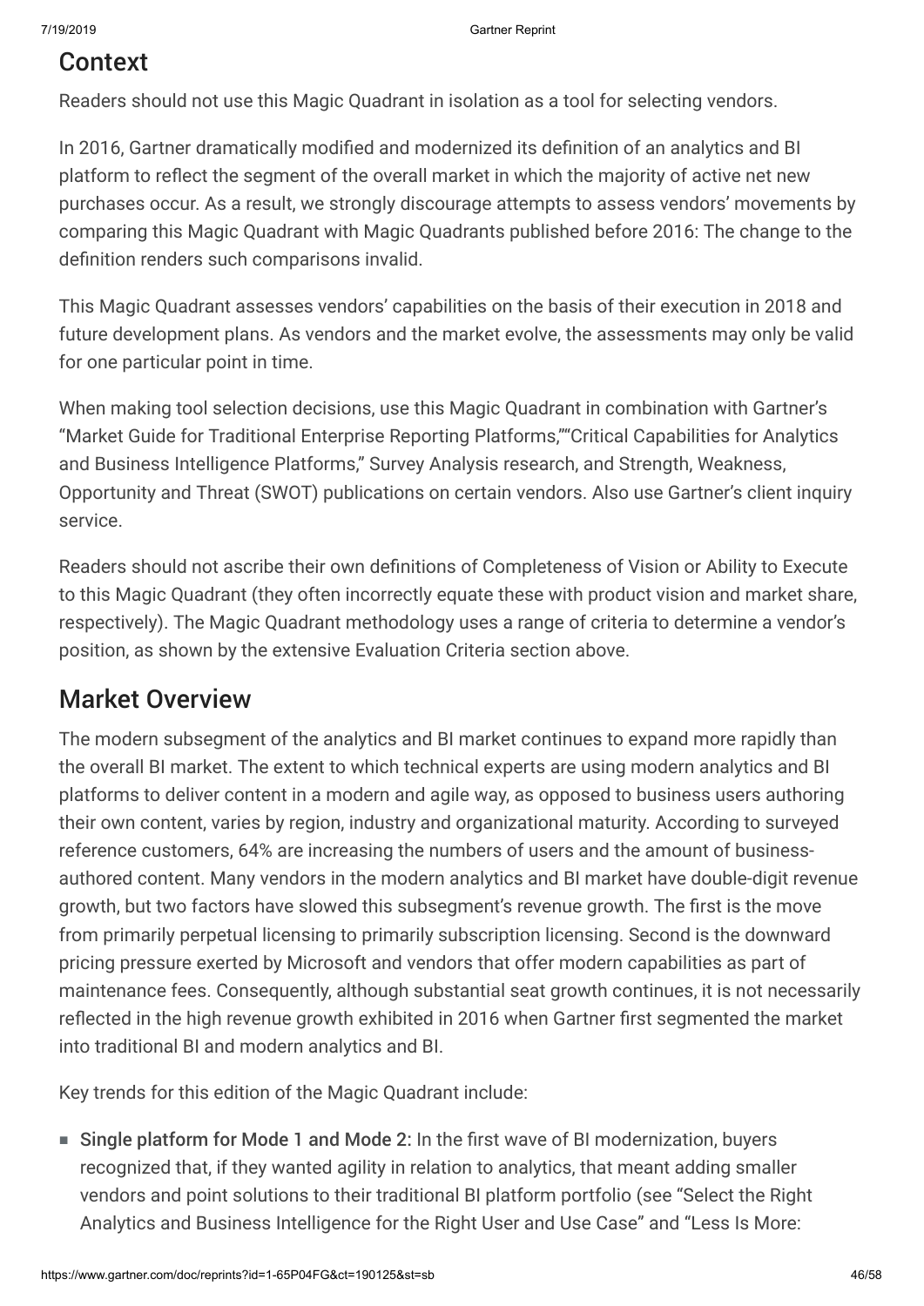## Context

Readers should not use this Magic Quadrant in isolation as a tool for selecting vendors.

In 2016, Gartner dramatically modified and modernized its definition of an analytics and BI platform to reflect the segment of the overall market in which the majority of active net new purchases occur. As a result, we strongly discourage attempts to assess vendors' movements by comparing this Magic Quadrant with Magic Quadrants published before 2016: The change to the definition renders such comparisons invalid.

This Magic Quadrant assesses vendors' capabilities on the basis of their execution in 2018 and future development plans. As vendors and the market evolve, the assessments may only be valid for one particular point in time.

When making tool selection decisions, use this Magic Quadrant in combination with Gartner's "Market Guide for Traditional Enterprise Reporting Platforms,""Critical Capabilities for Analytics and Business Intelligence Platforms," Survey Analysis research, and Strength, Weakness, Opportunity and Threat (SWOT) publications on certain vendors. Also use Gartner's client inquiry service.

Readers should not ascribe their own definitions of Completeness of Vision or Ability to Execute to this Magic Quadrant (they often incorrectly equate these with product vision and market share, respectively). The Magic Quadrant methodology uses a range of criteria to determine a vendor's position, as shown by the extensive Evaluation Criteria section above.

## Market Overview

The modern subsegment of the analytics and BI market continues to expand more rapidly than the overall BI market. The extent to which technical experts are using modern analytics and BI platforms to deliver content in a modern and agile way, as opposed to business users authoring their own content, varies by region, industry and organizational maturity. According to surveyed reference customers, 64% are increasing the numbers of users and the amount of business-authored content. Many vendors in the modern analytics and BI market have double-digit revenue growth, but two factors have slowed this subsegment's revenue growth. The first is the move from primarily perpetual licensing to primarily subscription licensing. Second is the downward pricing pressure exerted by Microsoft and vendors that offer modern capabilities as part of maintenance fees. Consequently, although substantial seat growth continues, it is not necessarily reflected in the high revenue growth exhibited in 2016 when Gartner first segmented the market into traditional BI and modern analytics and BI.

Key trends for this edition of the Magic Quadrant include:

- **Single platform for Mode 1 and Mode 2:** In the first wave of BI modernization, buyers recognized that, if they wanted agility in relation to analytics, that meant adding smaller vendors and point solutions to their traditional BI platform portfolio (see "Select the Right Analytics and Business Intelligence for the Right User and Use Case" and "Less Is More: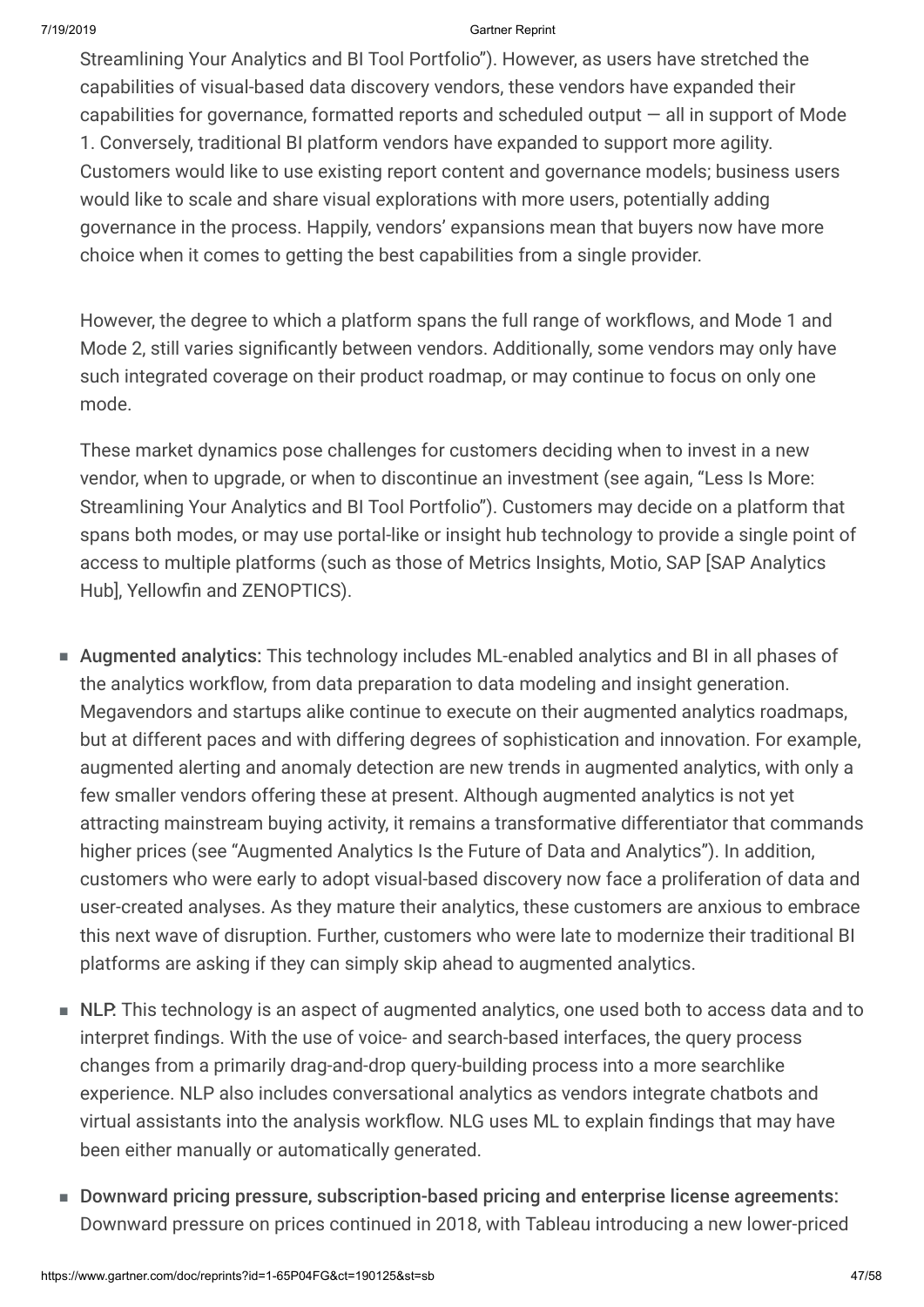Streamlining Your Analytics and BI Tool Portfolio"). However, as users have stretched the capabilities of visual-based data discovery vendors, these vendors have expanded their capabilities for governance, formatted reports and scheduled output — all in support of Mode 1. Conversely, traditional BI platform vendors have expanded to support more agility. Customers would like to use existing report content and governance models; business users would like to scale and share visual explorations with more users, potentially adding governance in the process. Happily, vendors' expansions mean that buyers now have more choice when it comes to getting the best capabilities from a single provider.

However, the degree to which a platform spans the full range of workflows, and Mode 1 and Mode 2, still varies significantly between vendors. Additionally, some vendors may only have such integrated coverage on their product roadmap, or may continue to focus on only one mode.

These market dynamics pose challenges for customers deciding when to invest in a new vendor, when to upgrade, or when to discontinue an investment (see again, "Less Is More: Streamlining Your Analytics and BI Tool Portfolio"). Customers may decide on a platform that spans both modes, or may use portal-like or insight hub technology to provide a single point of access to multiple platforms (such as those of Metrics Insights, Motio, SAP [SAP Analytics Hub], Yellowfin and ZENOPTICS).

- **Augmented analytics:** This technology includes ML-enabled analytics and BI in all phases of the analytics workflow, from data preparation to data modeling and insight generation. Megavendors and startups alike continue to execute on their augmented analytics roadmaps, but at different paces and with differing degrees of sophistication and innovation. For example, augmented alerting and anomaly detection are new trends in augmented analytics, with only a few smaller vendors offering these at present. Although augmented analytics is not yet attracting mainstream buying activity, it remains a transformative differentiator that commands higher prices (see "Augmented Analytics Is the Future of Data and Analytics"). In addition, customers who were early to adopt visual-based discovery now face a proliferation of data and user-created analyses. As they mature their analytics, these customers are anxious to embrace this next wave of disruption. Further, customers who were late to modernize their traditional BI platforms are asking if they can simply skip ahead to augmented analytics.
- **NLP:** This technology is an aspect of augmented analytics, one used both to access data and to interpret findings. With the use of voice- and search-based interfaces, the query process changes from a primarily drag-and-drop query-building process into a more searchlike experience. NLP also includes conversational analytics as vendors integrate chatbots and virtual assistants into the analysis workflow. NLG uses ML to explain findings that may have been either manually or automatically generated.
- **Downward pricing pressure, subscription-based pricing and enterprise license agreements:** Downward pressure on prices continued in 2018, with Tableau introducing a new lower-priced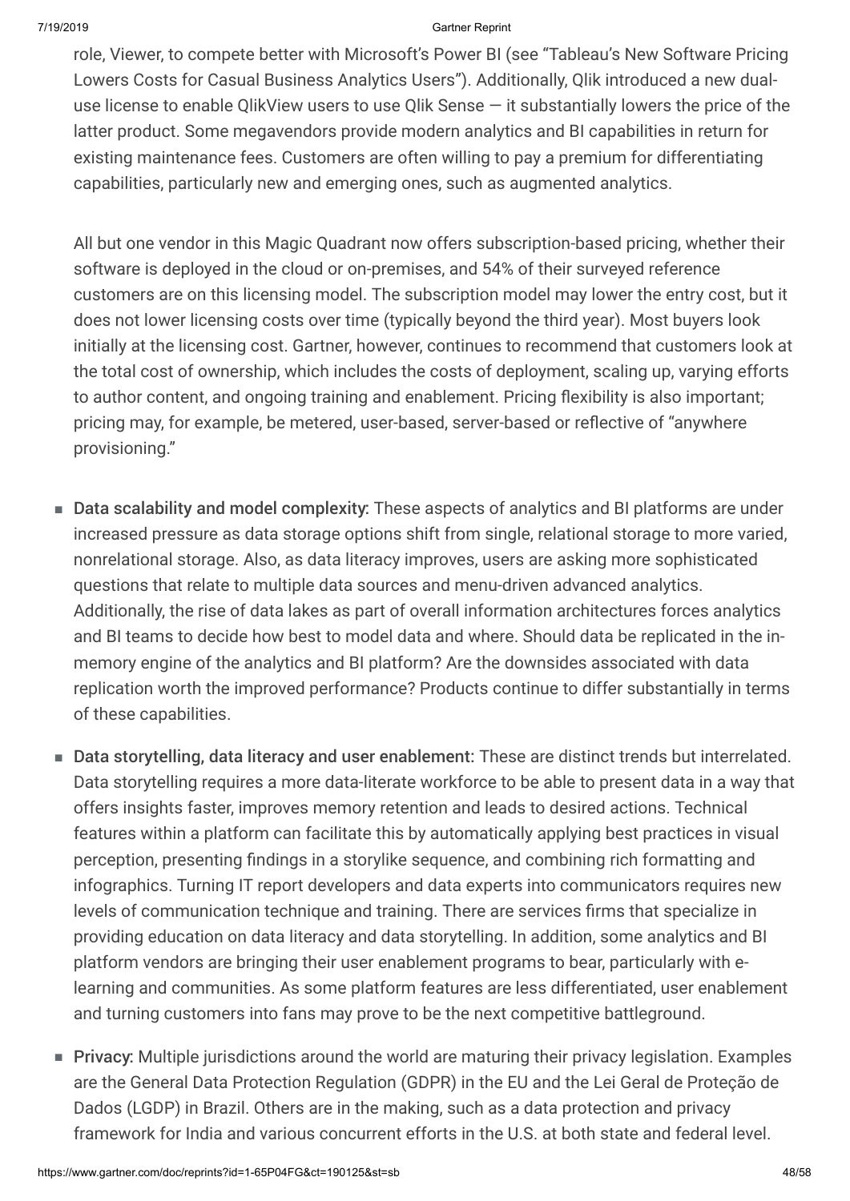role, Viewer, to compete better with Microsoft's Power BI (see "Tableau's New Software Pricing Lowers Costs for Casual Business Analytics Users"). Additionally, Qlik introduced a new dual-use license to enable QlikView users to use Qlik Sense — it substantially lowers the price of the latter product. Some megavendors provide modern analytics and BI capabilities in return for existing maintenance fees. Customers are often willing to pay a premium for differentiating capabilities, particularly new and emerging ones, such as augmented analytics.

All but one vendor in this Magic Quadrant now offers subscription-based pricing, whether their software is deployed in the cloud or on-premises, and 54% of their surveyed reference customers are on this licensing model. The subscription model may lower the entry cost, but it does not lower licensing costs over time (typically beyond the third year). Most buyers look initially at the licensing cost. Gartner, however, continues to recommend that customers look at the total cost of ownership, which includes the costs of deployment, scaling up, varying efforts to author content, and ongoing training and enablement. Pricing flexibility is also important; pricing may, for example, be metered, user-based, server-based or reflective of "anywhere provisioning."

- **Data scalability and model complexity:** These aspects of analytics and BI platforms are under increased pressure as data storage options shift from single, relational storage to more varied, nonrelational storage. Also, as data literacy improves, users are asking more sophisticated questions that relate to multiple data sources and menu-driven advanced analytics. Additionally, the rise of data lakes as part of overall information architectures forces analytics and BI teams to decide how best to model data and where. Should data be replicated in the in-memory engine of the analytics and BI platform? Are the downsides associated with data replication worth the improved performance? Products continue to differ substantially in terms of these capabilities.
- **Data storytelling, data literacy and user enablement:** These are distinct trends but interrelated. Data storytelling requires a more data-literate workforce to be able to present data in a way that offers insights faster, improves memory retention and leads to desired actions. Technical features within a platform can facilitate this by automatically applying best practices in visual perception, presenting findings in a storylike sequence, and combining rich formatting and infographics. Turning IT report developers and data experts into communicators requires new levels of communication technique and training. There are services firms that specialize in providing education on data literacy and data storytelling. In addition, some analytics and BI platform vendors are bringing their user enablement programs to bear, particularly with e-learning and communities. As some platform features are less differentiated, user enablement and turning customers into fans may prove to be the next competitive battleground.
- **Privacy:** Multiple jurisdictions around the world are maturing their privacy legislation. Examples are the General Data Protection Regulation (GDPR) in the EU and the Lei Geral de Proteção de Dados (LGDP) in Brazil. Others are in the making, such as a data protection and privacy framework for India and various concurrent efforts in the U.S. at both state and federal level.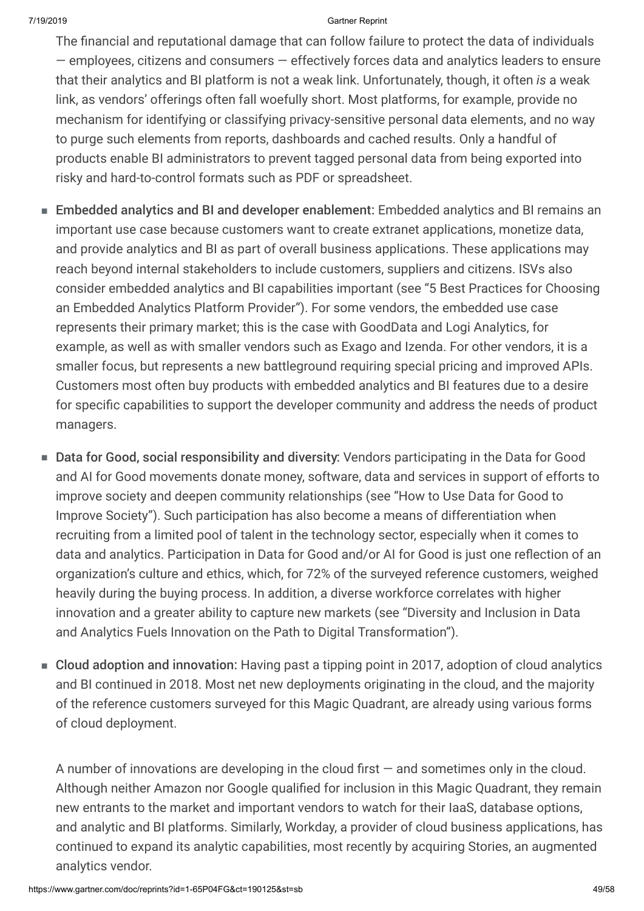The financial and reputational damage that can follow failure to protect the data of individuals — employees, citizens and consumers — effectively forces data and analytics leaders to ensure that their analytics and BI platform is not a weak link. Unfortunately, though, it often *is* a weak link, as vendors' offerings often fall woefully short. Most platforms, for example, provide no mechanism for identifying or classifying privacy-sensitive personal data elements, and no way to purge such elements from reports, dashboards and cached results. Only a handful of products enable BI administrators to prevent tagged personal data from being exported into risky and hard-to-control formats such as PDF or spreadsheet.

- **Embedded analytics and BI and developer enablement:** Embedded analytics and BI remains an important use case because customers want to create extranet applications, monetize data, and provide analytics and BI as part of overall business applications. These applications may reach beyond internal stakeholders to include customers, suppliers and citizens. ISVs also consider embedded analytics and BI capabilities important (see "5 Best Practices for Choosing an Embedded Analytics Platform Provider"). For some vendors, the embedded use case represents their primary market; this is the case with GoodData and Logi Analytics, for example, as well as with smaller vendors such as Exago and Izenda. For other vendors, it is a smaller focus, but represents a new battleground requiring special pricing and improved APIs. Customers most often buy products with embedded analytics and BI features due to a desire for specific capabilities to support the developer community and address the needs of product managers.

- **Data for Good, social responsibility and diversity:** Vendors participating in the Data for Good and AI for Good movements donate money, software, data and services in support of efforts to improve society and deepen community relationships (see "How to Use Data for Good to Improve Society"). Such participation has also become a means of differentiation when recruiting from a limited pool of talent in the technology sector, especially when it comes to data and analytics. Participation in Data for Good and/or AI for Good is just one reflection of an organization's culture and ethics, which, for 72% of the surveyed reference customers, weighed heavily during the buying process. In addition, a diverse workforce correlates with higher innovation and a greater ability to capture new markets (see "Diversity and Inclusion in Data and Analytics Fuels Innovation on the Path to Digital Transformation").

- **Cloud adoption and innovation:** Having past a tipping point in 2017, adoption of cloud analytics and BI continued in 2018. Most net new deployments originating in the cloud, and the majority of the reference customers surveyed for this Magic Quadrant, are already using various forms of cloud deployment.

  A number of innovations are developing in the cloud first — and sometimes only in the cloud. Although neither Amazon nor Google qualified for inclusion in this Magic Quadrant, they remain new entrants to the market and important vendors to watch for their IaaS, database options, and analytic and BI platforms. Similarly, Workday, a provider of cloud business applications, has continued to expand its analytic capabilities, most recently by acquiring Stories, an augmented analytics vendor.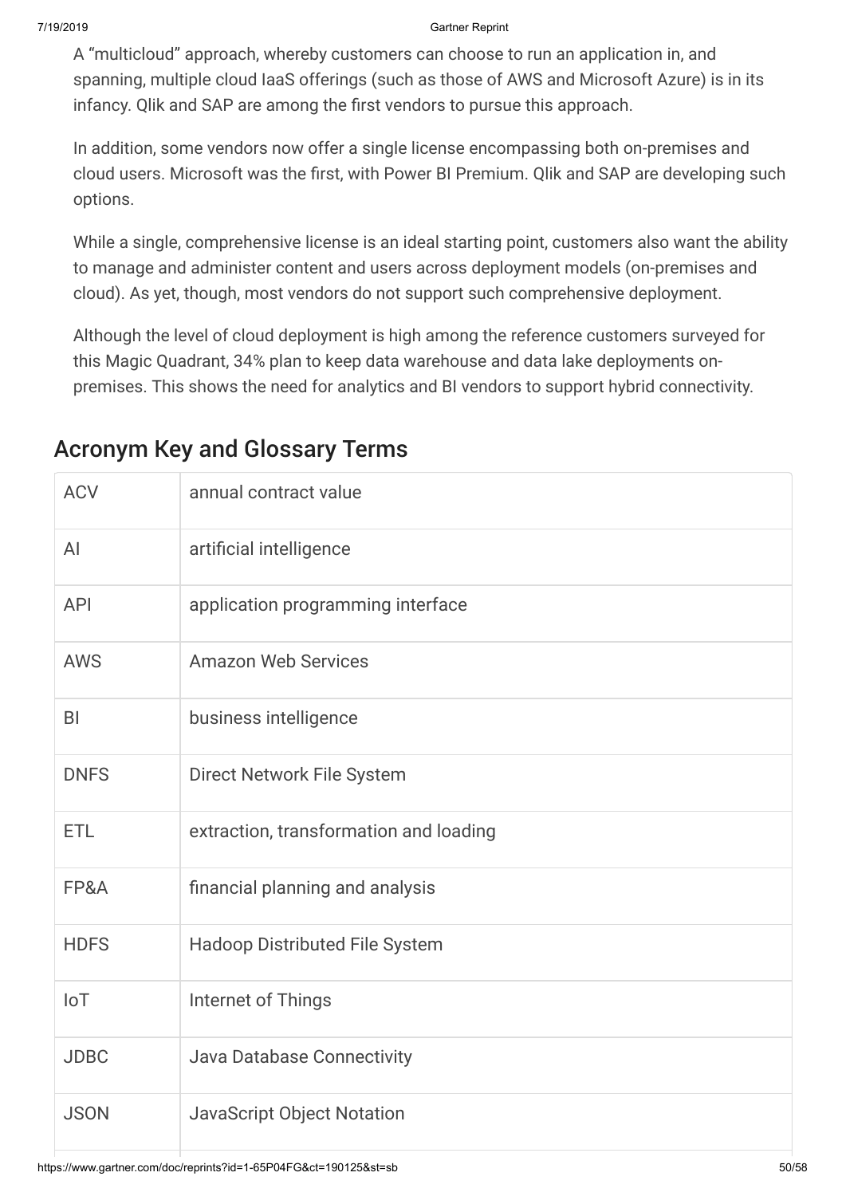A "multicloud" approach, whereby customers can choose to run an application in, and spanning, multiple cloud IaaS offerings (such as those of AWS and Microsoft Azure) is in its infancy. Qlik and SAP are among the first vendors to pursue this approach.

In addition, some vendors now offer a single license encompassing both on-premises and cloud users. Microsoft was the first, with Power BI Premium. Qlik and SAP are developing such options.

While a single, comprehensive license is an ideal starting point, customers also want the ability to manage and administer content and users across deployment models (on-premises and cloud). As yet, though, most vendors do not support such comprehensive deployment.

Although the level of cloud deployment is high among the reference customers surveyed for this Magic Quadrant, 34% plan to keep data warehouse and data lake deployments on-premises. This shows the need for analytics and BI vendors to support hybrid connectivity.

## Acronym Key and Glossary Terms

| | |
|---|---|
| ACV | annual contract value |
| AI | artificial intelligence |
| API | application programming interface |
| AWS | Amazon Web Services |
| BI | business intelligence |
| DNFS | Direct Network File System |
| ETL | extraction, transformation and loading |
| FP&A | financial planning and analysis |
| HDFS | Hadoop Distributed File System |
| IoT | Internet of Things |
| JDBC | Java Database Connectivity |
| JSON | JavaScript Object Notation |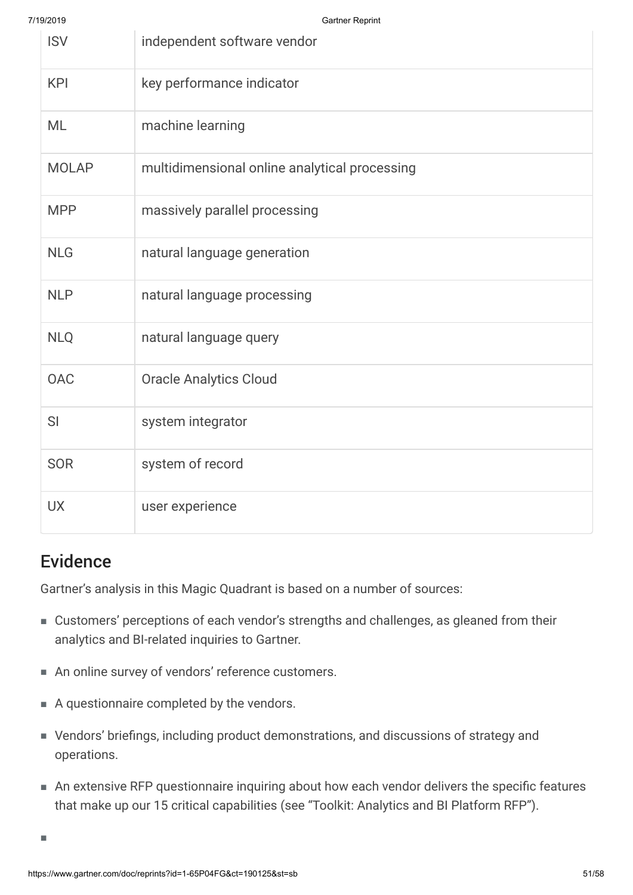| | |
|---|---|
| ISV | independent software vendor |
| KPI | key performance indicator |
| ML | machine learning |
| MOLAP | multidimensional online analytical processing |
| MPP | massively parallel processing |
| NLG | natural language generation |
| NLP | natural language processing |
| NLQ | natural language query |
| OAC | Oracle Analytics Cloud |
| SI | system integrator |
| SOR | system of record |
| UX | user experience |

## Evidence

Gartner's analysis in this Magic Quadrant is based on a number of sources:

- Customers' perceptions of each vendor's strengths and challenges, as gleaned from their analytics and BI-related inquiries to Gartner.
- An online survey of vendors' reference customers.
- A questionnaire completed by the vendors.
- Vendors' briefings, including product demonstrations, and discussions of strategy and operations.
- An extensive RFP questionnaire inquiring about how each vendor delivers the specific features that make up our 15 critical capabilities (see "Toolkit: Analytics and BI Platform RFP").
-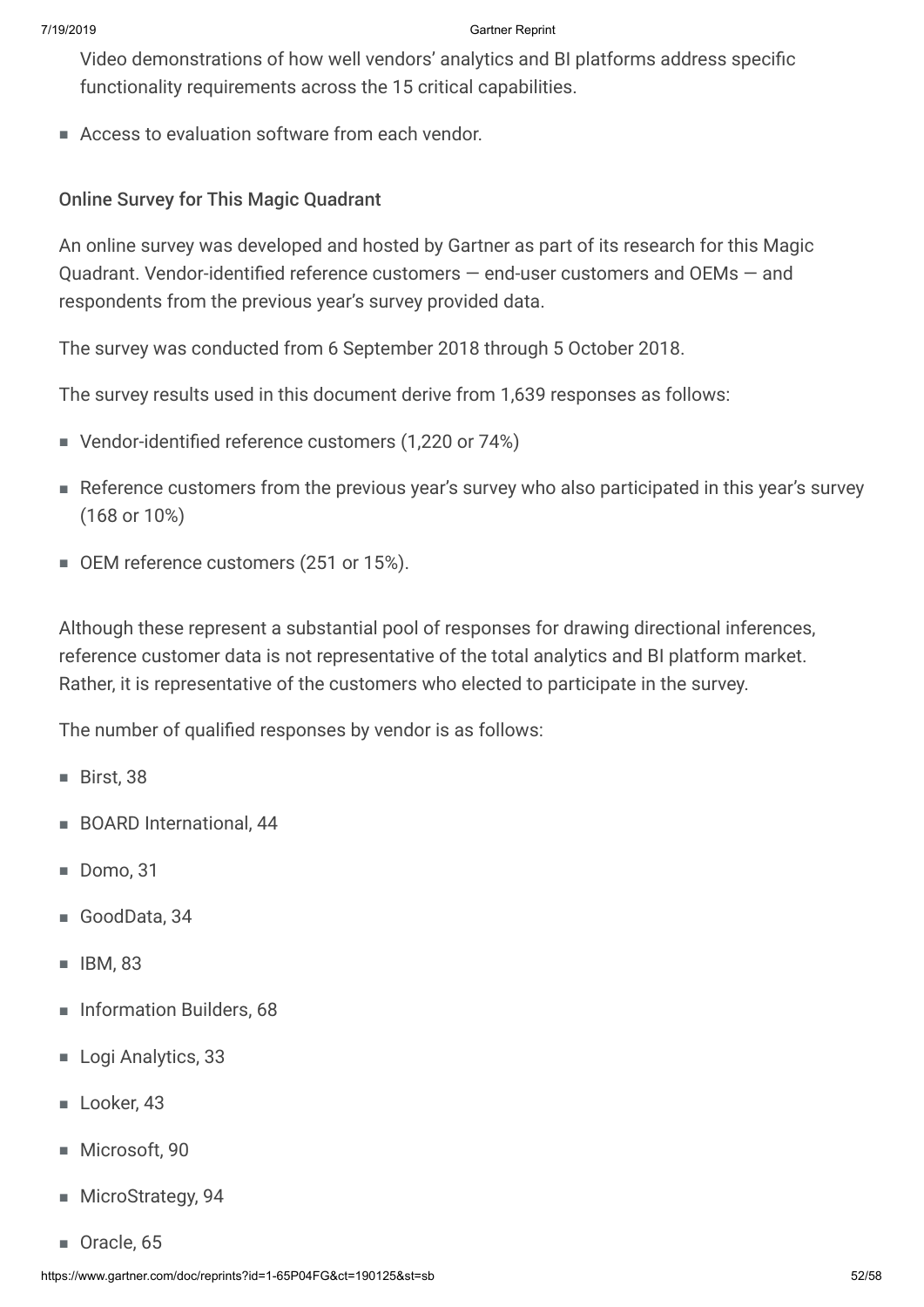Video demonstrations of how well vendors' analytics and BI platforms address specific functionality requirements across the 15 critical capabilities.

- Access to evaluation software from each vendor.

### Online Survey for This Magic Quadrant

An online survey was developed and hosted by Gartner as part of its research for this Magic Quadrant. Vendor-identified reference customers — end-user customers and OEMs — and respondents from the previous year's survey provided data.

The survey was conducted from 6 September 2018 through 5 October 2018.

The survey results used in this document derive from 1,639 responses as follows:

- Vendor-identified reference customers (1,220 or 74%)
- Reference customers from the previous year's survey who also participated in this year's survey (168 or 10%)
- OEM reference customers (251 or 15%).

Although these represent a substantial pool of responses for drawing directional inferences, reference customer data is not representative of the total analytics and BI platform market. Rather, it is representative of the customers who elected to participate in the survey.

The number of qualified responses by vendor is as follows:

- Birst, 38
- BOARD International, 44
- Domo, 31
- GoodData, 34
- IBM, 83
- Information Builders, 68
- Logi Analytics, 33
- Looker, 43
- Microsoft, 90
- MicroStrategy, 94
- Oracle, 65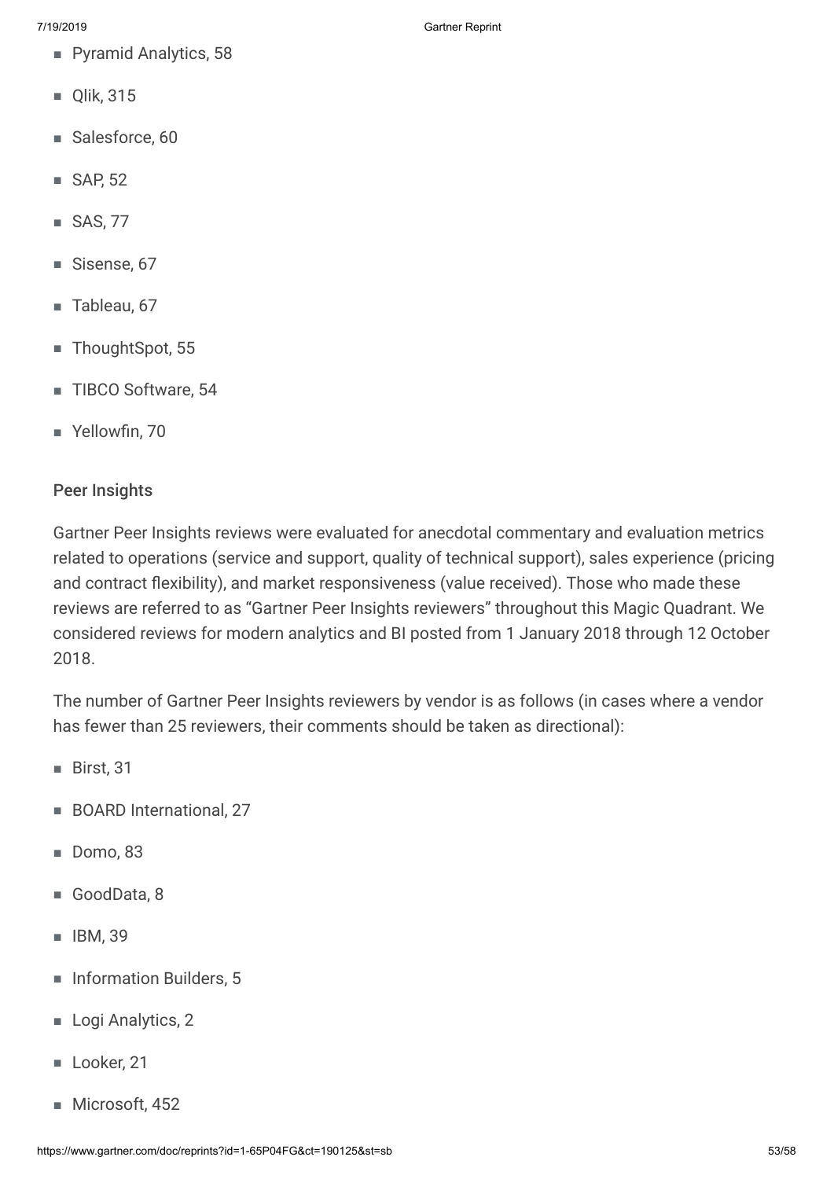- Pyramid Analytics, 58
- Qlik, 315
- Salesforce, 60
- SAP, 52
- SAS, 77
- Sisense, 67
- Tableau, 67
- ThoughtSpot, 55
- TIBCO Software, 54
- Yellowfin, 70

### Peer Insights

Gartner Peer Insights reviews were evaluated for anecdotal commentary and evaluation metrics related to operations (service and support, quality of technical support), sales experience (pricing and contract flexibility), and market responsiveness (value received). Those who made these reviews are referred to as "Gartner Peer Insights reviewers" throughout this Magic Quadrant. We considered reviews for modern analytics and BI posted from 1 January 2018 through 12 October 2018.

The number of Gartner Peer Insights reviewers by vendor is as follows (in cases where a vendor has fewer than 25 reviewers, their comments should be taken as directional):

- Birst, 31
- BOARD International, 27
- Domo, 83
- GoodData, 8
- IBM, 39
- Information Builders, 5
- Logi Analytics, 2
- Looker, 21
- Microsoft, 452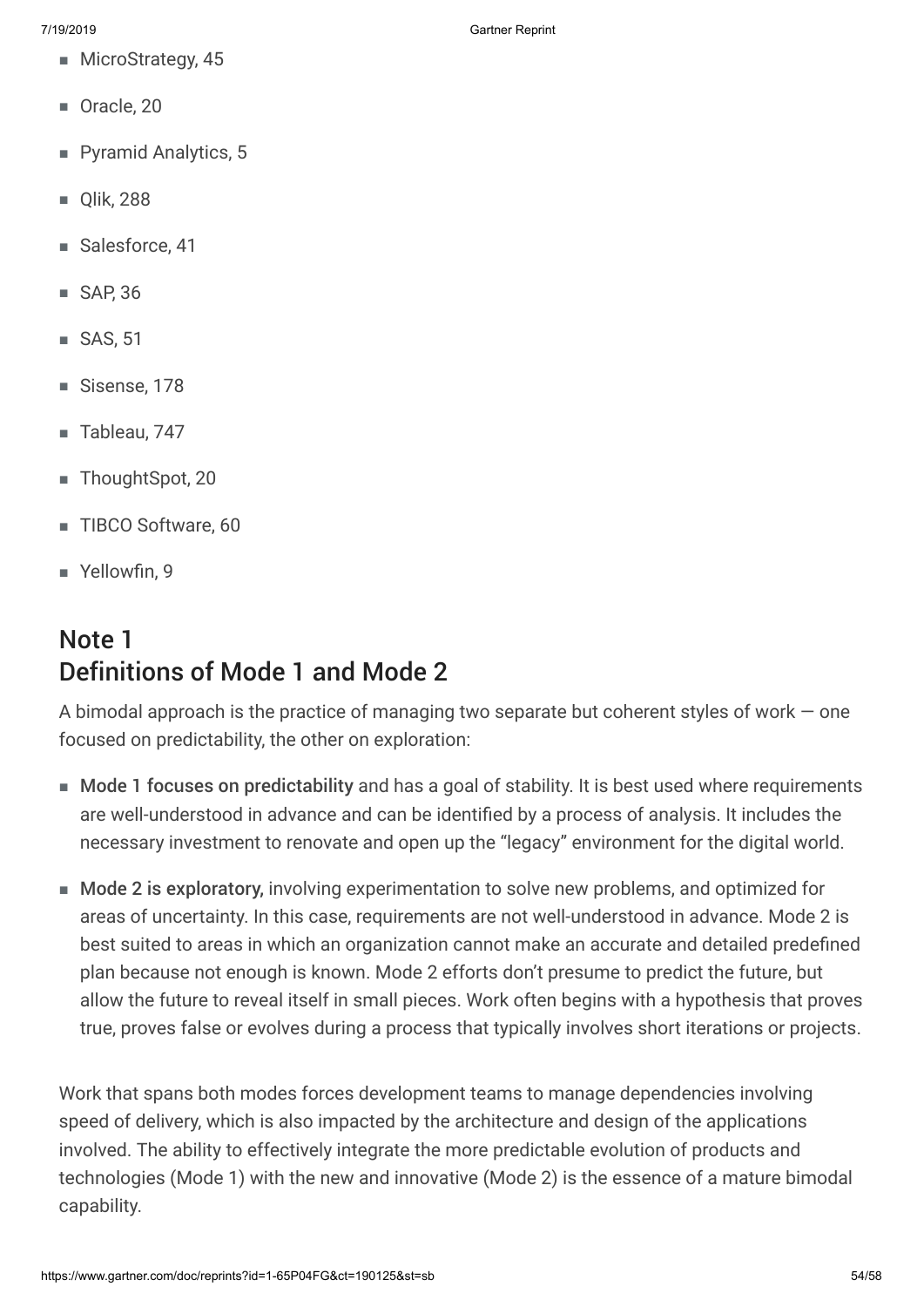- MicroStrategy, 45
- Oracle, 20
- Pyramid Analytics, 5
- Qlik, 288
- Salesforce, 41
- SAP, 36
- SAS, 51
- Sisense, 178
- Tableau, 747
- ThoughtSpot, 20
- TIBCO Software, 60
- Yellowfin, 9

## Note 1
## Definitions of Mode 1 and Mode 2

A bimodal approach is the practice of managing two separate but coherent styles of work — one focused on predictability, the other on exploration:

- **Mode 1 focuses on predictability** and has a goal of stability. It is best used where requirements are well-understood in advance and can be identified by a process of analysis. It includes the necessary investment to renovate and open up the "legacy" environment for the digital world.
- **Mode 2 is exploratory,** involving experimentation to solve new problems, and optimized for areas of uncertainty. In this case, requirements are not well-understood in advance. Mode 2 is best suited to areas in which an organization cannot make an accurate and detailed predefined plan because not enough is known. Mode 2 efforts don't presume to predict the future, but allow the future to reveal itself in small pieces. Work often begins with a hypothesis that proves true, proves false or evolves during a process that typically involves short iterations or projects.

Work that spans both modes forces development teams to manage dependencies involving speed of delivery, which is also impacted by the architecture and design of the applications involved. The ability to effectively integrate the more predictable evolution of products and technologies (Mode 1) with the new and innovative (Mode 2) is the essence of a mature bimodal capability.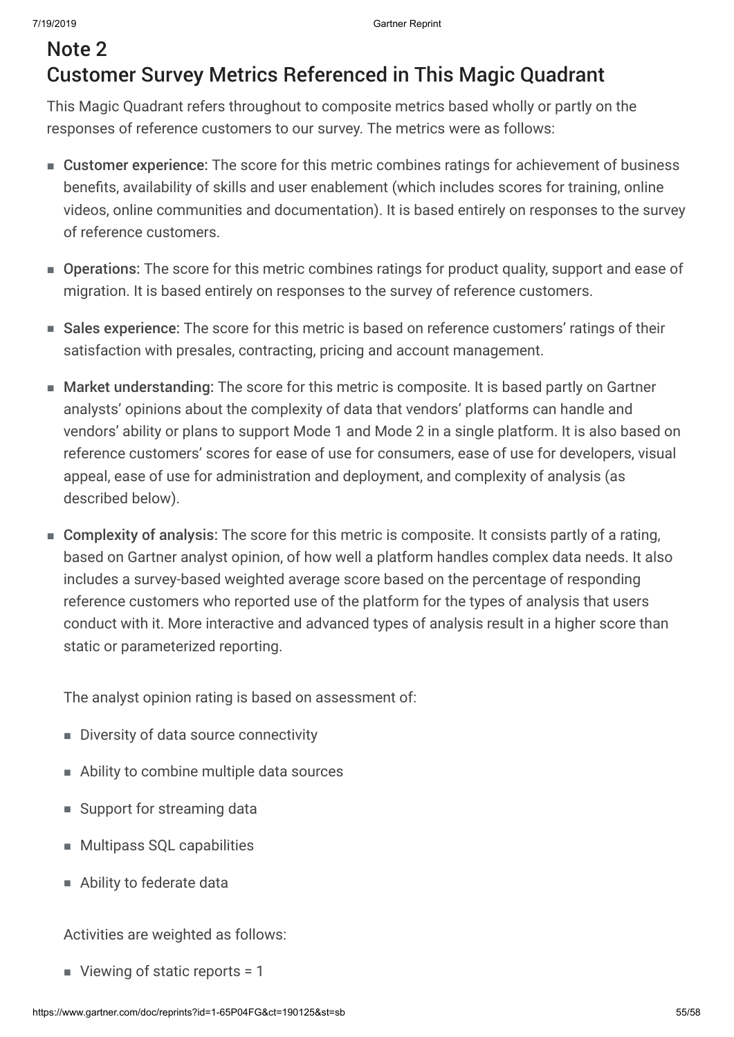## Note 2
## Customer Survey Metrics Referenced in This Magic Quadrant

This Magic Quadrant refers throughout to composite metrics based wholly or partly on the responses of reference customers to our survey. The metrics were as follows:

- **Customer experience:** The score for this metric combines ratings for achievement of business benefits, availability of skills and user enablement (which includes scores for training, online videos, online communities and documentation). It is based entirely on responses to the survey of reference customers.
- **Operations:** The score for this metric combines ratings for product quality, support and ease of migration. It is based entirely on responses to the survey of reference customers.
- **Sales experience:** The score for this metric is based on reference customers' ratings of their satisfaction with presales, contracting, pricing and account management.
- **Market understanding:** The score for this metric is composite. It is based partly on Gartner analysts' opinions about the complexity of data that vendors' platforms can handle and vendors' ability or plans to support Mode 1 and Mode 2 in a single platform. It is also based on reference customers' scores for ease of use for consumers, ease of use for developers, visual appeal, ease of use for administration and deployment, and complexity of analysis (as described below).
- **Complexity of analysis:** The score for this metric is composite. It consists partly of a rating, based on Gartner analyst opinion, of how well a platform handles complex data needs. It also includes a survey-based weighted average score based on the percentage of responding reference customers who reported use of the platform for the types of analysis that users conduct with it. More interactive and advanced types of analysis result in a higher score than static or parameterized reporting.

  The analyst opinion rating is based on assessment of:

  - Diversity of data source connectivity
  - Ability to combine multiple data sources
  - Support for streaming data
  - Multipass SQL capabilities
  - Ability to federate data

  Activities are weighted as follows:

  - Viewing of static reports = 1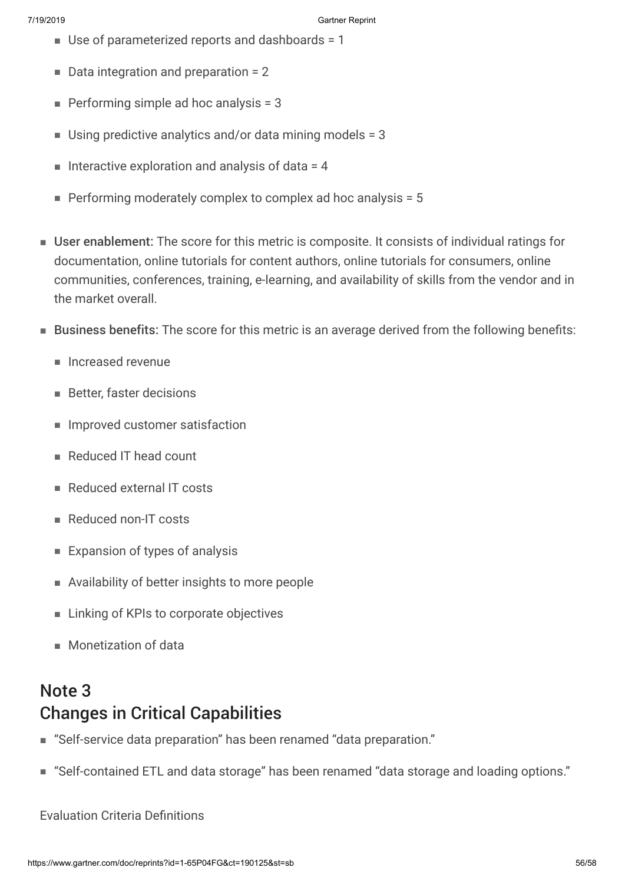- Use of parameterized reports and dashboards = 1
- Data integration and preparation = 2
- Performing simple ad hoc analysis = 3
- Using predictive analytics and/or data mining models = 3
- Interactive exploration and analysis of data = 4
- Performing moderately complex to complex ad hoc analysis = 5

- **User enablement:** The score for this metric is composite. It consists of individual ratings for documentation, online tutorials for content authors, online tutorials for consumers, online communities, conferences, training, e-learning, and availability of skills from the vendor and in the market overall.
- **Business benefits:** The score for this metric is an average derived from the following benefits:
  - Increased revenue
  - Better, faster decisions
  - Improved customer satisfaction
  - Reduced IT head count
  - Reduced external IT costs
  - Reduced non-IT costs
  - Expansion of types of analysis
  - Availability of better insights to more people
  - Linking of KPIs to corporate objectives
  - Monetization of data

## Note 3
## Changes in Critical Capabilities

- "Self-service data preparation" has been renamed "data preparation."
- "Self-contained ETL and data storage" has been renamed "data storage and loading options."

Evaluation Criteria Definitions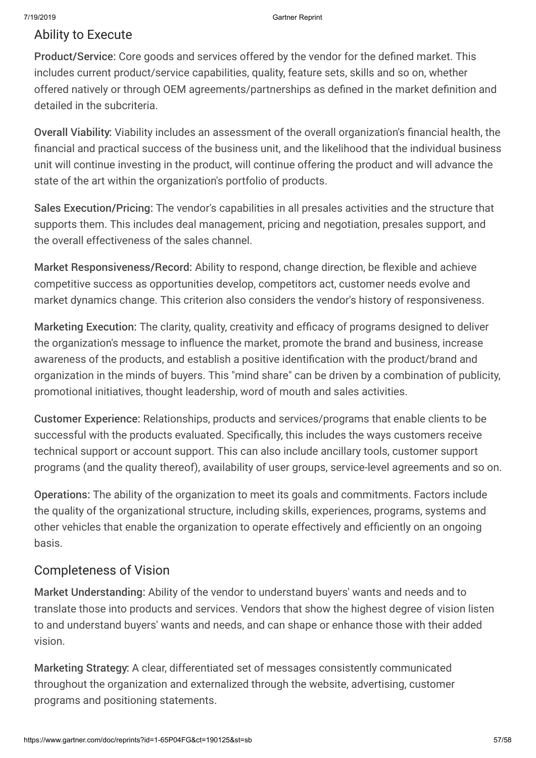## Ability to Execute

**Product/Service:** Core goods and services offered by the vendor for the defined market. This includes current product/service capabilities, quality, feature sets, skills and so on, whether offered natively or through OEM agreements/partnerships as defined in the market definition and detailed in the subcriteria.

**Overall Viability:** Viability includes an assessment of the overall organization's financial health, the financial and practical success of the business unit, and the likelihood that the individual business unit will continue investing in the product, will continue offering the product and will advance the state of the art within the organization's portfolio of products.

**Sales Execution/Pricing:** The vendor's capabilities in all presales activities and the structure that supports them. This includes deal management, pricing and negotiation, presales support, and the overall effectiveness of the sales channel.

**Market Responsiveness/Record:** Ability to respond, change direction, be flexible and achieve competitive success as opportunities develop, competitors act, customer needs evolve and market dynamics change. This criterion also considers the vendor's history of responsiveness.

**Marketing Execution:** The clarity, quality, creativity and efficacy of programs designed to deliver the organization's message to influence the market, promote the brand and business, increase awareness of the products, and establish a positive identification with the product/brand and organization in the minds of buyers. This "mind share" can be driven by a combination of publicity, promotional initiatives, thought leadership, word of mouth and sales activities.

**Customer Experience:** Relationships, products and services/programs that enable clients to be successful with the products evaluated. Specifically, this includes the ways customers receive technical support or account support. This can also include ancillary tools, customer support programs (and the quality thereof), availability of user groups, service-level agreements and so on.

**Operations:** The ability of the organization to meet its goals and commitments. Factors include the quality of the organizational structure, including skills, experiences, programs, systems and other vehicles that enable the organization to operate effectively and efficiently on an ongoing basis.

## Completeness of Vision

**Market Understanding:** Ability of the vendor to understand buyers' wants and needs and to translate those into products and services. Vendors that show the highest degree of vision listen to and understand buyers' wants and needs, and can shape or enhance those with their added vision.

**Marketing Strategy:** A clear, differentiated set of messages consistently communicated throughout the organization and externalized through the website, advertising, customer programs and positioning statements.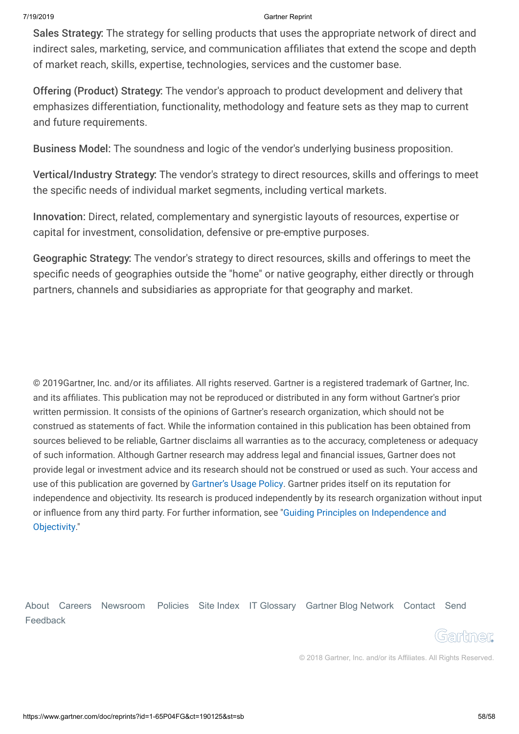Sales Strategy: The strategy for selling products that uses the appropriate network of direct and indirect sales, marketing, service, and communication affiliates that extend the scope and depth of market reach, skills, expertise, technologies, services and the customer base.

Offering (Product) Strategy: The vendor's approach to product development and delivery that emphasizes differentiation, functionality, methodology and feature sets as they map to current and future requirements.

Business Model: The soundness and logic of the vendor's underlying business proposition.

Vertical/Industry Strategy: The vendor's strategy to direct resources, skills and offerings to meet the specific needs of individual market segments, including vertical markets.

Innovation: Direct, related, complementary and synergistic layouts of resources, expertise or capital for investment, consolidation, defensive or pre-emptive purposes.

Geographic Strategy: The vendor's strategy to direct resources, skills and offerings to meet the specific needs of geographies outside the "home" or native geography, either directly or through partners, channels and subsidiaries as appropriate for that geography and market.

© 2019Gartner, Inc. and/or its affiliates. All rights reserved. Gartner is a registered trademark of Gartner, Inc. and its affiliates. This publication may not be reproduced or distributed in any form without Gartner's prior written permission. It consists of the opinions of Gartner's research organization, which should not be construed as statements of fact. While the information contained in this publication has been obtained from sources believed to be reliable, Gartner disclaims all warranties as to the accuracy, completeness or adequacy of such information. Although Gartner research may address legal and financial issues, Gartner does not provide legal or investment advice and its research should not be construed or used as such. Your access and use of this publication are governed by Gartner's Usage Policy. Gartner prides itself on its reputation for independence and objectivity. Its research is produced independently by its research organization without input or influence from any third party. For further information, see "Guiding Principles on Independence and Objectivity."

About Careers Newsroom Policies Site Index IT Glossary Gartner Blog Network Contact Send Feedback

Gartner

© 2018 Gartner, Inc. and/or its Affiliates. All Rights Reserved.